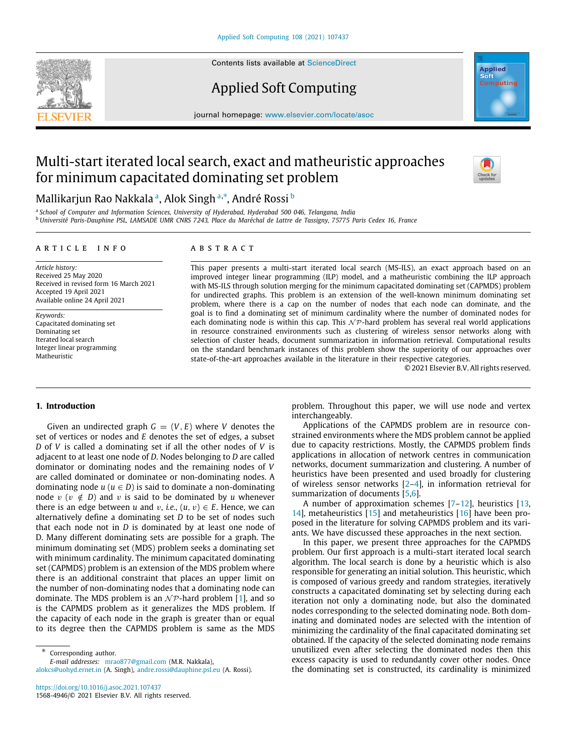# Multi-start iterated local search, exact and matheuristic approaches for minimum capacitated dominating set problem

Mallikarjun Rao Nakkala [a], Alok Singh [a,*], André Rossi [b]

[a] School of Computer and Information Sciences, University of Hyderabad, Hyderabad 500 046, Telangana, India

[b] Université Paris-Dauphine PSL, LAMSADE UMR CNRS 7243, Place du Maréchal de Lattre de Tassigny, 75775 Paris Cedex 16, France

## ARTICLE INFO

*Article history:*
Received 25 May 2020
Received in revised form 16 March 2021
Accepted 19 April 2021
Available online 24 April 2021

*Keywords:*
Capacitated dominating set
Dominating set
Iterated local search
Integer linear programming
Matheuristic

## ABSTRACT

This paper presents a multi-start iterated local search (MS-ILS), an exact approach based on an improved integer linear programming (ILP) model, and a matheuristic combining the ILP approach with MS-ILS through solution merging for the minimum capacitated dominating set (CAPMDS) problem for undirected graphs. This problem is an extension of the well-known minimum dominating set problem, where there is a cap on the number of nodes that each node can dominate, and the goal is to find a dominating set of minimum cardinality where the number of dominated nodes for each dominating node is within this cap. This $\mathcal{NP}$-hard problem has several real world applications in resource constrained environments such as clustering of wireless sensor networks along with selection of cluster heads, document summarization in information retrieval. Computational results on the standard benchmark instances of this problem show the superiority of our approaches over state-of-the-art approaches available in the literature in their respective categories.

© 2021 Elsevier B.V. All rights reserved.

## 1. Introduction

Given an undirected graph $G = (V, E)$ where $V$ denotes the set of vertices or nodes and $E$ denotes the set of edges, a subset $D$ of $V$ is called a dominating set if all the other nodes of $V$ is adjacent to at least one node of $D$. Nodes belonging to $D$ are called dominator or dominating nodes and the remaining nodes of $V$ are called dominated or dominatee or non-dominating nodes. A dominating node $u$ ($u \in D$) is said to dominate a non-dominating node $v$ ($v \notin D$) and $v$ is said to be dominated by $u$ whenever there is an edge between $u$ and $v$, *i.e.*, $(u, v) \in E$. Hence, we can alternatively define a dominating set $D$ to be set of nodes such that each node not in $D$ is dominated by at least one node of D. Many different dominating sets are possible for a graph. The minimum dominating set (MDS) problem seeks a dominating set with minimum cardinality. The minimum capacitated dominating set (CAPMDS) problem is an extension of the MDS problem where there is an additional constraint that places an upper limit on the number of non-dominating nodes that a dominating node can dominate. The MDS problem is an $\mathcal{NP}$-hard problem [1], and so is the CAPMDS problem as it generalizes the MDS problem. If the capacity of each node in the graph is greater than or equal to its degree then the CAPMDS problem is same as the MDS problem. Throughout this paper, we will use node and vertex interchangeably.

Applications of the CAPMDS problem are in resource constrained environments where the MDS problem cannot be applied due to capacity restrictions. Mostly, the CAPMDS problem finds applications in allocation of network centres in communication networks, document summarization and clustering. A number of heuristics have been presented and used broadly for clustering of wireless sensor networks [2–4], in information retrieval for summarization of documents [5,6].

A number of approximation schemes [7–12], heuristics [13, 14], metaheuristics [15] and metaheuristics [16] have been proposed in the literature for solving CAPMDS problem and its variants. We have discussed these approaches in the next section.

In this paper, we present three approaches for the CAPMDS problem. Our first approach is a multi-start iterated local search algorithm. The local search is done by a heuristic which is also responsible for generating an initial solution. This heuristic, which is composed of various greedy and random strategies, iteratively constructs a capacitated dominating set by selecting during each iteration not only a dominating node, but also the dominated nodes corresponding to the selected dominating node. Both dominating and dominated nodes are selected with the intention of minimizing the cardinality of the final capacitated dominating set obtained. If the capacity of the selected dominating node remains unutilized even after selecting the dominated nodes then this excess capacity is used to redundantly cover other nodes. Once the dominating set is constructed, its cardinality is minimized

---

* Corresponding author.
E-mail addresses: mrao877@gmail.com (M.R. Nakkala), alokcs@uohyd.ernet.in (A. Singh), andre.rossi@dauphine.psl.eu (A. Rossi).

https://doi.org/10.1016/j.asoc.2021.107437
1568-4946/© 2021 Elsevier B.V. All rights reserved.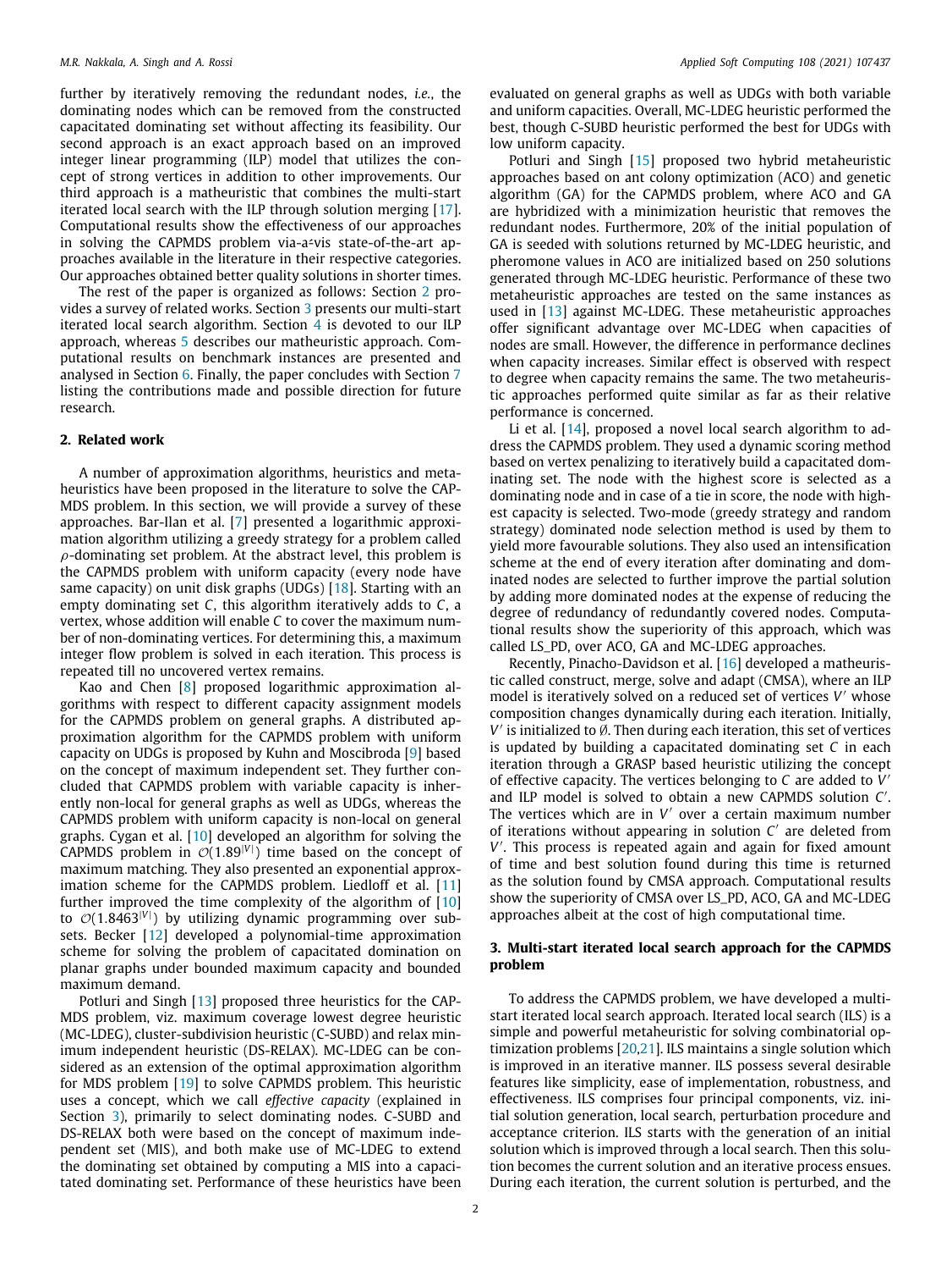further by iteratively removing the redundant nodes, *i.e.*, the dominating nodes which can be removed from the constructed capacitated dominating set without affecting its feasibility. Our second approach is an exact approach based on an improved integer linear programming (ILP) model that utilizes the concept of strong vertices in addition to other improvements. Our third approach is a matheuristic that combines the multi-start iterated local search with the ILP through solution merging [17]. Computational results show the effectiveness of our approaches in solving the CAPMDS problem via-a-vis state-of-the-art approaches available in the literature in their respective categories. Our approaches obtained better quality solutions in shorter times.

The rest of the paper is organized as follows: Section 2 provides a survey of related works. Section 3 presents our multi-start iterated local search algorithm. Section 4 is devoted to our ILP approach, whereas 5 describes our matheuristic approach. Computational results on benchmark instances are presented and analysed in Section 6. Finally, the paper concludes with Section 7 listing the contributions made and possible direction for future research.

## 2. Related work

A number of approximation algorithms, heuristics and metaheuristics have been proposed in the literature to solve the CAPMDS problem. In this section, we will provide a survey of these approaches. Bar-Ilan et al. [7] presented a logarithmic approximation algorithm utilizing a greedy strategy for a problem called $\rho$-dominating set problem. At the abstract level, this problem is the CAPMDS problem with uniform capacity (every node have same capacity) on unit disk graphs (UDGs) [18]. Starting with an empty dominating set $C$, this algorithm iteratively adds to $C$, a vertex, whose addition will enable $C$ to cover the maximum number of non-dominating vertices. For determining this, a maximum integer flow problem is solved in each iteration. This process is repeated till no uncovered vertex remains.

Kao and Chen [8] proposed logarithmic approximation algorithms with respect to different capacity assignment models for the CAPMDS problem on general graphs. A distributed approximation algorithm for the CAPMDS problem with uniform capacity on UDGs is proposed by Kuhn and Moscibroda [9] based on the concept of maximum independent set. They further concluded that CAPMDS problem with variable capacity is inherently non-local for general graphs as well as UDGs, whereas the CAPMDS problem with uniform capacity is non-local on general graphs. Cygan et al. [10] developed an algorithm for solving the CAPMDS problem in $\mathcal{O}(1.89^{|V|})$ time based on the concept of maximum matching. They also presented an exponential approximation scheme for the CAPMDS problem. Liedloff et al. [11] further improved the time complexity of the algorithm of [10] to $\mathcal{O}(1.8463^{|V|})$ by utilizing dynamic programming over subsets. Becker [12] developed a polynomial-time approximation scheme for solving the problem of capacitated domination on planar graphs under bounded maximum capacity and bounded maximum demand.

Potluri and Singh [13] proposed three heuristics for the CAPMDS problem, viz. maximum coverage lowest degree heuristic (MC-LDEG), cluster-subdivision heuristic (C-SUBD) and relax minimum independent heuristic (DS-RELAX). MC-LDEG can be considered as an extension of the optimal approximation algorithm for MDS problem [19] to solve CAPMDS problem. This heuristic uses a concept, which we call *effective capacity* (explained in Section 3), primarily to select dominating nodes. C-SUBD and DS-RELAX both were based on the concept of maximum independent set (MIS), and both make use of MC-LDEG to extend the dominating set obtained by computing a MIS into a capacitated dominating set. Performance of these heuristics have been evaluated on general graphs as well as UDGs with both variable and uniform capacities. Overall, MC-LDEG heuristic performed the best, though C-SUBD heuristic performed the best for UDGs with low uniform capacity.

Potluri and Singh [15] proposed two hybrid metaheuristic approaches based on ant colony optimization (ACO) and genetic algorithm (GA) for the CAPMDS problem, where ACO and GA are hybridized with a minimization heuristic that removes the redundant nodes. Furthermore, 20% of the initial population of GA is seeded with solutions returned by MC-LDEG heuristic, and pheromone values in ACO are initialized based on 250 solutions generated through MC-LDEG heuristic. Performance of these two metaheuristic approaches are tested on the same instances as used in [13] against MC-LDEG. These metaheuristic approaches offer significant advantage over MC-LDEG when capacities of nodes are small. However, the difference in performance declines when capacity increases. Similar effect is observed with respect to degree when capacity remains the same. The two metaheuristic approaches performed quite similar as far as their relative performance is concerned.

Li et al. [14], proposed a novel local search algorithm to address the CAPMDS problem. They used a dynamic scoring method based on vertex penalizing to iteratively build a capacitated dominating set. The node with the highest score is selected as a dominating node and in case of a tie in score, the node with highest capacity is selected. Two-mode (greedy strategy and random strategy) dominated node selection method is used by them to yield more favourable solutions. They also used an intensification scheme at the end of every iteration after dominating and dominated nodes are selected to further improve the partial solution by adding more dominated nodes at the expense of reducing the degree of redundancy of redundantly covered nodes. Computational results show the superiority of this approach, which was called LS_PD, over ACO, GA and MC-LDEG approaches.

Recently, Pinacho-Davidson et al. [16] developed a matheuristic called construct, merge, solve and adapt (CMSA), where an ILP model is iteratively solved on a reduced set of vertices $V'$ whose composition changes dynamically during each iteration. Initially, $V'$ is initialized to $\emptyset$. Then during each iteration, this set of vertices is updated by building a capacitated dominating set $C$ in each iteration through a GRASP based heuristic utilizing the concept of effective capacity. The vertices belonging to $C$ are added to $V'$ and ILP model is solved to obtain a new CAPMDS solution $C'$. The vertices which are in $V'$ over a certain maximum number of iterations without appearing in solution $C'$ are deleted from $V'$. This process is repeated again and again for fixed amount of time and best solution found during this time is returned as the solution found by CMSA approach. Computational results show the superiority of CMSA over LS_PD, ACO, GA and MC-LDEG approaches albeit at the cost of high computational time.

## 3. Multi-start iterated local search approach for the CAPMDS problem

To address the CAPMDS problem, we have developed a multi-start iterated local search approach. Iterated local search (ILS) is a simple and powerful metaheuristic for solving combinatorial optimization problems [20,21]. ILS maintains a single solution which is improved in an iterative manner. ILS possess several desirable features like simplicity, ease of implementation, robustness, and effectiveness. ILS comprises four principal components, viz. initial solution generation, local search, perturbation procedure and acceptance criterion. ILS starts with the generation of an initial solution which is improved through a local search. Then this solution becomes the current solution and an iterative process ensues. During each iteration, the current solution is perturbed, and the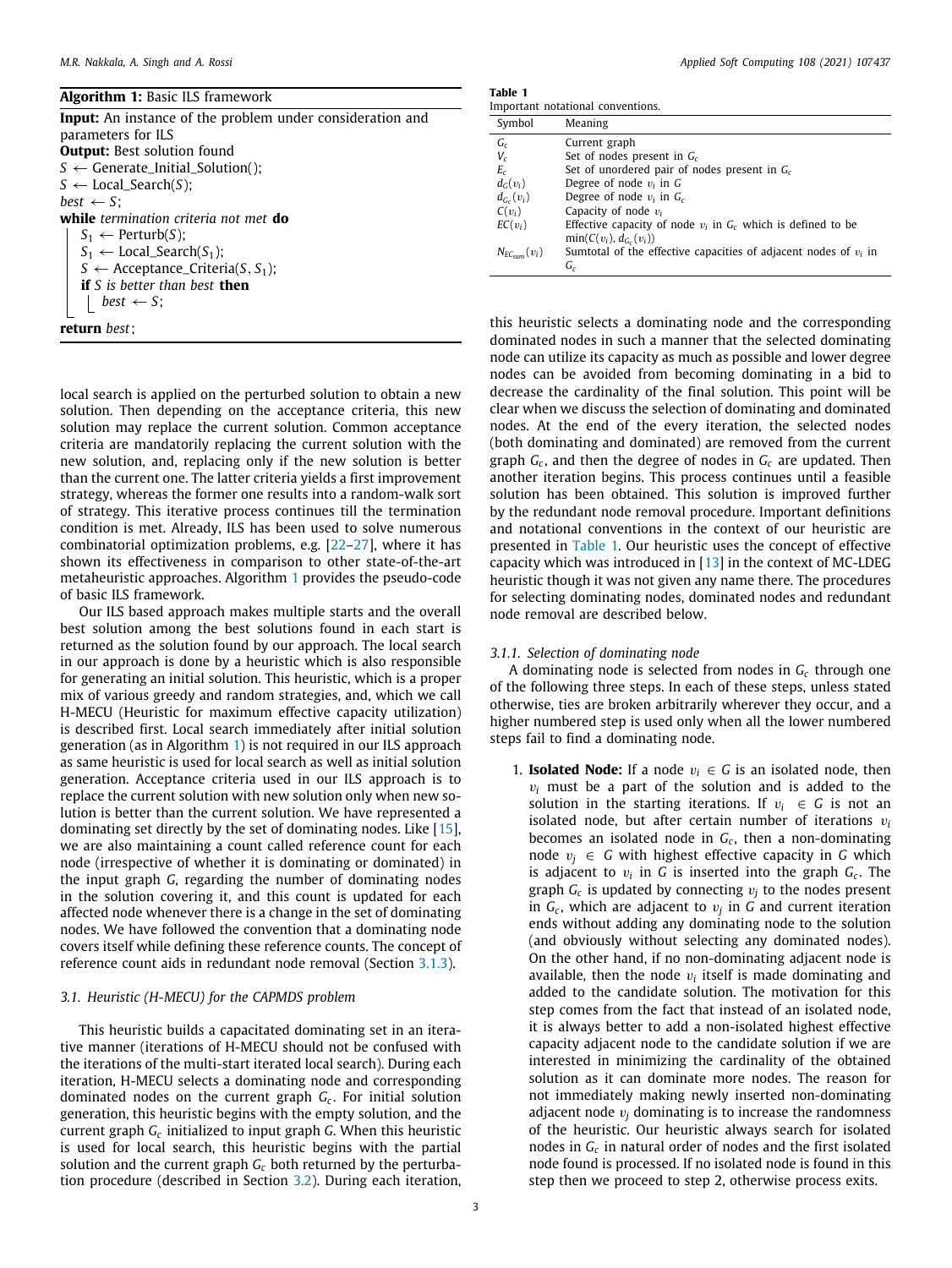**Algorithm 1:** Basic ILS framework

```
Input: An instance of the problem under consideration and
parameters for ILS
Output: Best solution found
S ← Generate_Initial_Solution();
S ← Local_Search(S);
best ← S;
while termination criteria not met do
    S1 ← Perturb(S);
    S1 ← Local_Search(S1);
    S ← Acceptance_Criteria(S, S1);
    if S is better than best then
        best ← S;
return best;
```

local search is applied on the perturbed solution to obtain a new solution. Then depending on the acceptance criteria, this new solution may replace the current solution. Common acceptance criteria are mandatorily replacing the current solution with the new solution, and, replacing only if the new solution is better than the current one. The latter criteria yields a first improvement strategy, whereas the former one results into a random-walk sort of strategy. This iterative process continues till the termination condition is met. Already, ILS has been used to solve numerous combinatorial optimization problems, e.g. [22–27], where it has shown its effectiveness in comparison to other state-of-the-art metaheuristic approaches. Algorithm 1 provides the pseudo-code of basic ILS framework.

Our ILS based approach makes multiple starts and the overall best solution among the best solutions found in each start is returned as the solution found by our approach. The local search in our approach is done by a heuristic which is also responsible for generating an initial solution. This heuristic, which is a proper mix of various greedy and random strategies, and, which we call H-MECU (Heuristic for maximum effective capacity utilization) is described first. Local search immediately after initial solution generation (as in Algorithm 1) is not required in our ILS approach as same heuristic is used for local search as well as initial solution generation. Acceptance criteria used in our ILS approach is to replace the current solution with new solution only when new solution is better than the current solution. We have represented a dominating set directly by the set of dominating nodes. Like [15], we are also maintaining a count called reference count for each node (irrespective of whether it is dominating or dominated) in the input graph $G$, regarding the number of dominating nodes in the solution covering it, and this count is updated for each affected node whenever there is a change in the set of dominating nodes. We have followed the convention that a dominating node covers itself while defining these reference counts. The concept of reference count aids in redundant node removal (Section 3.1.3).

### 3.1. Heuristic (H-MECU) for the CAPMDS problem

This heuristic builds a capacitated dominating set in an iterative manner (iterations of H-MECU should not be confused with the iterations of the multi-start iterated local search). During each iteration, H-MECU selects a dominating node and corresponding dominated nodes on the current graph $G_c$. For initial solution generation, this heuristic begins with the empty solution, and the current graph $G_c$ initialized to input graph $G$. When this heuristic is used for local search, this heuristic begins with the partial solution and the current graph $G_c$ both returned by the perturbation procedure (described in Section 3.2). During each iteration, this heuristic selects a dominating node and the corresponding dominated nodes in such a manner that the selected dominating node can utilize its capacity as much as possible and lower degree nodes can be avoided from becoming dominating in a bid to decrease the cardinality of the final solution. This point will be clear when we discuss the selection of dominating and dominated nodes. At the end of the every iteration, the selected nodes (both dominating and dominated) are removed from the current graph $G_c$, and then the degree of nodes in $G_c$ are updated. Then another iteration begins. This process continues until a feasible solution has been obtained. This solution is improved further by the redundant node removal procedure. Important definitions and notational conventions in the context of our heuristic are presented in Table 1. Our heuristic uses the concept of effective capacity which was introduced in [13] in the context of MC-LDEG heuristic though it was not given any name there. The procedures for selecting dominating nodes, dominated nodes and redundant node removal are described below.

**Table 1**
Important notational conventions.

| Symbol | Meaning |
|---|---|
| $G_c$ | Current graph |
| $V_c$ | Set of nodes present in $G_c$ |
| $E_c$ | Set of unordered pair of nodes present in $G_c$ |
| $d_G(v_i)$ | Degree of node $v_i$ in $G$ |
| $d_{G_c}(v_i)$ | Degree of node $v_i$ in $G_c$ |
| $C(v_i)$ | Capacity of node $v_i$ |
| $EC(v_i)$ | Effective capacity of node $v_i$ in $G_c$ which is defined to be $\min(C(v_i), d_{G_c}(v_i))$ |
| $N_{EC_{sum}}(v_i)$ | Sumtotal of the effective capacities of adjacent nodes of $v_i$ in $G_c$ |

#### 3.1.1. Selection of dominating node

A dominating node is selected from nodes in $G_c$ through one of the following three steps. In each of these steps, unless stated otherwise, ties are broken arbitrarily wherever they occur, and a higher numbered step is used only when all the lower numbered steps fail to find a dominating node.

1. **Isolated Node:** If a node $v_i \in G$ is an isolated node, then $v_i$ must be a part of the solution and is added to the solution in the starting iterations. If $v_i \in G$ is not an isolated node, but after certain number of iterations $v_i$ becomes an isolated node in $G_c$, then a non-dominating node $v_j \in G$ with highest effective capacity in $G$ which is adjacent to $v_i$ in $G$ is inserted into the graph $G_c$. The graph $G_c$ is updated by connecting $v_j$ to the nodes present in $G_c$, which are adjacent to $v_j$ in $G$ and current iteration ends without adding any dominating node to the solution (and obviously without selecting any dominated nodes). On the other hand, if no non-dominating adjacent node is available, then the node $v_i$ itself is made dominating and added to the candidate solution. The motivation for this step comes from the fact that instead of an isolated node, it is always better to add a non-isolated highest effective capacity adjacent node to the candidate solution if we are interested in minimizing the cardinality of the obtained solution as it can dominate more nodes. The reason for not immediately making newly inserted non-dominating adjacent node $v_j$ dominating is to increase the randomness of the heuristic. Our heuristic always search for isolated nodes in $G_c$ in natural order of nodes and the first isolated node found is processed. If no isolated node is found in this step then we proceed to step 2, otherwise process exits.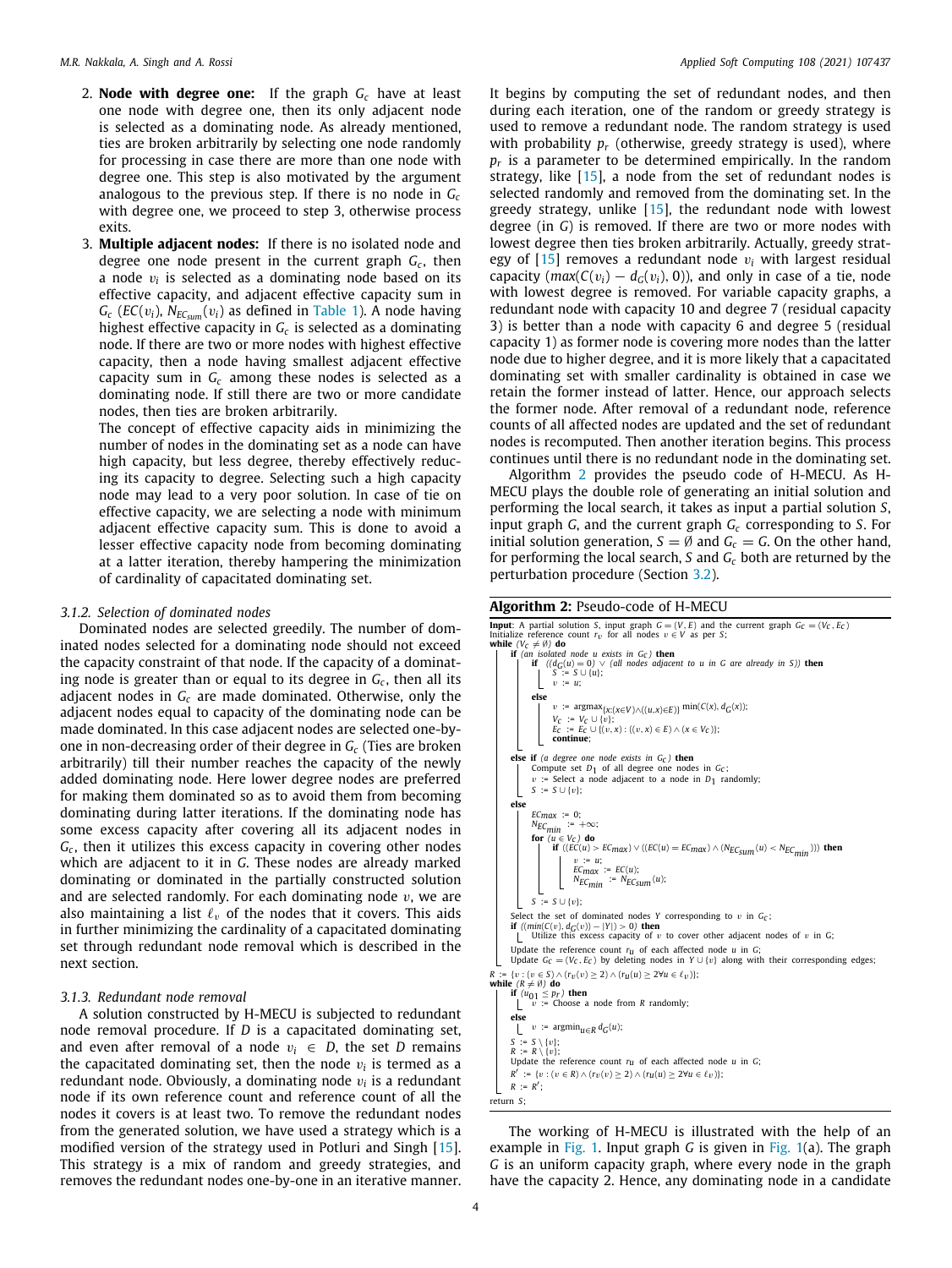2. **Node with degree one:** If the graph $G_c$ have at least one node with degree one, then its only adjacent node is selected as a dominating node. As already mentioned, ties are broken arbitrarily by selecting one node randomly for processing in case there are more than one node with degree one. This step is also motivated by the argument analogous to the previous step. If there is no node in $G_c$ with degree one, we proceed to step 3, otherwise process exits.
3. **Multiple adjacent nodes:** If there is no isolated node and degree one node present in the current graph $G_c$, then a node $v_i$ is selected as a dominating node based on its effective capacity, and adjacent effective capacity sum in $G_c$ ($EC(v_i)$, $N_{EC_{sum}}(v_i)$ as defined in Table 1). A node having highest effective capacity in $G_c$ is selected as a dominating node. If there are two or more nodes with highest effective capacity, then a node having smallest adjacent effective capacity sum in $G_c$ among these nodes is selected as a dominating node. If still there are two or more candidate nodes, then ties are broken arbitrarily.

   The concept of effective capacity aids in minimizing the number of nodes in the dominating set as a node can have high capacity, but less degree, thereby effectively reducing its capacity to degree. Selecting such a high capacity node may lead to a very poor solution. In case of tie on effective capacity, we are selecting a node with minimum adjacent effective capacity sum. This is done to avoid a lesser effective capacity node from becoming dominating at a latter iteration, thereby hampering the minimization of cardinality of capacitated dominating set.

#### 3.1.2. Selection of dominated nodes

Dominated nodes are selected greedily. The number of dominated nodes selected for a dominating node should not exceed the capacity constraint of that node. If the capacity of a dominating node is greater than or equal to its degree in $G_c$, then all its adjacent nodes in $G_c$ are made dominated. Otherwise, only the adjacent nodes equal to capacity of the dominating node can be made dominated. In this case adjacent nodes are selected one-by-one in non-decreasing order of their degree in $G_c$ (Ties are broken arbitrarily) till their number reaches the capacity of the newly added dominating node. Here lower degree nodes are preferred for making them dominated so as to avoid them from becoming dominating during latter iterations. If the dominating node has some excess capacity after covering all its adjacent nodes in $G_c$, then it utilizes this excess capacity in covering other nodes which are adjacent to it in $G$. These nodes are already marked dominating or dominated in the partially constructed solution and are selected randomly. For each dominating node $v$, we are also maintaining a list $\ell_v$ of the nodes that it covers. This aids in further minimizing the cardinality of a capacitated dominating set through redundant node removal which is described in the next section.

#### 3.1.3. Redundant node removal

A solution constructed by H-MECU is subjected to redundant node removal procedure. If $D$ is a capacitated dominating set, and even after removal of a node $v_i \in D$, the set $D$ remains the capacitated dominating set, then the node $v_i$ is termed as a redundant node. Obviously, a dominating node $v_i$ is a redundant node if its own reference count and reference count of all the nodes it covers is at least two. To remove the redundant nodes from the generated solution, we have used a strategy which is a modified version of the strategy used in Potluri and Singh [15]. This strategy is a mix of random and greedy strategies, and removes the redundant nodes one-by-one in an iterative manner. It begins by computing the set of redundant nodes, and then during each iteration, one of the random or greedy strategy is used to remove a redundant node. The random strategy is used with probability $p_r$ (otherwise, greedy strategy is used), where $p_r$ is a parameter to be determined empirically. In the random strategy, like [15], a node from the set of redundant nodes is selected randomly and removed from the dominating set. In the greedy strategy, unlike [15], the redundant node with lowest degree (in $G$) is removed. If there are two or more nodes with lowest degree then ties broken arbitrarily. Actually, greedy strategy of [15] removes a redundant node $v_i$ with largest residual capacity ($max(C(v_i) - d_G(v_i), 0)$), and only in case of a tie, node with lowest degree is removed. For variable capacity graphs, a redundant node with capacity 10 and degree 7 (residual capacity 3) is better than a node with capacity 6 and degree 5 (residual capacity 1) as former node is covering more nodes than the latter node due to higher degree, and it is more likely that a capacitated dominating set with smaller cardinality is obtained in case we retain the former instead of latter. Hence, our approach selects the former node. After removal of a redundant node, reference counts of all affected nodes are updated and the set of redundant nodes is recomputed. Then another iteration begins. This process continues until there is no redundant node in the dominating set.

Algorithm 2 provides the pseudo code of H-MECU. As H-MECU plays the double role of generating an initial solution and performing the local search, it takes as input a partial solution $S$, input graph $G$, and the current graph $G_c$ corresponding to $S$. For initial solution generation, $S = \emptyset$ and $G_c = G$. On the other hand, for performing the local search, $S$ and $G_c$ both are returned by the perturbation procedure (Section 3.2).

**Algorithm 2:** Pseudo-code of H-MECU

```
Input: A partial solution S, input graph G = (V, E) and the current graph Gc = (Vc, Ec)
Initialize reference count r_v for all nodes v ∈ V as per S;
while (Vc ≠ ∅) do
    if (an isolated node u exists in Gc) then
        if ((d_G(u) = 0) ∨ (all nodes adjacent to u in G are already in S)) then
            S := S ∪ {u};
            v := u;
        else
            v := argmax_{x:(x∈V)∧((u,x)∈E)} min(C(x), d_G(x));
            Vc := Vc ∪ {v};
            Ec := Ec ∪ {(v, x) : ((v, x) ∈ E) ∧ (x ∈ Vc)};
            continue;
    else if (a degree one node exists in Gc) then
        Compute set D1 of all degree one nodes in Gc;
        v := Select a node adjacent to a node in D1 randomly;
        S := S ∪ {v};
    else
        ECmax := 0;
        N_ECmin := +∞;
        for (u ∈ Vc) do
            if ((EC(u) > ECmax) ∨ ((EC(u) = ECmax) ∧ (N_ECsum(u) < N_ECmin))) then
                v := u;
                ECmax := EC(u);
                N_ECmin := N_ECsum(u);
        S := S ∪ {v};
    Select the set of dominated nodes Y corresponding to v in Gc;
    if ((min(C(v), d_G(v)) − |Y|) > 0) then
        Utilize this excess capacity of v to cover other adjacent nodes of v in G;
    Update the reference count r_u of each affected node u in G;
    Update Gc = (Vc, Ec) by deleting nodes in Y ∪ {v} along with their corresponding edges;
R := {v : (v ∈ S) ∧ (r_v(v) ≥ 2) ∧ (r_u(u) ≥ 2 ∀u ∈ ℓ_v)};
while (R ≠ ∅) do
    if (u01 ≤ p_r) then
        v := Choose a node from R randomly;
    else
        v := argmin_{u∈R} d_G(u);
    S := S \ {v};
    R := R \ {v};
    Update the reference count r_u of each affected node u in G;
    R' := {v : (v ∈ R) ∧ (r_v(v) ≥ 2) ∧ (r_u(u) ≥ 2 ∀u ∈ ℓ_v)};
    R := R';
return S;
```

The working of H-MECU is illustrated with the help of an example in Fig. 1. Input graph $G$ is given in Fig. 1(a). The graph $G$ is an uniform capacity graph, where every node in the graph have the capacity 2. Hence, any dominating node in a candidate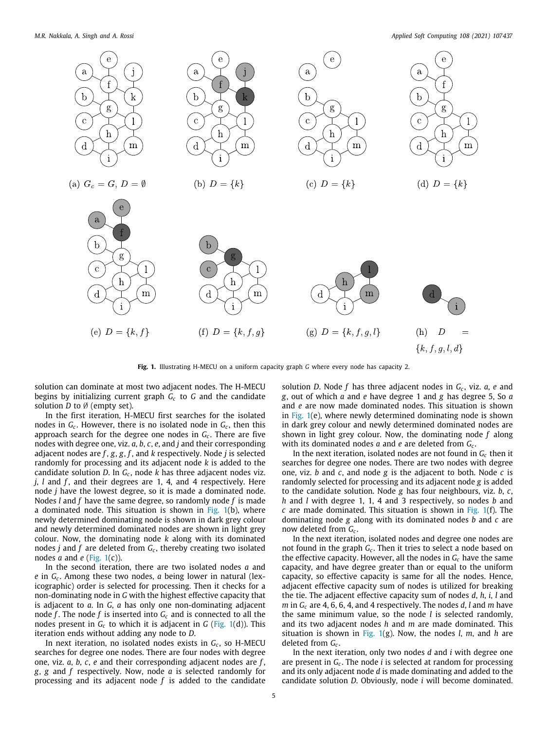Fig. 1. Illustrating H-MECU on a uniform capacity graph $G$ where every node has capacity 2.

(a) $G_c = G$, $D = \emptyset$ (b) $D = \{k\}$ (c) $D = \{k\}$ (d) $D = \{k\}$ (e) $D = \{k, f\}$ (f) $D = \{k, f, g\}$ (g) $D = \{k, f, g, l\}$ (h) $D = \{k, f, g, l, d\}$

solution can dominate at most two adjacent nodes. The H-MECU begins by initializing current graph $G_c$ to $G$ and the candidate solution $D$ to $\emptyset$ (empty set).

In the first iteration, H-MECU first searches for the isolated nodes in $G_c$. However, there is no isolated node in $G_c$, then this approach search for the degree one nodes in $G_c$. There are five nodes with degree one, viz. $a$, $b$, $c$, $e$, and $j$ and their corresponding adjacent nodes are $f$, $g$, $g$, $f$, and $k$ respectively. Node $j$ is selected randomly for processing and its adjacent node $k$ is added to the candidate solution $D$. In $G_c$, node $k$ has three adjacent nodes viz. $j$, $l$ and $f$, and their degrees are 1, 4, and 4 respectively. Here node $j$ have the lowest degree, so it is made a dominated node. Nodes $l$ and $f$ have the same degree, so randomly node $f$ is made a dominated node. This situation is shown in Fig. 1(b), where newly determined dominating node is shown in dark grey colour and newly determined dominated nodes are shown in light grey colour. Now, the dominating node $k$ along with its dominated nodes $j$ and $f$ are deleted from $G_c$, thereby creating two isolated nodes $a$ and $e$ (Fig. 1(c)).

In the second iteration, there are two isolated nodes $a$ and $e$ in $G_c$. Among these two nodes, $a$ being lower in natural (lexicographic) order is selected for processing. Then it checks for a non-dominating node in $G$ with the highest effective capacity that is adjacent to $a$. In $G$, $a$ has only one non-dominating adjacent node $f$. The node $f$ is inserted into $G_c$ and is connected to all the nodes present in $G_c$ to which it is adjacent in $G$ (Fig. 1(d)). This iteration ends without adding any node to $D$.

In next iteration, no isolated nodes exists in $G_c$, so H-MECU searches for degree one nodes. There are four nodes with degree one, viz. $a$, $b$, $c$, $e$ and their corresponding adjacent nodes are $f$, $g$, $g$ and $f$ respectively. Now, node $a$ is selected randomly for processing and its adjacent node $f$ is added to the candidate solution $D$. Node $f$ has three adjacent nodes in $G_c$, viz. $a$, $e$ and $g$, out of which $a$ and $e$ have degree 1 and $g$ has degree 5, So $a$ and $e$ are now made dominated nodes. This situation is shown in Fig. 1(e), where newly determined dominating node is shown in dark grey colour and newly determined dominated nodes are shown in light grey colour. Now, the dominating node $f$ along with its dominated nodes $a$ and $e$ are deleted from $G_c$.

In the next iteration, isolated nodes are not found in $G_c$ then it searches for degree one nodes. There are two nodes with degree one, viz. $b$ and $c$, and node $g$ is the adjacent to both. Node $c$ is randomly selected for processing and its adjacent node $g$ is added to the candidate solution. Node $g$ has four neighbours, viz. $b$, $c$, $h$ and $l$ with degree 1, 1, 4 and 3 respectively, so nodes $b$ and $c$ are made dominated. This situation is shown in Fig. 1(f). The dominating node $g$ along with its dominated nodes $b$ and $c$ are now deleted from $G_c$.

In the next iteration, isolated nodes and degree one nodes are not found in the graph $G_c$. Then it tries to select a node based on the effective capacity. However, all the nodes in $G_c$ have the same capacity, and have degree greater than or equal to the uniform capacity, so effective capacity is same for all the nodes. Hence, adjacent effective capacity sum of nodes is utilized for breaking the tie. The adjacent effective capacity sum of nodes $d$, $h$, $i$, $l$ and $m$ in $G_c$ are 4, 6, 6, 4, and 4 respectively. The nodes $d$, $l$ and $m$ have the same minimum value, so the node $l$ is selected randomly, and its two adjacent nodes $h$ and $m$ are made dominated. This situation is shown in Fig. 1(g). Now, the nodes $l$, $m$, and $h$ are deleted from $G_c$.

In the next iteration, only two nodes $d$ and $i$ with degree one are present in $G_c$. The node $i$ is selected at random for processing and its only adjacent node $d$ is made dominating and added to the candidate solution $D$. Obviously, node $i$ will become dominated.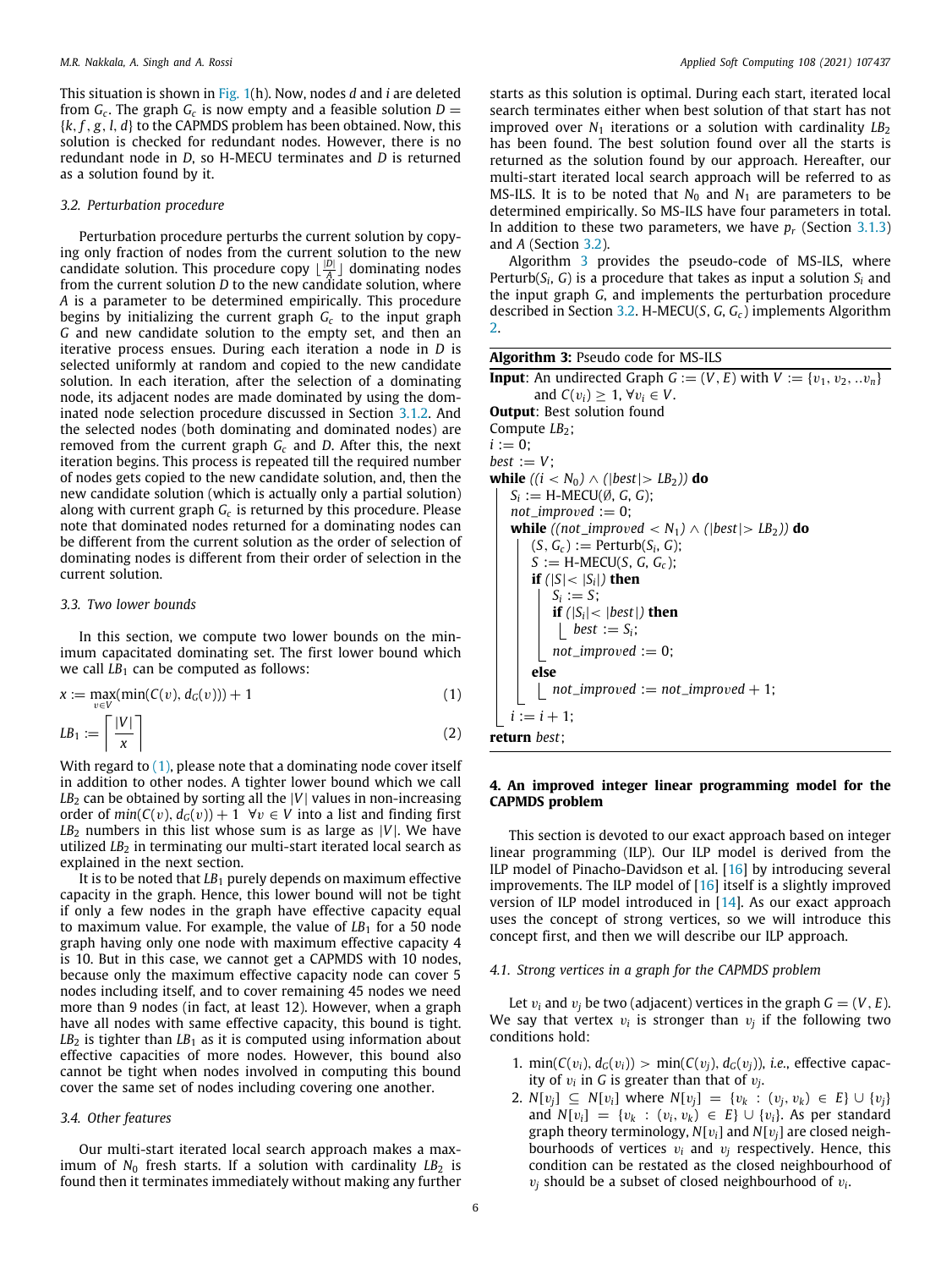This situation is shown in Fig. 1(h). Now, nodes $d$ and $i$ are deleted from $G_c$. The graph $G_c$ is now empty and a feasible solution $D = \{k, f, g, l, d\}$ to the CAPMDS problem has been obtained. Now, this solution is checked for redundant nodes. However, there is no redundant node in $D$, so H-MECU terminates and $D$ is returned as a solution found by it.

### 3.2. Perturbation procedure

Perturbation procedure perturbs the current solution by copying only fraction of nodes from the current solution to the new candidate solution. This procedure copy $\lfloor \frac{|D|}{A} \rfloor$ dominating nodes from the current solution $D$ to the new candidate solution, where $A$ is a parameter to be determined empirically. This procedure begins by initializing the current graph $G_c$ to the input graph $G$ and new candidate solution to the empty set, and then an iterative process ensues. During each iteration a node in $D$ is selected uniformly at random and copied to the new candidate solution. In each iteration, after the selection of a dominating node, its adjacent nodes are made dominated by using the dominated node selection procedure discussed in Section 3.1.2. And the selected nodes (both dominating and dominated nodes) are removed from the current graph $G_c$ and $D$. After this, the next iteration begins. This process is repeated till the required number of nodes gets copied to the new candidate solution, and, then the new candidate solution (which is actually only a partial solution) along with current graph $G_c$ is returned by this procedure. Please note that dominated nodes returned for a dominating node can be different from the current solution as the order of selection of dominating nodes is different from their order of selection in the current solution.

### 3.3. Two lower bounds

In this section, we compute two lower bounds on the minimum capacitated dominating set. The first lower bound which we call $LB_1$ can be computed as follows:

$$x := \max_{v \in V}(\min(C(v), d_G(v))) + 1 \quad (1)$$

$$LB_1 := \left\lceil \frac{|V|}{x} \right\rceil \quad (2)$$

With regard to (1), please note that a dominating node cover itself in addition to other nodes. A tighter lower bound which we call $LB_2$ can be obtained by sorting all the $|V|$ values in non-increasing order of $min(C(v), d_G(v)) + 1 \ \ \forall v \in V$ into a list and finding first $LB_2$ numbers in this list whose sum is as large as $|V|$. We have utilized $LB_2$ in terminating our multi-start iterated local search as explained in the next section.

It is to be noted that $LB_1$ purely depends on maximum effective capacity in the graph. Hence, this lower bound will not be tight if only a few nodes in the graph have effective capacity equal to maximum value. For example, the value of $LB_1$ for a 50 node graph having only one node with maximum effective capacity 4 is 10. But in this case, we cannot get a CAPMDS with 10 nodes, because only the maximum effective capacity node can cover 5 nodes including itself, and to cover remaining 45 nodes we need more than 9 nodes (in fact, at least 12). However, when a graph have all nodes with same effective capacity, this bound is tight. $LB_2$ is tighter than $LB_1$ as it is computed using information about effective capacities of more nodes. However, this bound also cannot be tight when nodes involved in computing this bound cover the same set of nodes including covering one another.

### 3.4. Other features

Our multi-start iterated local search approach makes a maximum of $N_0$ fresh starts. If a solution with cardinality $LB_2$ is found then it terminates immediately without making any further starts as this solution is optimal. During each start, iterated local search terminates either when best solution of that start has not improved over $N_1$ iterations or a solution with cardinality $LB_2$ has been found. The best solution found over all the starts is returned as the solution found by our approach. Hereafter, our multi-start iterated local search approach will be referred to as MS-ILS. It is to be noted that $N_0$ and $N_1$ are parameters to be determined empirically. So MS-ILS have four parameters in total. In addition to these two parameters, we have $p_r$ (Section 3.1.3) and $A$ (Section 3.2).

Algorithm 3 provides the pseudo-code of MS-ILS, where Perturb($S_i$, $G$) is a procedure that takes as input a solution $S_i$ and the input graph $G$, and implements the perturbation procedure described in Section 3.2. H-MECU($S$, $G$, $G_c$) implements Algorithm 2.

**Algorithm 3:** Pseudo code for MS-ILS

```
Input: An undirected Graph G := (V, E) with V := {v1, v2, ..vn}
       and C(vi) ≥ 1, ∀vi ∈ V.
Output: Best solution found
Compute LB2;
i := 0;
best := V;
while ((i < N0) ∧ (|best| > LB2)) do
    Si := H-MECU(∅, G, G);
    not_improved := 0;
    while ((not_improved < N1) ∧ (|best| > LB2)) do
        (S, Gc) := Perturb(Si, G);
        S := H-MECU(S, G, Gc);
        if (|S| < |Si|) then
            Si := S;
            if (|Si| < |best|) then
                best := Si;
            not_improved := 0;
        else
            not_improved := not_improved + 1;
    i := i + 1;
return best;
```

## 4. An improved integer linear programming model for the CAPMDS problem

This section is devoted to our exact approach based on integer linear programming (ILP). Our ILP model is derived from the ILP model of Pinacho-Davidson et al. [16] by introducing several improvements. The ILP model of [16] itself is a slightly improved version of ILP model introduced in [14]. As our exact approach uses the concept of strong vertices, so we will introduce this concept first, and then we will describe our ILP approach.

### 4.1. Strong vertices in a graph for the CAPMDS problem

Let $v_i$ and $v_j$ be two (adjacent) vertices in the graph $G = (V, E)$. We say that vertex $v_i$ is stronger than $v_j$ if the following two conditions hold:

1. $\min(C(v_i), d_G(v_i)) > \min(C(v_j), d_G(v_j))$, *i.e.*, effective capacity of $v_i$ in $G$ is greater than that of $v_j$.
2. $N[v_j] \subseteq N[v_i]$ where $N[v_j] = \{v_k : (v_j, v_k) \in E\} \cup \{v_j\}$ and $N[v_i] = \{v_k : (v_i, v_k) \in E\} \cup \{v_i\}$. As per standard graph theory terminology, $N[v_i]$ and $N[v_j]$ are closed neighbourhoods of vertices $v_i$ and $v_j$ respectively. Hence, this condition can be restated as the closed neighbourhood of $v_j$ should be a subset of closed neighbourhood of $v_i$.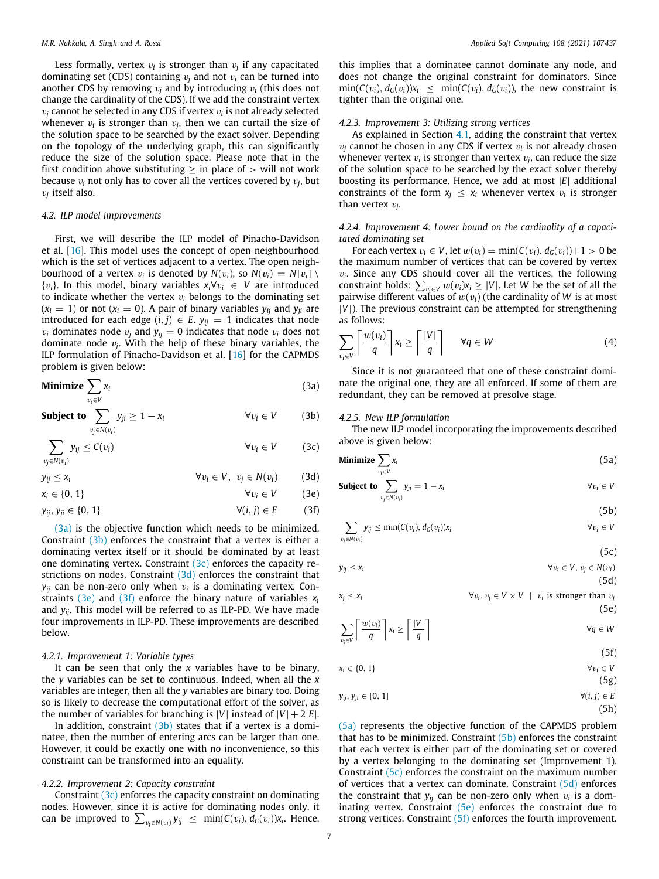Less formally, vertex $v_i$ is stronger than $v_j$ if any capacitated dominating set (CDS) containing $v_j$ and not $v_i$ can be turned into another CDS by removing $v_j$ and by introducing $v_i$ (this does not change the cardinality of the CDS). If we add the constraint vertex $v_j$ cannot be selected in any CDS if vertex $v_i$ is not already selected whenever $v_i$ is stronger than $v_j$, then we can curtail the size of the solution space to be searched by the exact solver. Depending on the topology of the underlying graph, this can significantly reduce the size of the solution space. Please note that in the first condition above substituting $\geq$ in place of $>$ will not work because $v_i$ not only has to cover all the vertices covered by $v_j$, but $v_j$ itself also.

### 4.2. ILP model improvements

First, we will describe the ILP model of Pinacho-Davidson et al. [16]. This model uses the concept of open neighbourhood which is the set of vertices adjacent to a vertex. The open neighbourhood of a vertex $v_i$ is denoted by $N(v_i)$, so $N(v_i) = N[v_i] \setminus \{v_i\}$. In this model, binary variables $x_i \forall v_i \in V$ are introduced to indicate whether the vertex $v_i$ belongs to the dominating set ($x_i = 1$) or not ($x_i = 0$). A pair of binary variables $y_{ij}$ and $y_{ji}$ are introduced for each edge $(i, j) \in E$. $y_{ij} = 1$ indicates that node $v_i$ dominates node $v_j$ and $y_{ij} = 0$ indicates that node $v_i$ does not dominate node $v_j$. With the help of these binary variables, the ILP formulation of Pinacho-Davidson et al. [16] for the CAPMDS problem is given below:

$$\textbf{Minimize} \sum_{v_i \in V} x_i \tag{3a}$$

$$\textbf{Subject to} \sum_{v_j \in N(v_i)} y_{ji} \geq 1 - x_i \qquad \forall v_i \in V \tag{3b}$$

$$\sum_{v_j \in N(v_i)} y_{ij} \leq C(v_i) \qquad \forall v_i \in V \tag{3c}$$

$$y_{ij} \leq x_i \qquad \forall v_i \in V,\ v_j \in N(v_i) \tag{3d}$$

$$x_i \in \{0, 1\} \qquad \forall v_i \in V \tag{3e}$$

$$y_{ij}, y_{ji} \in \{0, 1\} \qquad \forall (i, j) \in E \tag{3f}$$

(3a) is the objective function which needs to be minimized. Constraint (3b) enforces the constraint that a vertex is either a dominating vertex itself or it should be dominated by at least one dominating vertex. Constraint (3c) enforces the capacity restrictions on nodes. Constraint (3d) enforces the constraint that $y_{ij}$ can be non-zero only when $v_i$ is a dominating vertex. Constraints (3e) and (3f) enforce the binary nature of variables $x_i$ and $y_{ij}$. This model will be referred to as ILP-PD. We have made four improvements in ILP-PD. These improvements are described below.

#### 4.2.1. Improvement 1: Variable types

It can be seen that only the $x$ variables have to be binary, the $y$ variables can be set to continuous. Indeed, when all the $x$ variables are integer, then all the $y$ variables are binary too. Doing so is likely to decrease the computational effort of the solver, as the number of variables for branching is $|V|$ instead of $|V| + 2|E|$.

In addition, constraint (3b) states that if a vertex is a dominatee, then the number of entering arcs can be larger than one. However, it could be exactly one with no inconvenience, so this constraint can be transformed into an equality.

#### 4.2.2. Improvement 2: Capacity constraint

Constraint (3c) enforces the capacity constraint on dominating nodes. However, since it is active for dominating nodes only, it can be improved to $\sum_{v_j \in N(v_i)} y_{ij} \leq \min(C(v_i), d_G(v_i))x_i$. Hence, this implies that a dominatee cannot dominate any node, and does not change the original constraint for dominators. Since $\min(C(v_i), d_G(v_i))x_i \leq \min(C(v_i), d_G(v_i))$, the new constraint is tighter than the original one.

#### 4.2.3. Improvement 3: Utilizing strong vertices

As explained in Section 4.1, adding the constraint that vertex $v_j$ cannot be chosen in any CDS if vertex $v_i$ is not already chosen whenever vertex $v_i$ is stronger than vertex $v_j$, can reduce the size of the solution space to be searched by the exact solver thereby boosting its performance. Hence, we add at most $|E|$ additional constraints of the form $x_j \leq x_i$ whenever vertex $v_i$ is stronger than vertex $v_j$.

#### 4.2.4. Improvement 4: Lower bound on the cardinality of a capacitated dominating set

For each vertex $v_i \in V$, let $w(v_i) = \min(C(v_i), d_G(v_i)) + 1 > 0$ be the maximum number of vertices that can be covered by vertex $v_i$. Since any CDS should cover all the vertices, the following constraint holds: $\sum_{v_i \in V} w(v_i)x_i \geq |V|$. Let $W$ be the set of all the pairwise different values of $w(v_i)$ (the cardinality of $W$ is at most $|V|$). The previous constraint can be attempted for strengthening as follows:

$$\sum_{v_i \in V} \left\lceil \frac{w(v_i)}{q} \right\rceil x_i \geq \left\lceil \frac{|V|}{q} \right\rceil \qquad \forall q \in W \tag{4}$$

Since it is not guaranteed that one of these constraint dominate the original one, they are all enforced. If some of them are redundant, they can be removed at presolve stage.

#### 4.2.5. New ILP formulation

The new ILP model incorporating the improvements described above is given below:

$$\textbf{Minimize} \sum_{v_i \in V} x_i \tag{5a}$$

$$\textbf{Subject to} \sum_{v_j \in N(v_i)} y_{ji} = 1 - x_i \qquad \forall v_i \in V \tag{5b}$$

$$\sum_{v_j \in N(v_i)} y_{ij} \leq \min(C(v_i), d_G(v_i))x_i \qquad \forall v_i \in V \tag{5c}$$

$$y_{ij} \leq x_i \qquad \forall v_i \in V, v_j \in N(v_i) \tag{5d}$$

$$x_j \leq x_i \qquad \forall v_i, v_j \in V \times V \ \mid \ v_i \text{ is stronger than } v_j \tag{5e}$$

$$\sum_{v_i \in V} \left\lceil \frac{w(v_i)}{q} \right\rceil x_i \geq \left\lceil \frac{|V|}{q} \right\rceil \qquad \forall q \in W \tag{5f}$$

$$x_i \in \{0, 1\} \qquad \forall v_i \in V \tag{5g}$$

$$y_{ij}, y_{ji} \in [0, 1] \qquad \forall (i, j) \in E \tag{5h}$$

(5a) represents the objective function of the CAPMDS problem that has to be minimized. Constraint (5b) enforces the constraint that each vertex is either part of the dominating set or covered by a vertex belonging to the dominating set (Improvement 1). Constraint (5c) enforces the constraint on the maximum number of vertices that a vertex can dominate. Constraint (5d) enforces the constraint that $y_{ij}$ can be non-zero only when $v_i$ is a dominating vertex. Constraint (5e) enforces the constraint due to strong vertices. Constraint (5f) enforces the fourth improvement.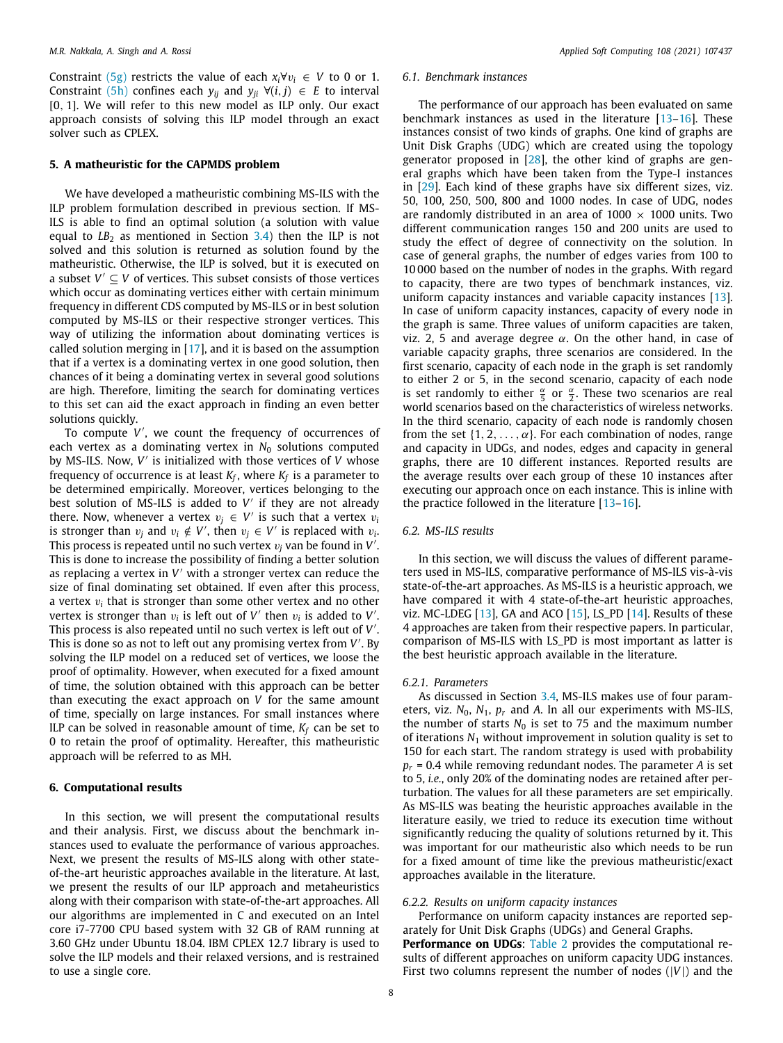Constraint (5g) restricts the value of each $x_i \forall v_i \in V$ to 0 or 1. Constraint (5h) confines each $y_{ij}$ and $y_{ji}$ $\forall(i,j) \in E$ to interval [0, 1]. We will refer to this new model as ILP only. Our exact approach consists of solving this ILP model through an exact solver such as CPLEX.

## 5. A matheuristic for the CAPMDS problem

We have developed a matheuristic combining MS-ILS with the ILP problem formulation described in previous section. If MS-ILS is able to find an optimal solution (a solution with value equal to $LB_2$ as mentioned in Section 3.4) then the ILP is not solved and this solution is returned as solution found by the matheuristic. Otherwise, the ILP is solved, but it is executed on a subset $V' \subseteq V$ of vertices. This subset consists of those vertices which occur as dominating vertices either with certain minimum frequency in different CDS computed by MS-ILS or in best solution computed by MS-ILS or their respective stronger vertices. This way of utilizing the information about dominating vertices is called solution merging in [17], and it is based on the assumption that if a vertex is a dominating vertex in one good solution, then chances of it being a dominating vertex in several good solutions are high. Therefore, limiting the search for dominating vertices to this set can aid the exact approach in finding an even better solutions quickly.

To compute $V'$, we count the frequency of occurrences of each vertex as a dominating vertex in $N_0$ solutions computed by MS-ILS. Now, $V'$ is initialized with those vertices of $V$ whose frequency of occurrence is at least $K_f$, where $K_f$ is a parameter to be determined empirically. Moreover, vertices belonging to the best solution of MS-ILS is added to $V'$ if they are not already there. Now, whenever a vertex $v_j \in V'$ is such that a vertex $v_i$ is stronger than $v_j$ and $v_i \notin V'$, then $v_j \in V'$ is replaced with $v_i$. This process is repeated until no such vertex $v_j$ van be found in $V'$. This is done to increase the possibility of finding a better solution as replacing a vertex in $V'$ with a stronger vertex can reduce the size of final dominating set obtained. If even after this process, a vertex $v_i$ that is stronger than some other vertex and no other vertex is stronger than $v_i$ is left out of $V'$ then $v_i$ is added to $V'$. This process is also repeated until no such vertex is left out of $V'$. This is done so as not to left out any promising vertex from $V'$. By solving the ILP model on a reduced set of vertices, we loose the proof of optimality. However, when executed for a fixed amount of time, the solution obtained with this approach can be better than executing the exact approach on $V$ for the same amount of time, specially on large instances. For small instances where ILP can be solved in reasonable amount of time, $K_f$ can be set to 0 to retain the proof of optimality. Hereafter, this matheuristic approach will be referred to as MH.

## 6. Computational results

In this section, we will present the computational results and their analysis. First, we discuss about the benchmark instances used to evaluate the performance of various approaches. Next, we present the results of MS-ILS along with other state-of-the-art heuristic approaches available in the literature. At last, we present the results of our ILP approach and metaheuristics along with their comparison with state-of-the-art approaches. All our algorithms are implemented in C and executed on an Intel core i7-7700 CPU based system with 32 GB of RAM running at 3.60 GHz under Ubuntu 18.04. IBM CPLEX 12.7 library is used to solve the ILP models and their relaxed versions, and is restrained to use a single core.

### 6.1. Benchmark instances

The performance of our approach has been evaluated on same benchmark instances as used in the literature [13–16]. These instances consist of two kinds of graphs. One kind of graphs are Unit Disk Graphs (UDG) which are created using the topology generator proposed in [28], the other kind of graphs are general graphs which have been taken from the Type-I instances in [29]. Each kind of these graphs have six different sizes, viz. 50, 100, 250, 500, 800 and 1000 nodes. In case of UDG, nodes are randomly distributed in an area of 1000 × 1000 units. Two different communication ranges 150 and 200 units are used to study the effect of degree of connectivity on the solution. In case of general graphs, the number of edges varies from 100 to 10 000 based on the number of nodes in the graphs. With regard to capacity, there are two types of benchmark instances, viz. uniform capacity instances and variable capacity instances [13]. In case of uniform capacity instances, capacity of every node in the graph is same. Three values of uniform capacities are taken, viz. 2, 5 and average degree $\alpha$. On the other hand, in case of variable capacity graphs, three scenarios are considered. In the first scenario, capacity of each node in the graph is set randomly to either 2 or 5, in the second scenario, capacity of each node is set randomly to either $\frac{\alpha}{5}$ or $\frac{\alpha}{2}$. These two scenarios are real world scenarios based on the characteristics of wireless networks. In the third scenario, capacity of each node is randomly chosen from the set $\{1, 2, \ldots, \alpha\}$. For each combination of nodes, range and capacity in UDGs, and nodes, edges and capacity in general graphs, there are 10 different instances. Reported results are the average results over each group of these 10 instances after executing our approach once on each instance. This is inline with the practice followed in the literature [13–16].

### 6.2. MS-ILS results

In this section, we will discuss the values of different parameters used in MS-ILS, comparative performance of MS-ILS vis-à-vis state-of-the-art approaches. As MS-ILS is a heuristic approach, we have compared it with 4 state-of-the-art heuristic approaches, viz. MC-LDEG [13], GA and ACO [15], LS_PD [14]. Results of these 4 approaches are taken from their respective papers. In particular, comparison of MS-ILS with LS_PD is most important as latter is the best heuristic approach available in the literature.

#### 6.2.1. Parameters

As discussed in Section 3.4, MS-ILS makes use of four parameters, viz. $N_0$, $N_1$, $p_r$ and $A$. In all our experiments with MS-ILS, the number of starts $N_0$ is set to 75 and the maximum number of iterations $N_1$ without improvement in solution quality is set to 150 for each start. The random strategy is used with probability $p_r$ = 0.4 while removing redundant nodes. The parameter $A$ is set to 5, *i.e.*, only 20% of the dominating nodes are retained after perturbation. The values for all these parameters are set empirically. As MS-ILS was beating the heuristic approaches available in the literature easily, we tried to reduce its execution time without significantly reducing the quality of solutions returned by it. This was important for our matheuristic also which needs to be run for a fixed amount of time like the previous matheuristic/exact approaches available in the literature.

#### 6.2.2. Results on uniform capacity instances

Performance on uniform capacity instances are reported separately for Unit Disk Graphs (UDGs) and General Graphs.

**Performance on UDGs**: Table 2 provides the computational results of different approaches on uniform capacity UDG instances. First two columns represent the number of nodes ($|V|$) and the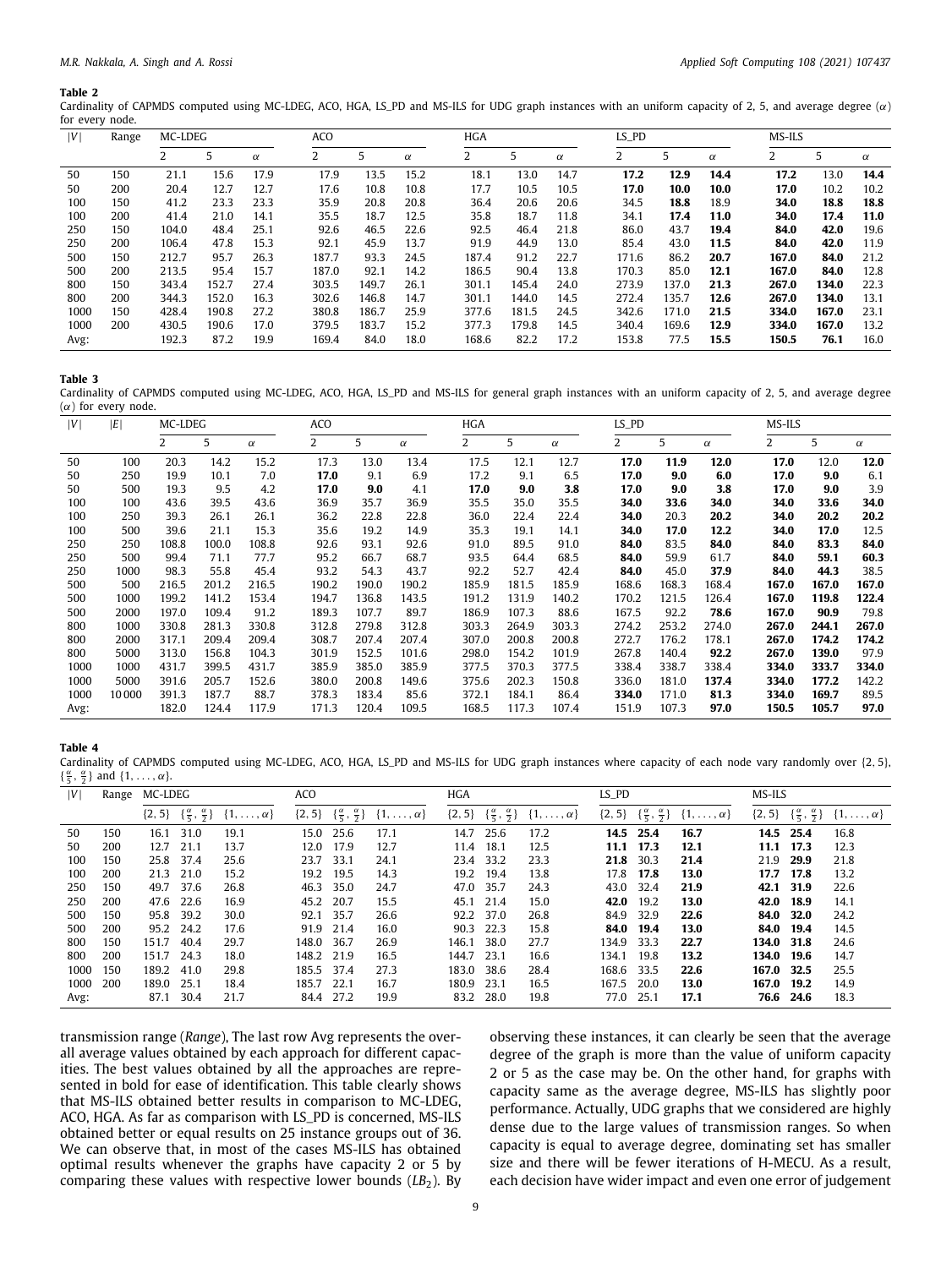**Table 2**
Cardinality of CAPMDS computed using MC-LDEG, ACO, HGA, LS_PD and MS-ILS for UDG graph instances with an uniform capacity of 2, 5, and average degree ($\alpha$) for every node.

| $\|V\|$ | Range | MC-LDEG | | | ACO | | | HGA | | | LS_PD | | | MS-ILS | | |
|---|---|---|---|---|---|---|---|---|---|---|---|---|---|---|---|---|
| | | 2 | 5 | $\alpha$ | 2 | 5 | $\alpha$ | 2 | 5 | $\alpha$ | 2 | 5 | $\alpha$ | 2 | 5 | $\alpha$ |
| 50 | 150 | 21.1 | 15.6 | 17.9 | 17.9 | 13.5 | 15.2 | 18.1 | 13.0 | 14.7 | **17.2** | **12.9** | **14.4** | **17.2** | 13.0 | **14.4** |
| 50 | 200 | 20.4 | 12.7 | 12.7 | 17.6 | 10.8 | 10.8 | 17.7 | 10.5 | 10.5 | **17.0** | **10.0** | **10.0** | **17.0** | 10.2 | 10.2 |
| 100 | 150 | 41.2 | 23.3 | 23.3 | 35.9 | 20.8 | 20.8 | 36.4 | 20.6 | 20.6 | 34.5 | **18.8** | 18.9 | **34.0** | **18.8** | **18.8** |
| 100 | 200 | 41.4 | 21.0 | 14.1 | 35.5 | 18.7 | 12.5 | 35.8 | 18.7 | 11.8 | 34.1 | **17.4** | **11.0** | **34.0** | **17.4** | **11.0** |
| 250 | 150 | 104.0 | 48.4 | 25.1 | 92.6 | 46.5 | 22.6 | 92.5 | 46.4 | 21.8 | 86.0 | 43.7 | **19.4** | **84.0** | **42.0** | 19.6 |
| 250 | 200 | 106.4 | 47.8 | 15.3 | 92.1 | 45.9 | 13.7 | 91.9 | 44.9 | 13.0 | 85.4 | 43.0 | **11.5** | **84.0** | **42.0** | 11.9 |
| 500 | 150 | 212.7 | 95.7 | 26.3 | 187.7 | 93.3 | 24.5 | 187.4 | 91.2 | 22.7 | 171.6 | 86.2 | **20.7** | **167.0** | **84.0** | 21.2 |
| 500 | 200 | 213.5 | 95.4 | 15.7 | 187.0 | 92.1 | 14.2 | 186.5 | 90.4 | 13.8 | 170.3 | 85.0 | **12.1** | **167.0** | **84.0** | 12.8 |
| 800 | 150 | 343.4 | 152.7 | 27.4 | 303.5 | 149.7 | 26.1 | 301.1 | 145.4 | 24.0 | 273.9 | 137.0 | **21.3** | **267.0** | **134.0** | 22.3 |
| 800 | 200 | 344.3 | 152.0 | 16.3 | 302.6 | 146.8 | 14.7 | 301.1 | 144.0 | 14.5 | 272.4 | 135.7 | **12.6** | **267.0** | **134.0** | 13.1 |
| 1000 | 150 | 428.4 | 190.8 | 27.2 | 380.8 | 186.7 | 25.9 | 377.6 | 181.5 | 24.5 | 342.6 | 171.0 | **21.5** | **334.0** | **167.0** | 23.1 |
| 1000 | 200 | 430.5 | 190.6 | 17.0 | 379.5 | 183.7 | 15.2 | 377.3 | 179.8 | 14.5 | 340.4 | 169.6 | **12.9** | **334.0** | **167.0** | 13.2 |
| Avg: | | 192.3 | 87.2 | 19.9 | 169.4 | 84.0 | 18.0 | 168.6 | 82.2 | 17.2 | 153.8 | 77.5 | **15.5** | **150.5** | **76.1** | 16.0 |

**Table 3**
Cardinality of CAPMDS computed using MC-LDEG, ACO, HGA, LS_PD and MS-ILS for general graph instances with an uniform capacity of 2, 5, and average degree ($\alpha$) for every node.

| $\|V\|$ | $\|E\|$ | MC-LDEG | | | ACO | | | HGA | | | LS_PD | | | MS-ILS | | |
|---|---|---|---|---|---|---|---|---|---|---|---|---|---|---|---|---|
| | | 2 | 5 | $\alpha$ | 2 | 5 | $\alpha$ | 2 | 5 | $\alpha$ | 2 | 5 | $\alpha$ | 2 | 5 | $\alpha$ |
| 50 | 100 | 20.3 | 14.2 | 15.2 | 17.3 | 13.0 | 13.4 | 17.5 | 12.1 | 12.7 | **17.0** | **11.9** | **12.0** | **17.0** | 12.0 | **12.0** |
| 50 | 250 | 19.9 | 10.1 | 7.0 | **17.0** | 9.1 | 6.9 | 17.2 | 9.1 | 6.5 | **17.0** | **9.0** | **6.0** | **17.0** | **9.0** | 6.1 |
| 50 | 500 | 19.3 | 9.5 | 4.2 | **17.0** | **9.0** | 4.1 | **17.0** | **9.0** | **3.8** | **17.0** | **9.0** | **3.8** | **17.0** | **9.0** | 3.9 |
| 100 | 100 | 43.6 | 39.5 | 43.6 | 36.9 | 35.7 | 36.9 | 35.5 | 35.0 | 35.5 | **34.0** | **33.6** | **34.0** | **34.0** | **33.6** | **34.0** |
| 100 | 250 | 39.3 | 26.1 | 26.1 | 36.2 | 22.8 | 22.8 | 36.0 | 22.4 | 22.4 | **34.0** | 20.3 | **20.2** | **34.0** | **20.2** | **20.2** |
| 100 | 500 | 39.6 | 21.1 | 15.3 | 35.6 | 19.2 | 14.9 | 35.3 | 19.1 | 14.1 | **34.0** | **17.0** | **12.2** | **34.0** | **17.0** | 12.5 |
| 250 | 250 | 108.8 | 100.0 | 108.8 | 92.6 | 93.1 | 92.6 | 91.0 | 89.5 | 91.0 | **84.0** | 83.5 | **84.0** | **84.0** | **83.3** | **84.0** |
| 250 | 500 | 99.4 | 71.1 | 77.7 | 95.2 | 66.7 | 68.7 | 93.5 | 64.4 | 68.5 | **84.0** | 59.9 | 61.7 | **84.0** | **59.1** | **60.3** |
| 250 | 1000 | 98.3 | 55.8 | 45.4 | 93.2 | 54.3 | 43.7 | 92.2 | 52.7 | 42.4 | **84.0** | 45.0 | **37.9** | **84.0** | **44.3** | 38.5 |
| 500 | 500 | 216.5 | 201.2 | 216.5 | 190.2 | 190.0 | 190.2 | 185.9 | 181.5 | 185.9 | 168.6 | 168.3 | 168.4 | **167.0** | **167.0** | **167.0** |
| 500 | 1000 | 199.2 | 141.2 | 153.4 | 194.7 | 136.8 | 143.5 | 191.2 | 131.9 | 140.2 | 170.2 | 121.5 | 126.4 | **167.0** | **119.8** | **122.4** |
| 500 | 2000 | 197.0 | 109.4 | 91.2 | 189.3 | 107.7 | 89.7 | 186.9 | 107.3 | 88.6 | 167.5 | 92.2 | **78.6** | **167.0** | **90.9** | 79.8 |
| 800 | 1000 | 330.8 | 281.3 | 330.8 | 312.8 | 279.8 | 312.8 | 303.3 | 264.9 | 303.3 | 274.2 | 253.2 | 274.0 | **267.0** | **244.1** | **267.0** |
| 800 | 2000 | 317.1 | 209.4 | 209.4 | 308.7 | 207.4 | 207.4 | 307.0 | 200.8 | 200.8 | 272.7 | 176.2 | 178.1 | **267.0** | **174.2** | **174.2** |
| 800 | 5000 | 313.0 | 156.8 | 104.3 | 301.9 | 152.5 | 101.6 | 298.0 | 154.2 | 101.9 | 267.8 | 140.4 | **92.2** | **267.0** | **139.0** | 97.9 |
| 1000 | 1000 | 431.7 | 399.5 | 431.7 | 385.9 | 385.0 | 385.9 | 377.5 | 370.3 | 377.5 | 338.4 | 338.7 | 338.4 | **334.0** | **333.7** | **334.0** |
| 1000 | 5000 | 391.6 | 205.7 | 152.6 | 380.0 | 200.8 | 149.6 | 375.6 | 202.3 | 150.8 | 336.0 | 181.0 | **137.4** | **334.0** | **177.2** | 142.2 |
| 1000 | 10 000 | 391.3 | 187.7 | 88.7 | 378.3 | 183.4 | 85.6 | 372.1 | 184.1 | 86.4 | **334.0** | 171.0 | **81.3** | **334.0** | **169.7** | 89.5 |
| Avg: | | 182.0 | 124.4 | 117.9 | 171.3 | 120.4 | 109.5 | 168.5 | 117.3 | 107.4 | 151.9 | 107.3 | **97.0** | **150.5** | **105.7** | **97.0** |

**Table 4**
Cardinality of CAPMDS computed using MC-LDEG, ACO, HGA, LS_PD and MS-ILS for UDG graph instances where capacity of each node vary randomly over {2, 5}, $\{\frac{\alpha}{5}, \frac{\alpha}{2}\}$ and $\{1, \ldots, \alpha\}$.

| $\|V\|$ | Range | MC-LDEG | | | ACO | | | HGA | | | LS_PD | | | MS-ILS | | |
|---|---|---|---|---|---|---|---|---|---|---|---|---|---|---|---|---|
| | | {2, 5} | $\{\frac{\alpha}{5}, \frac{\alpha}{2}\}$ | $\{1, \ldots, \alpha\}$ | {2, 5} | $\{\frac{\alpha}{5}, \frac{\alpha}{2}\}$ | $\{1, \ldots, \alpha\}$ | {2, 5} | $\{\frac{\alpha}{5}, \frac{\alpha}{2}\}$ | $\{1, \ldots, \alpha\}$ | {2, 5} | $\{\frac{\alpha}{5}, \frac{\alpha}{2}\}$ | $\{1, \ldots, \alpha\}$ | {2, 5} | $\{\frac{\alpha}{5}, \frac{\alpha}{2}\}$ | $\{1, \ldots, \alpha\}$ |
| 50 | 150 | 16.1 | 31.0 | 19.1 | 15.0 | 25.6 | 17.1 | 14.7 | 25.6 | 17.2 | **14.5** | **25.4** | **16.7** | **14.5** | **25.4** | 16.8 |
| 50 | 200 | 12.7 | 21.1 | 13.7 | 12.0 | 17.9 | 12.7 | 11.4 | 18.1 | 12.5 | **11.1** | **17.3** | **12.1** | **11.1** | **17.3** | 12.3 |
| 100 | 150 | 25.8 | 37.4 | 25.6 | 23.7 | 33.1 | 24.1 | 23.4 | 33.2 | 23.3 | **21.8** | 30.3 | **21.4** | 21.9 | **29.9** | 21.8 |
| 100 | 200 | 21.3 | 21.0 | 15.2 | 19.2 | 19.5 | 14.3 | 19.2 | 19.4 | 13.8 | 17.8 | **17.8** | **13.0** | **17.7** | **17.8** | 13.2 |
| 250 | 150 | 49.7 | 37.6 | 26.8 | 46.3 | 35.0 | 24.7 | 47.0 | 35.7 | 24.3 | 43.0 | 32.4 | **21.9** | **42.1** | **31.9** | 22.6 |
| 250 | 200 | 47.6 | 22.6 | 16.9 | 45.2 | 20.7 | 15.5 | 45.1 | 21.4 | 15.0 | **42.0** | 19.2 | **13.0** | **42.0** | **18.9** | 14.1 |
| 500 | 150 | 95.8 | 39.2 | 30.0 | 92.1 | 35.7 | 26.6 | 92.2 | 37.0 | 26.8 | 84.9 | 32.9 | **22.6** | **84.0** | **32.0** | 24.2 |
| 500 | 200 | 95.2 | 24.2 | 17.6 | 91.9 | 21.4 | 16.0 | 90.3 | 22.3 | 15.8 | **84.0** | **19.4** | **13.0** | **84.0** | **19.4** | 14.5 |
| 800 | 150 | 151.7 | 40.4 | 29.7 | 148.0 | 36.7 | 26.9 | 146.1 | 38.0 | 27.7 | 134.9 | 33.3 | **22.7** | **134.0** | **31.8** | 24.6 |
| 800 | 200 | 151.7 | 24.3 | 18.0 | 148.2 | 21.9 | 16.5 | 144.7 | 23.1 | 16.6 | 134.1 | 19.8 | **13.2** | **134.0** | **19.6** | 14.7 |
| 1000 | 150 | 189.2 | 41.0 | 29.8 | 185.5 | 37.4 | 27.3 | 183.0 | 38.6 | 28.4 | 168.6 | 33.5 | **22.6** | **167.0** | **32.5** | 25.5 |
| 1000 | 200 | 189.0 | 25.1 | 18.4 | 185.7 | 22.1 | 16.7 | 180.9 | 23.1 | 16.5 | 167.5 | 20.0 | **13.0** | **167.0** | **19.2** | 14.9 |
| Avg: | | 87.1 | 30.4 | 21.7 | 84.4 | 27.2 | 19.9 | 83.2 | 28.0 | 19.8 | 77.0 | 25.1 | **17.1** | **76.6** | **24.6** | 18.3 |

transmission range (*Range*), The last row Avg represents the overall average values obtained by each approach for different capacities. The best values obtained by all the approaches are represented in bold for ease of identification. This table clearly shows that MS-ILS obtained better results in comparison to MC-LDEG, ACO, HGA. As far as comparison with LS_PD is concerned, MS-ILS obtained better or equal results on 25 instance groups out of 36. We can observe that, in most of the cases MS-ILS has obtained optimal results whenever the graphs have capacity 2 or 5 by comparing these values with respective lower bounds ($LB_2$). By observing these instances, it can clearly be seen that the average degree of the graph is more than the value of uniform capacity 2 or 5 as the case may be. On the other hand, for graphs with capacity same as the average degree, MS-ILS has slightly poor performance. Actually, UDG graphs that we considered are highly dense due to the large values of transmission ranges. So when capacity is equal to average degree, dominating set has smaller size and there will be fewer iterations of H-MECU. As a result, each decision have wider impact and even one error of judgement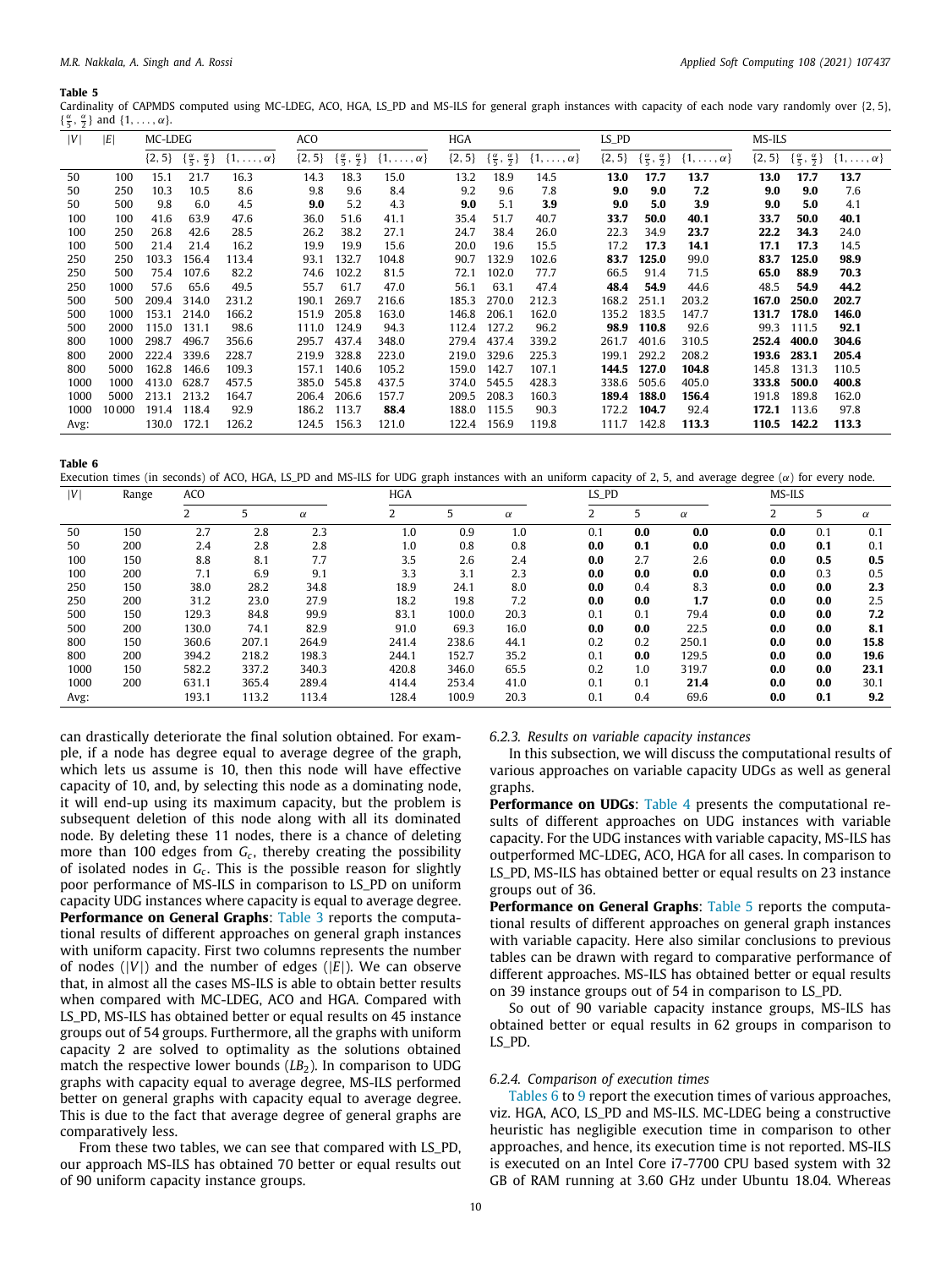**Table 5**
Cardinality of CAPMDS computed using MC-LDEG, ACO, HGA, LS_PD and MS-ILS for general graph instances with capacity of each node vary randomly over {2, 5}, $\{\frac{\alpha}{5}, \frac{\alpha}{2}\}$ and $\{1, \ldots, \alpha\}$.

| $\|V\|$ | $\|E\|$ | MC-LDEG | | | ACO | | | HGA | | | LS_PD | | | MS-ILS | | |
|---|---|---|---|---|---|---|---|---|---|---|---|---|---|---|---|---|
| | | {2, 5} | $\{\frac{\alpha}{5}, \frac{\alpha}{2}\}$ | $\{1, \ldots, \alpha\}$ | {2, 5} | $\{\frac{\alpha}{5}, \frac{\alpha}{2}\}$ | $\{1, \ldots, \alpha\}$ | {2, 5} | $\{\frac{\alpha}{5}, \frac{\alpha}{2}\}$ | $\{1, \ldots, \alpha\}$ | {2, 5} | $\{\frac{\alpha}{5}, \frac{\alpha}{2}\}$ | $\{1, \ldots, \alpha\}$ | {2, 5} | $\{\frac{\alpha}{5}, \frac{\alpha}{2}\}$ | $\{1, \ldots, \alpha\}$ |
| 50 | 100 | 15.1 | 21.7 | 16.3 | 14.3 | 18.3 | 15.0 | 13.2 | 18.9 | 14.5 | **13.0** | **17.7** | **13.7** | **13.0** | **17.7** | **13.7** |
| 50 | 250 | 10.3 | 10.5 | 8.6 | 9.8 | 9.6 | 8.4 | 9.2 | 9.6 | 7.8 | **9.0** | **9.0** | **7.2** | **9.0** | **9.0** | 7.6 |
| 50 | 500 | 9.8 | 6.0 | 4.5 | **9.0** | 5.2 | 4.3 | **9.0** | 5.1 | **3.9** | **9.0** | **5.0** | **3.9** | **9.0** | **5.0** | 4.1 |
| 100 | 100 | 41.6 | 63.9 | 47.6 | 36.0 | 51.6 | 41.1 | 35.4 | 51.7 | 40.7 | **33.7** | **50.0** | **40.1** | **33.7** | **50.0** | **40.1** |
| 100 | 250 | 26.8 | 42.6 | 28.5 | 26.2 | 38.2 | 27.1 | 24.7 | 38.4 | 26.0 | 22.3 | 34.9 | **23.7** | **22.2** | **34.3** | 24.0 |
| 100 | 500 | 21.4 | 21.4 | 16.2 | 19.9 | 19.9 | 15.6 | 20.0 | 19.6 | 15.5 | 17.2 | **17.3** | **14.1** | **17.1** | **17.3** | 14.5 |
| 250 | 250 | 103.3 | 156.4 | 113.4 | 93.1 | 132.7 | 104.8 | 90.7 | 132.9 | 102.6 | **83.7** | **125.0** | 99.0 | **83.7** | **125.0** | **98.9** |
| 250 | 500 | 75.4 | 107.6 | 82.2 | 74.6 | 102.2 | 81.5 | 72.1 | 102.0 | 77.7 | 66.5 | 91.4 | 71.5 | **65.0** | **88.9** | **70.3** |
| 250 | 1000 | 57.6 | 65.6 | 49.5 | 55.7 | 61.7 | 47.0 | 56.1 | 63.1 | 47.4 | **48.4** | **54.9** | 44.6 | 48.5 | **54.9** | **44.2** |
| 500 | 500 | 209.4 | 314.0 | 231.2 | 190.1 | 269.7 | 216.6 | 185.3 | 270.0 | 212.3 | 168.2 | 251.1 | 203.2 | **167.0** | **250.0** | **202.7** |
| 500 | 1000 | 153.1 | 214.0 | 166.2 | 151.9 | 205.8 | 163.0 | 146.8 | 206.1 | 162.0 | 135.2 | 183.5 | 147.7 | **131.7** | **178.0** | **146.0** |
| 500 | 2000 | 115.0 | 131.1 | 98.6 | 111.0 | 124.9 | 94.3 | 112.4 | 127.2 | 96.2 | **98.9** | **110.8** | 92.6 | 99.3 | 111.5 | **92.1** |
| 800 | 1000 | 298.7 | 496.7 | 356.6 | 295.7 | 437.4 | 348.0 | 279.4 | 437.4 | 339.2 | 261.7 | 401.6 | 310.5 | **252.4** | **400.0** | **304.6** |
| 800 | 2000 | 222.4 | 339.6 | 228.7 | 219.9 | 328.8 | 223.0 | 219.0 | 329.6 | 225.3 | 199.1 | 292.2 | 208.2 | **193.6** | **283.1** | **205.4** |
| 800 | 5000 | 162.8 | 146.6 | 109.3 | 157.1 | 140.6 | 105.2 | 159.0 | 142.7 | 107.1 | **144.5** | **127.0** | **104.8** | 145.8 | 131.3 | 110.5 |
| 1000 | 1000 | 413.0 | 628.7 | 457.5 | 385.0 | 545.8 | 437.5 | 374.0 | 545.5 | 428.3 | 338.6 | 505.6 | 405.0 | **333.8** | **500.0** | **400.8** |
| 1000 | 5000 | 213.1 | 213.2 | 164.7 | 206.4 | 206.6 | 157.7 | 209.5 | 208.3 | 160.3 | **189.4** | **188.0** | **156.4** | 191.8 | 189.8 | 162.0 |
| 1000 | 10 000 | 191.4 | 118.4 | 92.9 | 186.2 | 113.7 | **88.4** | 188.0 | 115.5 | 90.3 | 172.2 | **104.7** | 92.4 | **172.1** | 113.6 | 97.8 |
| Avg: | | 130.0 | 172.1 | 126.2 | 124.5 | 156.3 | 121.0 | 122.4 | 156.9 | 119.8 | 111.7 | 142.8 | **113.3** | **110.5** | **142.2** | **113.3** |

**Table 6**
Execution times (in seconds) of ACO, HGA, LS_PD and MS-ILS for UDG graph instances with an uniform capacity of 2, 5, and average degree ($\alpha$) for every node.

| $\|V\|$ | Range | ACO | | | HGA | | | LS_PD | | | MS-ILS | | |
|---|---|---|---|---|---|---|---|---|---|---|---|---|---|
| | | 2 | 5 | $\alpha$ | 2 | 5 | $\alpha$ | 2 | 5 | $\alpha$ | 2 | 5 | $\alpha$ |
| 50 | 150 | 2.7 | 2.8 | 2.3 | 1.0 | 0.9 | 1.0 | 0.1 | **0.0** | **0.0** | **0.0** | 0.1 | 0.1 |
| 50 | 200 | 2.4 | 2.8 | 2.8 | 1.0 | 0.8 | 0.8 | **0.0** | 0.1 | **0.0** | **0.0** | **0.1** | 0.1 |
| 100 | 150 | 8.8 | 8.1 | 7.7 | 3.5 | 2.6 | 2.4 | **0.0** | 2.7 | 2.6 | **0.0** | **0.5** | **0.5** |
| 100 | 200 | 7.1 | 6.9 | 9.1 | 3.3 | 3.1 | 2.3 | **0.0** | **0.0** | **0.0** | **0.0** | 0.3 | 0.5 |
| 250 | 150 | 38.0 | 28.2 | 34.8 | 18.9 | 24.1 | 8.0 | **0.0** | 0.4 | 8.3 | **0.0** | **0.0** | **2.3** |
| 250 | 200 | 31.2 | 23.0 | 27.9 | 18.2 | 19.8 | 7.2 | **0.0** | **0.0** | **1.7** | **0.0** | **0.0** | 2.5 |
| 500 | 150 | 129.3 | 84.8 | 99.9 | 83.1 | 100.0 | 20.3 | 0.1 | 0.1 | 79.4 | **0.0** | **0.0** | **7.2** |
| 500 | 200 | 130.0 | 74.1 | 82.9 | 91.0 | 69.3 | 16.0 | **0.0** | **0.0** | 22.5 | **0.0** | **0.0** | **8.1** |
| 800 | 150 | 360.6 | 207.1 | 264.9 | 241.4 | 238.6 | 44.1 | 0.2 | 0.2 | 250.1 | **0.0** | **0.0** | **15.8** |
| 800 | 200 | 394.2 | 218.2 | 198.3 | 244.1 | 152.7 | 35.2 | 0.1 | **0.0** | 129.5 | **0.0** | **0.0** | **19.6** |
| 1000 | 150 | 582.2 | 337.2 | 340.3 | 420.8 | 346.0 | 65.5 | 0.2 | 1.0 | 319.7 | **0.0** | **0.0** | **23.1** |
| 1000 | 200 | 631.1 | 365.4 | 289.4 | 414.4 | 253.4 | 41.0 | 0.1 | 0.1 | **21.4** | **0.0** | **0.0** | 30.1 |
| Avg: | | 193.1 | 113.2 | 113.4 | 128.4 | 100.9 | 20.3 | 0.1 | 0.4 | 69.6 | **0.0** | **0.1** | **9.2** |

can drastically deteriorate the final solution obtained. For example, if a node has degree equal to average degree of the graph, which lets us assume is 10, then this node will have effective capacity of 10, and, by selecting this node as a dominating node, it will end-up using its maximum capacity, but the problem is subsequent deletion of this node along with all its dominated node. By deleting these 11 nodes, there is a chance of deleting more than 100 edges from $G_c$, thereby creating the possibility of isolated nodes in $G_c$. This is the possible reason for slightly poor performance of MS-ILS in comparison to LS_PD on uniform capacity UDG instances where capacity is equal to average degree.

**Performance on General Graphs**: Table 3 reports the computational results of different approaches on general graph instances with uniform capacity. First two columns represents the number of nodes ($|V|$) and the number of edges ($|E|$). We can observe that, in almost all the cases MS-ILS is able to obtain better results when compared with MC-LDEG, ACO and HGA. Compared with LS_PD, MS-ILS has obtained better or equal results on 45 instance groups out of 54 groups. Furthermore, all the graphs with uniform capacity 2 are solved to optimality as the solutions obtained match the respective lower bounds ($LB_2$). In comparison to UDG graphs with capacity equal to average degree, MS-ILS performed better on general graphs with capacity equal to average degree. This is due to the fact that average degree of general graphs are comparatively less.

From these two tables, we can see that compared with LS_PD, our approach MS-ILS has obtained 70 better or equal results out of 90 uniform capacity instance groups.

*6.2.3. Results on variable capacity instances*

In this subsection, we will discuss the computational results of various approaches on variable capacity UDGs as well as general graphs.

**Performance on UDGs**: Table 4 presents the computational results of different approaches on UDG instances with variable capacity. For the UDG instances with variable capacity, MS-ILS has outperformed MC-LDEG, ACO, HGA for all cases. In comparison to LS_PD, MS-ILS has obtained better or equal results on 23 instance groups out of 36.

**Performance on General Graphs**: Table 5 reports the computational results of different approaches on general graph instances with variable capacity. Here also similar conclusions to previous tables can be drawn with regard to comparative performance of different approaches. MS-ILS has obtained better or equal results on 39 instance groups out of 54 in comparison to LS_PD.

So out of 90 variable capacity instance groups, MS-ILS has obtained better or equal results in 62 groups in comparison to LS_PD.

*6.2.4. Comparison of execution times*

Tables 6 to 9 report the execution times of various approaches, viz. HGA, ACO, LS_PD and MS-ILS. MC-LDEG being a constructive heuristic has negligible execution time in comparison to other approaches, and hence, its execution time is not reported. MS-ILS is executed on an Intel Core i7-7700 CPU based system with 32 GB of RAM running at 3.60 GHz under Ubuntu 18.04. Whereas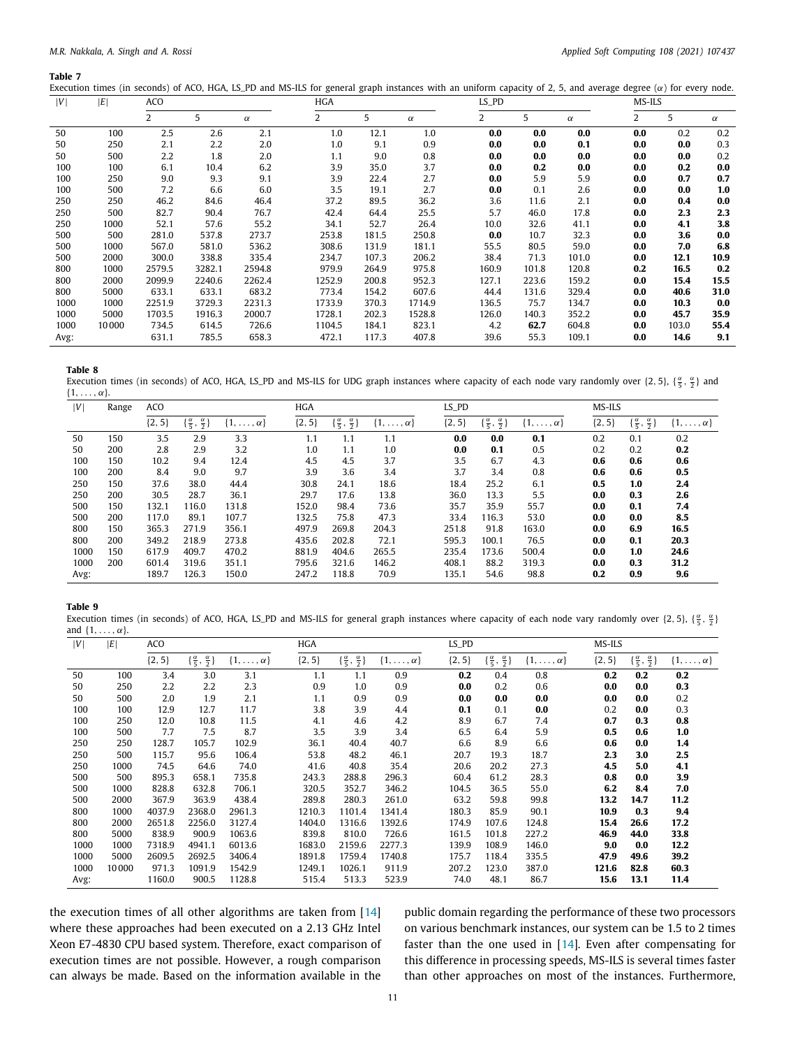**Table 7**
Execution times (in seconds) of ACO, HGA, LS_PD and MS-ILS for general graph instances with an uniform capacity of 2, 5, and average degree ($\alpha$) for every node.

| $\|V\|$ | $\|E\|$ | ACO | | | HGA | | | LS_PD | | | MS-ILS | | |
|---|---|---|---|---|---|---|---|---|---|---|---|---|---|
| | | 2 | 5 | $\alpha$ | 2 | 5 | $\alpha$ | 2 | 5 | $\alpha$ | 2 | 5 | $\alpha$ |
| 50 | 100 | 2.5 | 2.6 | 2.1 | 1.0 | 12.1 | 1.0 | **0.0** | **0.0** | **0.0** | **0.0** | 0.2 | 0.2 |
| 50 | 250 | 2.1 | 2.2 | 2.0 | 1.0 | 9.1 | 0.9 | **0.0** | **0.0** | **0.1** | **0.0** | **0.0** | 0.3 |
| 50 | 500 | 2.2 | 1.8 | 2.0 | 1.1 | 9.0 | 0.8 | **0.0** | **0.0** | **0.0** | **0.0** | **0.0** | 0.2 |
| 100 | 100 | 6.1 | 10.4 | 6.2 | 3.9 | 35.0 | 3.7 | **0.0** | **0.2** | **0.0** | **0.0** | **0.2** | **0.0** |
| 100 | 250 | 9.0 | 9.3 | 9.1 | 3.9 | 22.4 | 2.7 | **0.0** | 5.9 | 5.9 | **0.0** | **0.7** | **0.7** |
| 100 | 500 | 7.2 | 6.6 | 6.0 | 3.5 | 19.1 | 2.7 | **0.0** | 0.1 | 2.6 | **0.0** | **0.0** | **1.0** |
| 250 | 250 | 46.2 | 84.6 | 46.4 | 37.2 | 89.5 | 36.2 | 3.6 | 11.6 | 2.1 | **0.0** | **0.4** | **0.0** |
| 250 | 500 | 82.7 | 90.4 | 76.7 | 42.4 | 64.4 | 25.5 | 5.7 | 46.0 | 17.8 | **0.0** | **2.3** | **2.3** |
| 250 | 1000 | 52.1 | 57.6 | 55.2 | 34.1 | 52.7 | 26.4 | 10.0 | 32.6 | 41.1 | **0.0** | **4.1** | **3.8** |
| 500 | 500 | 281.0 | 537.8 | 273.7 | 253.8 | 181.5 | 250.8 | **0.0** | 10.7 | 32.3 | **0.0** | **3.6** | **0.0** |
| 500 | 1000 | 567.0 | 581.0 | 536.2 | 308.6 | 131.9 | 181.1 | 55.5 | 80.5 | 59.0 | **0.0** | **7.0** | **6.8** |
| 500 | 2000 | 300.0 | 338.8 | 335.4 | 234.7 | 107.3 | 206.2 | 38.4 | 71.3 | 101.0 | **0.0** | **12.1** | **10.9** |
| 800 | 1000 | 2579.5 | 3282.1 | 2594.8 | 979.9 | 264.9 | 975.8 | 160.9 | 101.8 | 120.8 | **0.2** | **16.5** | **0.2** |
| 800 | 2000 | 2099.9 | 2240.6 | 2262.4 | 1252.9 | 200.8 | 952.3 | 127.1 | 223.6 | 159.2 | **0.0** | **15.4** | **15.5** |
| 800 | 5000 | 633.1 | 633.1 | 683.2 | 773.4 | 154.2 | 607.6 | 44.4 | 131.6 | 329.4 | **0.0** | **40.6** | **31.0** |
| 1000 | 1000 | 2251.9 | 3729.3 | 2231.3 | 1733.9 | 370.3 | 1714.9 | 136.5 | 75.7 | 134.7 | **0.0** | **10.3** | **0.0** |
| 1000 | 5000 | 1703.5 | 1916.3 | 2000.7 | 1728.1 | 202.3 | 1528.8 | 126.0 | 140.3 | 352.2 | **0.0** | **45.7** | **35.9** |
| 1000 | 10 000 | 734.5 | 614.5 | 726.6 | 1104.5 | 184.1 | 823.1 | 4.2 | **62.7** | 604.8 | **0.0** | 103.0 | **55.4** |
| Avg: | | 631.1 | 785.5 | 658.3 | 472.1 | 117.3 | 407.8 | 39.6 | 55.3 | 109.1 | **0.0** | **14.6** | **9.1** |

**Table 8**
Execution times (in seconds) of ACO, HGA, LS_PD and MS-ILS for UDG graph instances where capacity of each node vary randomly over $\{2, 5\}$, $\{\frac{\alpha}{5}, \frac{\alpha}{2}\}$ and $\{1, \ldots, \alpha\}$.

| $\|V\|$ | Range | ACO | | | HGA | | | LS_PD | | | MS-ILS | | |
|---|---|---|---|---|---|---|---|---|---|---|---|---|---|
| | | $\{2, 5\}$ | $\{\frac{\alpha}{5}, \frac{\alpha}{2}\}$ | $\{1, \ldots, \alpha\}$ | $\{2, 5\}$ | $\{\frac{\alpha}{5}, \frac{\alpha}{2}\}$ | $\{1, \ldots, \alpha\}$ | $\{2, 5\}$ | $\{\frac{\alpha}{5}, \frac{\alpha}{2}\}$ | $\{1, \ldots, \alpha\}$ | $\{2, 5\}$ | $\{\frac{\alpha}{5}, \frac{\alpha}{2}\}$ | $\{1, \ldots, \alpha\}$ |
| 50 | 150 | 3.5 | 2.9 | 3.3 | 1.1 | 1.1 | 1.1 | **0.0** | **0.0** | **0.1** | 0.2 | 0.1 | 0.2 |
| 50 | 200 | 2.8 | 2.9 | 3.2 | 1.0 | 1.1 | 1.0 | **0.0** | **0.1** | 0.5 | 0.2 | 0.2 | **0.2** |
| 100 | 150 | 10.2 | 9.4 | 12.4 | 4.5 | 4.5 | 3.7 | 3.5 | 6.7 | 4.3 | **0.6** | **0.6** | **0.6** |
| 100 | 200 | 8.4 | 9.0 | 9.7 | 3.9 | 3.6 | 3.4 | 3.7 | 3.4 | 0.8 | **0.6** | **0.6** | **0.5** |
| 250 | 150 | 37.6 | 38.0 | 44.4 | 30.8 | 24.1 | 18.6 | 18.4 | 25.2 | 6.1 | **0.5** | **1.0** | **2.4** |
| 250 | 200 | 30.5 | 28.7 | 36.1 | 29.7 | 17.6 | 13.8 | 36.0 | 13.3 | 5.5 | **0.0** | **0.3** | **2.6** |
| 500 | 150 | 132.1 | 116.0 | 131.8 | 152.0 | 98.4 | 73.6 | 35.7 | 35.9 | 55.7 | **0.0** | **0.1** | **7.4** |
| 500 | 200 | 117.0 | 89.1 | 107.7 | 132.5 | 75.8 | 47.3 | 33.4 | 116.3 | 53.0 | **0.0** | **0.0** | **8.5** |
| 800 | 150 | 365.3 | 271.9 | 356.1 | 497.9 | 269.8 | 204.3 | 251.8 | 91.8 | 163.0 | **0.0** | **6.9** | **16.5** |
| 800 | 200 | 349.2 | 218.9 | 273.8 | 435.6 | 202.8 | 72.1 | 595.3 | 100.1 | 76.5 | **0.0** | **0.1** | **20.3** |
| 1000 | 150 | 617.9 | 409.7 | 470.2 | 881.9 | 404.6 | 265.5 | 235.4 | 173.6 | 500.4 | **0.0** | **1.0** | **24.6** |
| 1000 | 200 | 601.4 | 319.6 | 351.1 | 795.6 | 321.6 | 146.2 | 408.1 | 88.2 | 319.3 | **0.0** | **0.3** | **31.2** |
| Avg: | | 189.7 | 126.3 | 150.0 | 247.2 | 118.8 | 70.9 | 135.1 | 54.6 | 98.8 | **0.2** | **0.9** | **9.6** |

**Table 9**
Execution times (in seconds) of ACO, HGA, LS_PD and MS-ILS for general graph instances where capacity of each node vary randomly over $\{2, 5\}$, $\{\frac{\alpha}{5}, \frac{\alpha}{2}\}$ and $\{1, \ldots, \alpha\}$.

| $\|V\|$ | $\|E\|$ | ACO | | | HGA | | | LS_PD | | | MS-ILS | | |
|---|---|---|---|---|---|---|---|---|---|---|---|---|---|
| | | $\{2, 5\}$ | $\{\frac{\alpha}{5}, \frac{\alpha}{2}\}$ | $\{1, \ldots, \alpha\}$ | $\{2, 5\}$ | $\{\frac{\alpha}{5}, \frac{\alpha}{2}\}$ | $\{1, \ldots, \alpha\}$ | $\{2, 5\}$ | $\{\frac{\alpha}{5}, \frac{\alpha}{2}\}$ | $\{1, \ldots, \alpha\}$ | $\{2, 5\}$ | $\{\frac{\alpha}{5}, \frac{\alpha}{2}\}$ | $\{1, \ldots, \alpha\}$ |
| 50 | 100 | 3.4 | 3.0 | 3.1 | 1.1 | 1.1 | 0.9 | **0.2** | 0.4 | 0.8 | **0.2** | **0.2** | **0.2** |
| 50 | 250 | 2.2 | 2.2 | 2.3 | 0.9 | 1.0 | 0.9 | **0.0** | 0.2 | 0.6 | **0.0** | **0.0** | **0.3** |
| 50 | 500 | 2.0 | 1.9 | 2.1 | 1.1 | 0.9 | 0.9 | **0.0** | **0.0** | **0.0** | **0.0** | **0.0** | 0.2 |
| 100 | 100 | 12.9 | 12.7 | 11.7 | 3.8 | 3.9 | 4.4 | **0.1** | 0.1 | **0.0** | 0.2 | **0.0** | 0.3 |
| 100 | 250 | 12.0 | 10.8 | 11.5 | 4.1 | 4.6 | 4.2 | 8.9 | 6.7 | 7.4 | **0.7** | **0.3** | **0.8** |
| 100 | 500 | 7.7 | 7.5 | 8.7 | 3.5 | 3.9 | 3.4 | 6.5 | 6.4 | 5.9 | **0.5** | **0.6** | **1.0** |
| 250 | 250 | 128.7 | 105.7 | 102.9 | 36.1 | 40.4 | 40.7 | 6.6 | 8.9 | 6.6 | **0.6** | **0.0** | **1.4** |
| 250 | 500 | 115.7 | 95.6 | 106.4 | 53.8 | 48.2 | 46.1 | 20.7 | 19.3 | 18.7 | **2.3** | **3.0** | **2.5** |
| 250 | 1000 | 74.5 | 64.6 | 74.0 | 41.6 | 40.8 | 35.4 | 20.6 | 20.2 | 27.3 | **4.5** | **5.0** | **4.1** |
| 500 | 500 | 895.3 | 658.1 | 735.8 | 243.3 | 288.8 | 296.3 | 60.4 | 61.2 | 28.3 | **0.8** | **0.0** | **3.9** |
| 500 | 1000 | 828.8 | 632.8 | 706.1 | 320.5 | 352.7 | 346.2 | 104.5 | 36.5 | 55.0 | **6.2** | **8.4** | **7.0** |
| 500 | 2000 | 367.9 | 363.9 | 438.4 | 289.8 | 280.3 | 261.0 | 63.2 | 59.8 | 99.8 | **13.2** | **14.7** | **11.2** |
| 800 | 1000 | 4037.9 | 2368.0 | 2961.3 | 1210.3 | 1101.4 | 1341.4 | 180.3 | 85.9 | 90.1 | **10.9** | **0.3** | **9.4** |
| 800 | 2000 | 2651.8 | 2256.0 | 3127.4 | 1404.0 | 1316.6 | 1392.6 | 174.9 | 107.6 | 124.8 | **15.4** | **26.6** | **17.2** |
| 800 | 5000 | 838.9 | 900.9 | 1063.6 | 839.8 | 810.0 | 726.6 | 161.5 | 101.8 | 227.2 | **46.9** | **44.0** | **33.8** |
| 1000 | 1000 | 7318.9 | 4941.1 | 6013.6 | 1683.0 | 2159.6 | 2277.3 | 139.9 | 108.9 | 146.0 | **9.0** | **0.0** | **12.2** |
| 1000 | 5000 | 2609.5 | 2692.5 | 3406.4 | 1891.8 | 1759.4 | 1740.8 | 175.7 | 118.4 | 335.5 | **47.9** | **49.6** | **39.2** |
| 1000 | 10 000 | 971.3 | 1091.9 | 1542.9 | 1249.1 | 1026.1 | 911.9 | 207.2 | 123.0 | 387.0 | **121.6** | **82.8** | **60.3** |
| Avg: | | 1160.0 | 900.5 | 1128.8 | 515.4 | 513.3 | 523.9 | 74.0 | 48.1 | 86.7 | **15.6** | **13.1** | **11.4** |

the execution times of all other algorithms are taken from [14] where these approaches had been executed on a 2.13 GHz Intel Xeon E7-4830 CPU based system. Therefore, exact comparison of execution times are not possible. However, a rough comparison can always be made. Based on the information available in the public domain regarding the performance of these two processors on various benchmark instances, our system can be 1.5 to 2 times faster than the one used in [14]. Even after compensating for this difference in processing speeds, MS-ILS is several times faster than other approaches on most of the instances. Furthermore,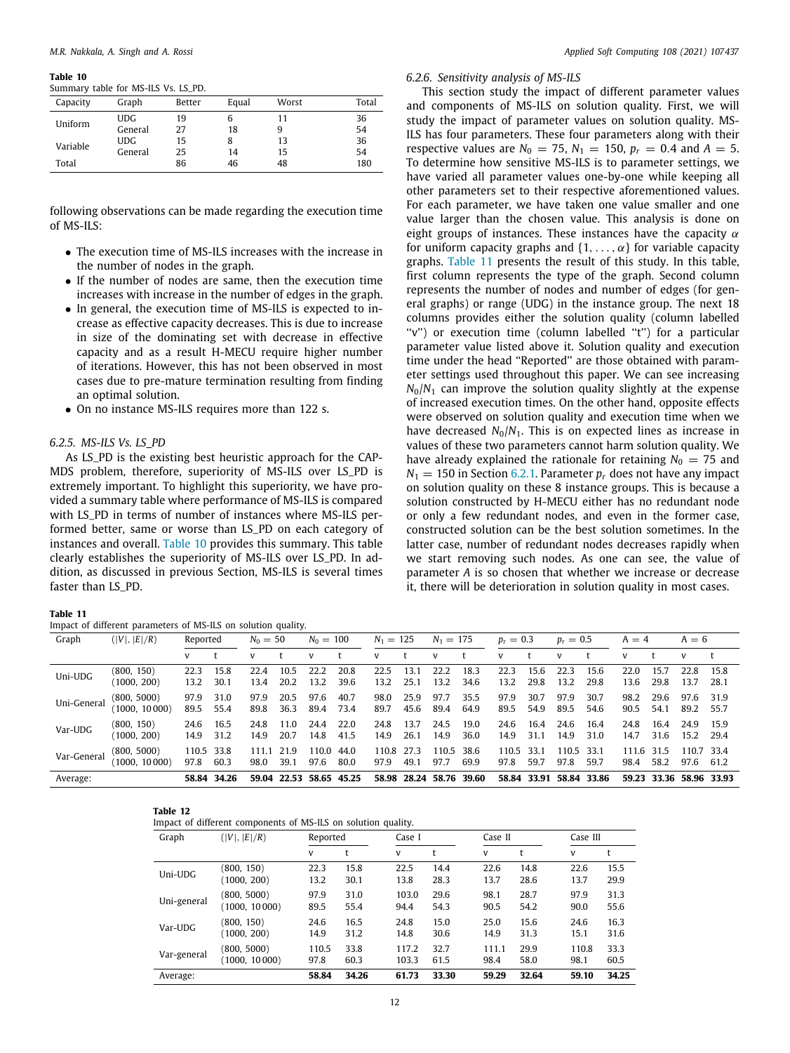**Table 10**
Summary table for MS-ILS Vs. LS_PD.

| Capacity | Graph | Better | Equal | Worst | Total |
|---|---|---|---|---|---|
| Uniform | UDG | 19 | 6 | 11 | 36 |
| | General | 27 | 18 | 9 | 54 |
| Variable | UDG | 15 | 8 | 13 | 36 |
| | General | 25 | 14 | 15 | 54 |
| Total | | 86 | 46 | 48 | 180 |

following observations can be made regarding the execution time of MS-ILS:

- The execution time of MS-ILS increases with the increase in the number of nodes in the graph.
- If the number of nodes are same, then the execution time increases with increase in the number of edges in the graph.
- In general, the execution time of MS-ILS is expected to increase as effective capacity decreases. This is due to increase in size of the dominating set with decrease in effective capacity and as a result H-MECU require higher number of iterations. However, this has not been observed in most cases due to pre-mature termination resulting from finding an optimal solution.
- On no instance MS-ILS requires more than 122 s.

### 6.2.5. MS-ILS Vs. LS_PD

As LS_PD is the existing best heuristic approach for the CAPMDS problem, therefore, superiority of MS-ILS over LS_PD is extremely important. To highlight this superiority, we have provided a summary table where performance of MS-ILS is compared with LS_PD in terms of number of instances where MS-ILS performed better, same or worse than LS_PD on each category of instances and overall. Table 10 provides this summary. This table clearly establishes the superiority of MS-ILS over LS_PD. In addition, as discussed in previous Section, MS-ILS is several times faster than LS_PD.

### 6.2.6. Sensitivity analysis of MS-ILS

This section study the impact of different parameter values and components of MS-ILS on solution quality. First, we will study the impact of parameter values on solution quality. MS-ILS has four parameters. These four parameters along with their respective values are $N_0 = 75$, $N_1 = 150$, $p_r = 0.4$ and $A = 5$. To determine how sensitive MS-ILS is to parameter settings, we have varied all parameter values one-by-one while keeping all other parameters set to their respective aforementioned values. For each parameter, we have taken one value smaller and one value larger than the chosen value. This analysis is done on eight groups of instances. These instances have the capacity $\alpha$ for uniform capacity graphs and $\{1, \ldots, \alpha\}$ for variable capacity graphs. Table 11 presents the result of this study. In this table, first column represents the type of the graph. Second column represents the number of nodes and number of edges (for general graphs) or range (UDG) in the instance group. The next 18 columns provides either the solution quality (column labelled "v") or execution time (column labelled "t") for a particular parameter value listed above it. Solution quality and execution time under the head "Reported" are those obtained with parameter settings used throughout this paper. We can see increasing $N_0/N_1$ can improve the solution quality slightly at the expense of increased execution times. On the other hand, opposite effects were observed on solution quality and execution time when we have decreased $N_0/N_1$. This is on expected lines as increase in values of these two parameters cannot harm solution quality. We have already explained the rationale for retaining $N_0 = 75$ and $N_1 = 150$ in Section 6.2.1. Parameter $p_r$ does not have any impact on solution quality on these 8 instance groups. This is because a solution constructed by H-MECU either has no redundant node or only a few redundant nodes, and even in the former case, constructed solution can be the best solution sometimes. In the latter case, number of redundant nodes decreases rapidly when we start removing such nodes. As one can see, the value of parameter $A$ is so chosen that whether we increase or decrease it, there will be deterioration in solution quality in most cases.

**Table 11**
Impact of different parameters of MS-ILS on solution quality.

| Graph | $(\|V\|, \|E\|/R)$ | Reported | | $N_0 = 50$ | | $N_0 = 100$ | | $N_1 = 125$ | | $N_1 = 175$ | | $p_r = 0.3$ | | $p_r = 0.5$ | | $A = 4$ | | $A = 6$ | |
|---|---|---|---|---|---|---|---|---|---|---|---|---|---|---|---|---|---|---|---|
| | | v | t | v | t | v | t | v | t | v | t | v | t | v | t | v | t | v | t |
| Uni-UDG | (800, 150) | 22.3 | 15.8 | 22.4 | 10.5 | 22.2 | 20.8 | 22.5 | 13.1 | 22.2 | 18.3 | 22.3 | 15.6 | 22.3 | 15.6 | 22.0 | 15.7 | 22.8 | 15.8 |
| | (1000, 200) | 13.2 | 30.1 | 13.4 | 20.2 | 13.2 | 39.6 | 13.2 | 25.1 | 13.2 | 34.6 | 13.2 | 29.8 | 13.2 | 29.8 | 13.6 | 29.8 | 13.7 | 28.1 |
| Uni-General | (800, 5000) | 97.9 | 31.0 | 97.9 | 20.5 | 97.6 | 40.7 | 98.0 | 25.9 | 97.7 | 35.5 | 97.9 | 30.7 | 97.9 | 30.7 | 98.2 | 29.6 | 97.6 | 31.9 |
| | (1000, 10 000) | 89.5 | 55.4 | 89.8 | 36.3 | 89.4 | 73.4 | 89.7 | 45.6 | 89.4 | 64.9 | 89.5 | 54.9 | 89.5 | 54.6 | 90.5 | 54.1 | 89.2 | 55.7 |
| Var-UDG | (800, 150) | 24.6 | 16.5 | 24.8 | 11.0 | 24.4 | 22.0 | 24.8 | 13.7 | 24.5 | 19.0 | 24.6 | 16.4 | 24.6 | 16.4 | 24.8 | 16.4 | 24.9 | 15.9 |
| | (1000, 200) | 14.9 | 31.2 | 14.9 | 20.7 | 14.8 | 41.5 | 14.9 | 26.1 | 14.9 | 36.0 | 14.9 | 31.1 | 14.9 | 31.0 | 14.7 | 31.6 | 15.2 | 29.4 |
| Var-General | (800, 5000) | 110.5 | 33.8 | 111.1 | 21.9 | 110.0 | 44.0 | 110.8 | 27.3 | 110.5 | 38.6 | 110.5 | 33.1 | 110.5 | 33.1 | 111.6 | 31.5 | 110.7 | 33.4 |
| | (1000, 10 000) | 97.8 | 60.3 | 98.0 | 39.1 | 97.6 | 80.0 | 97.9 | 49.1 | 97.7 | 69.9 | 97.8 | 59.7 | 97.8 | 59.7 | 98.4 | 58.2 | 97.6 | 61.2 |
| Average: | | **58.84** | **34.26** | **59.04** | **22.53** | **58.65** | **45.25** | **58.98** | **28.24** | **58.76** | **39.60** | **58.84** | **33.91** | **58.84** | **33.86** | **59.23** | **33.36** | **58.96** | **33.93** |

**Table 12**
Impact of different components of MS-ILS on solution quality.

| Graph | $(\|V\|, \|E\|/R)$ | Reported | | Case I | | Case II | | Case III | |
|---|---|---|---|---|---|---|---|---|---|
| | | v | t | v | t | v | t | v | t |
| Uni-UDG | (800, 150) | 22.3 | 15.8 | 22.5 | 14.4 | 22.6 | 14.8 | 22.6 | 15.5 |
| | (1000, 200) | 13.2 | 30.1 | 13.8 | 28.3 | 13.7 | 28.6 | 13.7 | 29.9 |
| Uni-general | (800, 5000) | 97.9 | 31.0 | 103.0 | 29.6 | 98.1 | 28.7 | 97.9 | 31.3 |
| | (1000, 10 000) | 89.5 | 55.4 | 94.4 | 54.3 | 90.5 | 54.2 | 90.0 | 55.6 |
| Var-UDG | (800, 150) | 24.6 | 16.5 | 24.8 | 15.0 | 25.0 | 15.6 | 24.6 | 16.3 |
| | (1000, 200) | 14.9 | 31.2 | 14.8 | 30.6 | 14.9 | 31.3 | 15.1 | 31.6 |
| Var-general | (800, 5000) | 110.5 | 33.8 | 117.2 | 32.7 | 111.1 | 29.9 | 110.8 | 33.3 |
| | (1000, 10 000) | 97.8 | 60.3 | 103.3 | 61.5 | 98.4 | 58.0 | 98.1 | 60.5 |
| Average: | | **58.84** | **34.26** | **61.73** | **33.30** | **59.29** | **32.64** | **59.10** | **34.25** |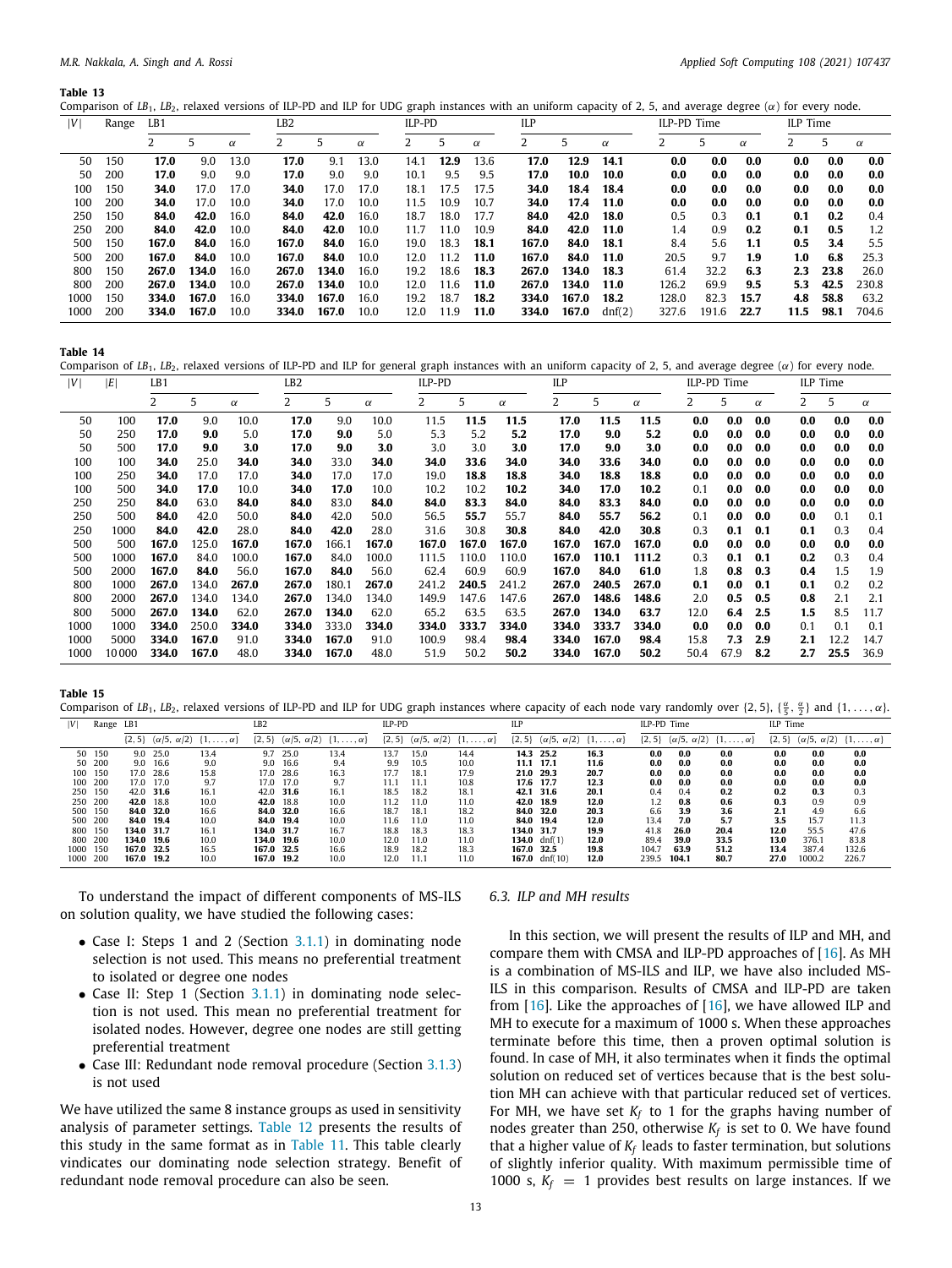**Table 13**
Comparison of $LB_1$, $LB_2$, relaxed versions of ILP-PD and ILP for UDG graph instances with an uniform capacity of 2, 5, and average degree ($\alpha$) for every node.

| $\|V\|$ | Range | LB1 | | | LB2 | | | ILP-PD | | | ILP | | | ILP-PD Time | | | ILP Time | | |
|---|---|---|---|---|---|---|---|---|---|---|---|---|---|---|---|---|---|---|---|
| | | 2 | 5 | $\alpha$ | 2 | 5 | $\alpha$ | 2 | 5 | $\alpha$ | 2 | 5 | $\alpha$ | 2 | 5 | $\alpha$ | 2 | 5 | $\alpha$ |
| 50 | 150 | **17.0** | 9.0 | 13.0 | **17.0** | 9.1 | 13.0 | 14.1 | **12.9** | 13.6 | **17.0** | **12.9** | **14.1** | **0.0** | **0.0** | **0.0** | **0.0** | **0.0** | **0.0** |
| 50 | 200 | **17.0** | 9.0 | 9.0 | **17.0** | 9.0 | 9.0 | 10.1 | 9.5 | 9.5 | **17.0** | **10.0** | **10.0** | **0.0** | **0.0** | **0.0** | **0.0** | **0.0** | **0.0** |
| 100 | 150 | **34.0** | 17.0 | 17.0 | **34.0** | 17.0 | 17.0 | 18.1 | 17.5 | 17.5 | **34.0** | **18.4** | **18.4** | **0.0** | **0.0** | **0.0** | **0.0** | **0.0** | **0.0** |
| 100 | 200 | **34.0** | 17.0 | 10.0 | **34.0** | 17.0 | 10.0 | 11.5 | 10.9 | 10.7 | **34.0** | **17.4** | **11.0** | **0.0** | **0.0** | **0.0** | **0.0** | **0.0** | **0.0** |
| 250 | 150 | **84.0** | **42.0** | 16.0 | **84.0** | **42.0** | 16.0 | 18.7 | 18.0 | 17.7 | **84.0** | **42.0** | **18.0** | 0.5 | 0.3 | **0.1** | **0.1** | **0.2** | 0.4 |
| 250 | 200 | **84.0** | **42.0** | 10.0 | **84.0** | **42.0** | 10.0 | 11.7 | 11.0 | 10.9 | **84.0** | **42.0** | **11.0** | 1.4 | 0.9 | **0.2** | **0.1** | **0.5** | 1.2 |
| 500 | 150 | **167.0** | **84.0** | 16.0 | **167.0** | **84.0** | 16.0 | 19.0 | 18.3 | **18.1** | **167.0** | **84.0** | **18.1** | 8.4 | 5.6 | **1.1** | **0.5** | **3.4** | 5.5 |
| 500 | 200 | **167.0** | **84.0** | 10.0 | **167.0** | **84.0** | 10.0 | 12.0 | 11.2 | **11.0** | **167.0** | **84.0** | **11.0** | 20.5 | 9.7 | **1.9** | **1.0** | **6.8** | 25.3 |
| 800 | 150 | **267.0** | **134.0** | 16.0 | **267.0** | **134.0** | 16.0 | 19.2 | 18.6 | **18.3** | **267.0** | **134.0** | **18.3** | 61.4 | 32.2 | **6.3** | **2.3** | **23.8** | 26.0 |
| 800 | 200 | **267.0** | **134.0** | 10.0 | **267.0** | **134.0** | 10.0 | 12.0 | 11.6 | **11.0** | **267.0** | **134.0** | **11.0** | 126.2 | 69.9 | **9.5** | **5.3** | **42.5** | 230.8 |
| 1000 | 150 | **334.0** | **167.0** | 16.0 | **334.0** | **167.0** | 16.0 | 19.2 | 18.7 | **18.2** | **334.0** | **167.0** | **18.2** | 128.0 | 82.3 | **15.7** | **4.8** | **58.8** | 63.2 |
| 1000 | 200 | **334.0** | **167.0** | 10.0 | **334.0** | **167.0** | 10.0 | 12.0 | 11.9 | **11.0** | **334.0** | **167.0** | dnf(2) | 327.6 | 191.6 | **22.7** | **11.5** | **98.1** | 704.6 |

**Table 14**
Comparison of $LB_1$, $LB_2$, relaxed versions of ILP-PD and ILP for general graph instances with an uniform capacity of 2, 5, and average degree ($\alpha$) for every node.

| $\|V\|$ | $\|E\|$ | LB1 | | | LB2 | | | ILP-PD | | | ILP | | | ILP-PD Time | | | ILP Time | | |
|---|---|---|---|---|---|---|---|---|---|---|---|---|---|---|---|---|---|---|---|
| | | 2 | 5 | $\alpha$ | 2 | 5 | $\alpha$ | 2 | 5 | $\alpha$ | 2 | 5 | $\alpha$ | 2 | 5 | $\alpha$ | 2 | 5 | $\alpha$ |
| 50 | 100 | **17.0** | 9.0 | 10.0 | **17.0** | 9.0 | 10.0 | 11.5 | **11.5** | **11.5** | **17.0** | **11.5** | **11.5** | **0.0** | **0.0** | **0.0** | **0.0** | **0.0** | **0.0** |
| 50 | 250 | **17.0** | **9.0** | 5.0 | **17.0** | **9.0** | 5.0 | 5.3 | 5.2 | **5.2** | **17.0** | **9.0** | **5.2** | **0.0** | **0.0** | **0.0** | **0.0** | **0.0** | **0.0** |
| 50 | 500 | **17.0** | **9.0** | **3.0** | **17.0** | **9.0** | **3.0** | 3.0 | 3.0 | **3.0** | **17.0** | **9.0** | **3.0** | **0.0** | **0.0** | **0.0** | **0.0** | **0.0** | **0.0** |
| 100 | 100 | **34.0** | 25.0 | **34.0** | **34.0** | 33.0 | **34.0** | **34.0** | **33.6** | **34.0** | **34.0** | **33.6** | **34.0** | **0.0** | **0.0** | **0.0** | **0.0** | **0.0** | **0.0** |
| 100 | 250 | **34.0** | 17.0 | 17.0 | **34.0** | 17.0 | 17.0 | 19.0 | **18.8** | **18.8** | **34.0** | **18.8** | **18.8** | **0.0** | **0.0** | **0.0** | **0.0** | **0.0** | **0.0** |
| 100 | 500 | **34.0** | **17.0** | 10.0 | **34.0** | **17.0** | 10.0 | 10.2 | 10.2 | **10.2** | **34.0** | **17.0** | **10.2** | 0.1 | **0.0** | **0.0** | **0.0** | **0.0** | **0.0** |
| 250 | 250 | **84.0** | 63.0 | **84.0** | **84.0** | 83.0 | **84.0** | **84.0** | **83.3** | **84.0** | **84.0** | **83.3** | **84.0** | **0.0** | **0.0** | **0.0** | **0.0** | **0.0** | **0.0** |
| 250 | 500 | **84.0** | 42.0 | 50.0 | **84.0** | 42.0 | 50.0 | 56.5 | **55.7** | 55.7 | **84.0** | **55.7** | **56.2** | 0.1 | **0.0** | **0.0** | **0.0** | 0.1 | 0.1 |
| 250 | 1000 | **84.0** | **42.0** | 28.0 | **84.0** | **42.0** | 28.0 | 31.6 | 30.8 | **30.8** | **84.0** | **42.0** | **30.8** | 0.3 | **0.1** | **0.1** | **0.1** | 0.3 | 0.4 |
| 500 | 500 | **167.0** | 125.0 | **167.0** | **167.0** | 166.1 | **167.0** | **167.0** | **167.0** | **167.0** | **167.0** | **167.0** | **167.0** | **0.0** | **0.0** | **0.0** | **0.0** | **0.0** | **0.0** |
| 500 | 1000 | **167.0** | 84.0 | 100.0 | **167.0** | 84.0 | 100.0 | 111.5 | 110.0 | 110.0 | **167.0** | **110.1** | **111.2** | 0.3 | **0.1** | **0.1** | **0.2** | 0.3 | 0.4 |
| 500 | 2000 | **167.0** | **84.0** | 56.0 | **167.0** | **84.0** | 56.0 | 62.4 | 60.9 | 60.9 | **167.0** | **84.0** | **61.0** | 1.8 | **0.8** | **0.3** | **0.4** | 1.5 | 1.9 |
| 800 | 1000 | **267.0** | 134.0 | **267.0** | **267.0** | 180.1 | **267.0** | 241.2 | **240.5** | 241.2 | **267.0** | **240.5** | **267.0** | **0.1** | **0.0** | **0.1** | **0.1** | 0.2 | 0.2 |
| 800 | 2000 | **267.0** | 134.0 | 134.0 | **267.0** | 134.0 | 134.0 | 149.9 | 147.6 | 147.6 | **267.0** | **148.6** | **148.6** | 2.0 | **0.5** | **0.5** | **0.8** | 2.1 | 2.1 |
| 800 | 5000 | **267.0** | **134.0** | 62.0 | **267.0** | **134.0** | 62.0 | 65.2 | 63.5 | 63.5 | **267.0** | **134.0** | **63.7** | 12.0 | **6.4** | **2.5** | **1.5** | 8.5 | 11.7 |
| 1000 | 1000 | **334.0** | 250.0 | **334.0** | **334.0** | 333.0 | **334.0** | **334.0** | **333.7** | **334.0** | **334.0** | **333.7** | **334.0** | **0.0** | **0.0** | **0.0** | 0.1 | 0.1 | 0.1 |
| 1000 | 5000 | **334.0** | **167.0** | 91.0 | **334.0** | **167.0** | 91.0 | 100.9 | 98.4 | **98.4** | **334.0** | **167.0** | **98.4** | 15.8 | **7.3** | **2.9** | **2.1** | 12.2 | 14.7 |
| 1000 | 10 000 | **334.0** | **167.0** | 48.0 | **334.0** | **167.0** | 48.0 | 51.9 | 50.2 | **50.2** | **334.0** | **167.0** | **50.2** | 50.4 | 67.9 | **8.2** | **2.7** | **25.5** | 36.9 |

**Table 15**
Comparison of $LB_1$, $LB_2$, relaxed versions of ILP-PD and ILP for UDG graph instances where capacity of each node vary randomly over $\{2, 5\}$, $\{\frac{\alpha}{5}, \frac{\alpha}{2}\}$ and $\{1, \ldots, \alpha\}$.

| $\|V\|$ | Range | LB1 | | | LB2 | | | ILP-PD | | | ILP | | | ILP-PD Time | | | ILP Time | | |
|---|---|---|---|---|---|---|---|---|---|---|---|---|---|---|---|---|---|---|---|
| | | {2, 5} | {$\alpha$/5, $\alpha$/2} | {1, ..., $\alpha$} | {2, 5} | {$\alpha$/5, $\alpha$/2} | {1, ..., $\alpha$} | {2, 5} | {$\alpha$/5, $\alpha$/2} | {1, ..., $\alpha$} | {2, 5} | {$\alpha$/5, $\alpha$/2} | {1, ..., $\alpha$} | {2, 5} | {$\alpha$/5, $\alpha$/2} | {1, ..., $\alpha$} | {2, 5} | {$\alpha$/5, $\alpha$/2} | {1, ..., $\alpha$} |
| 50 | 150 | 9.0 | 25.0 | 13.4 | 9.7 | 25.0 | 13.4 | 13.7 | 15.0 | 14.4 | **14.3** | **25.2** | **16.3** | **0.0** | **0.0** | **0.0** | **0.0** | **0.0** | **0.0** |
| 50 | 200 | 9.0 | 16.6 | 9.0 | 9.0 | 16.6 | 9.4 | 9.9 | 10.5 | 10.0 | **11.1** | **17.1** | **11.6** | **0.0** | **0.0** | **0.0** | **0.0** | **0.0** | **0.0** |
| 100 | 150 | 17.0 | 28.6 | 15.8 | 17.0 | 28.6 | 16.3 | 17.7 | 18.1 | 17.9 | **21.0** | **29.3** | **20.7** | **0.0** | **0.0** | **0.0** | **0.0** | **0.0** | **0.0** |
| 100 | 200 | 17.0 | 17.0 | 9.7 | 17.0 | 17.0 | 9.7 | 11.1 | 11.1 | 10.8 | **17.6** | **17.7** | **12.3** | **0.0** | **0.0** | **0.0** | **0.0** | **0.0** | **0.0** |
| 250 | 150 | 42.0 | **31.6** | 16.1 | 42.0 | **31.6** | 16.1 | 18.5 | 18.2 | 18.1 | **42.1** | **31.6** | **20.1** | 0.4 | 0.4 | **0.2** | **0.2** | **0.3** | 0.3 |
| 250 | 200 | **42.0** | 18.8 | 10.0 | **42.0** | 18.8 | 10.0 | 11.2 | 11.0 | 11.0 | **42.0** | **18.9** | **12.0** | 1.2 | **0.8** | **0.6** | **0.3** | 0.9 | 0.9 |
| 500 | 150 | **84.0** | **32.0** | 16.6 | **84.0** | **32.0** | 16.6 | 18.7 | 18.1 | 18.2 | **84.0** | **32.0** | **20.3** | 6.6 | **3.9** | **3.6** | **2.1** | 4.9 | 6.6 |
| 500 | 200 | **84.0** | **19.4** | 10.0 | **84.0** | **19.4** | 10.0 | 11.6 | 11.0 | 11.0 | **84.0** | **19.4** | **12.0** | 13.4 | **7.0** | **5.7** | **3.5** | 15.7 | 11.3 |
| 800 | 150 | **134.0** | **31.7** | 16.1 | **134.0** | **31.7** | 16.7 | 18.8 | 18.3 | 18.3 | **134.0** | **31.7** | **19.9** | 41.8 | **26.0** | **20.4** | **12.0** | 55.5 | 47.6 |
| 800 | 200 | **134.0** | **19.6** | 10.0 | **134.0** | **19.6** | 10.0 | 12.0 | 11.0 | 11.0 | **134.0** | dnf(1) | **12.0** | 89.4 | **39.0** | **33.5** | **13.0** | 376.1 | 83.8 |
| 1000 | 150 | **167.0** | **32.5** | 16.5 | **167.0** | **32.5** | 16.6 | 18.9 | 18.2 | 18.3 | **167.0** | **32.5** | **19.8** | 104.7 | **63.9** | **51.2** | **13.4** | 387.4 | 132.6 |
| 1000 | 200 | **167.0** | **19.2** | 10.0 | **167.0** | **19.2** | 10.0 | 12.0 | 11.1 | 11.0 | **167.0** | dnf(10) | **12.0** | 239.5 | **104.1** | **80.7** | **27.0** | 1000.2 | 226.7 |

To understand the impact of different components of MS-ILS on solution quality, we have studied the following cases:

- Case I: Steps 1 and 2 (Section 3.1.1) in dominating node selection is not used. This means no preferential treatment to isolated or degree one nodes
- Case II: Step 1 (Section 3.1.1) in dominating node selection is not used. This mean no preferential treatment for isolated nodes. However, degree one nodes are still getting preferential treatment
- Case III: Redundant node removal procedure (Section 3.1.3) is not used

We have utilized the same 8 instance groups as used in sensitivity analysis of parameter settings. Table 12 presents the results of this study in the same format as in Table 11. This table clearly vindicates our dominating node selection strategy. Benefit of redundant node removal procedure can also be seen.

### 6.3. ILP and MH results

In this section, we will present the results of ILP and MH, and compare them with CMSA and ILP-PD approaches of [16]. As MH is a combination of MS-ILS and ILP, we have also included MS-ILS in this comparison. Results of CMSA and ILP-PD are taken from [16]. Like the approaches of [16], we have allowed ILP and MH to execute for a maximum of 1000 s. When these approaches terminate before this time, then a proven optimal solution is found. In case of MH, it also terminates when it finds the optimal solution on reduced set of vertices because that is the best solution MH can achieve with that particular reduced set of vertices. For MH, we have set $K_f$ to 1 for the graphs having number of nodes greater than 250, otherwise $K_f$ is set to 0. We have found that a higher value of $K_f$ leads to faster termination, but solutions of slightly inferior quality. With maximum permissible time of 1000 s, $K_f = 1$ provides best results on large instances. If we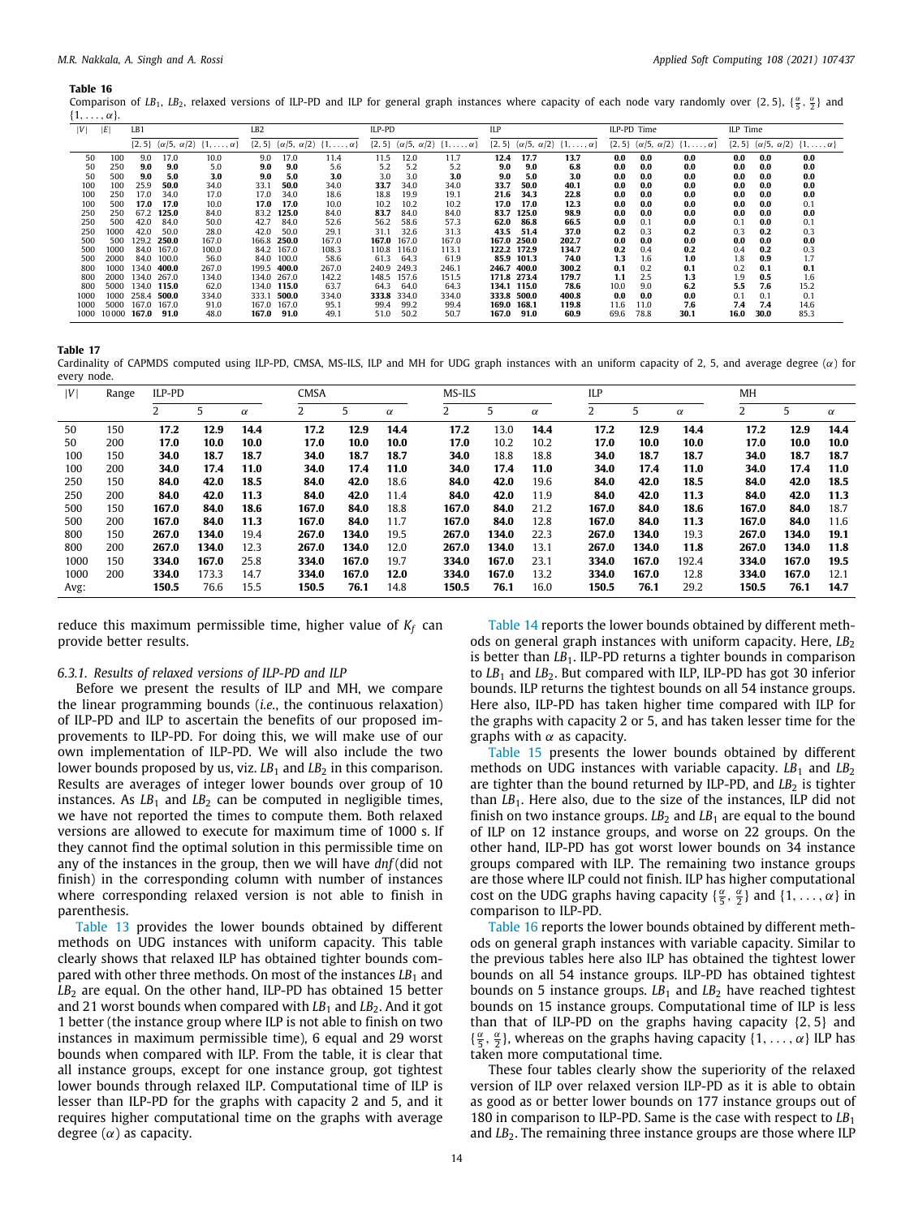**Table 16**
Comparison of $LB_1$, $LB_2$, relaxed versions of ILP-PD and ILP for general graph instances where capacity of each node vary randomly over $\{2, 5\}$, $\{\frac{\alpha}{5}, \frac{\alpha}{2}\}$ and $\{1, \ldots, \alpha\}$.

| $\|V\|$ | $\|E\|$ | LB1 | | | LB2 | | | ILP-PD | | | ILP | | | ILP-PD Time | | | ILP Time | | |
|---|---|---|---|---|---|---|---|---|---|---|---|---|---|---|---|---|---|---|---|
| | | {2, 5} | {α/5, α/2} | {1, ..., α} | {2, 5} | {α/5, α/2} | {1, ..., α} | {2, 5} | {α/5, α/2} | {1, ..., α} | {2, 5} | {α/5, α/2} | {1, ..., α} | {2, 5} | {α/5, α/2} | {1, ..., α} | {2, 5} | {α/5, α/2} | {1, ..., α} |
| 50 | 100 | 9.0 | 17.0 | 10.0 | 9.0 | 17.0 | 11.4 | 11.5 | 12.0 | 11.7 | **12.4** | **17.7** | **13.7** | **0.0** | **0.0** | **0.0** | **0.0** | **0.0** | **0.0** |
| 50 | 250 | **9.0** | **9.0** | 5.0 | **9.0** | **9.0** | 5.6 | 5.2 | 5.2 | 5.2 | **9.0** | **9.0** | **6.8** | **0.0** | **0.0** | **0.0** | **0.0** | **0.0** | **0.0** |
| 50 | 500 | **9.0** | **5.0** | **3.0** | **9.0** | **5.0** | **3.0** | 3.0 | 3.0 | **3.0** | **9.0** | **5.0** | **3.0** | **0.0** | **0.0** | **0.0** | **0.0** | **0.0** | **0.0** |
| 100 | 100 | 25.9 | **50.0** | 34.0 | 33.1 | **50.0** | 34.0 | **33.7** | 34.0 | 34.0 | **33.7** | **50.0** | **40.1** | **0.0** | **0.0** | **0.0** | **0.0** | **0.0** | **0.0** |
| 100 | 250 | 17.0 | 34.0 | 17.0 | 17.0 | 34.0 | 18.6 | 18.8 | 19.9 | 19.1 | **21.6** | **34.3** | **22.8** | **0.0** | **0.0** | **0.0** | **0.0** | **0.0** | **0.0** |
| 100 | 500 | **17.0** | **17.0** | 10.0 | **17.0** | **17.0** | 10.0 | 10.2 | 10.2 | 10.2 | 17.0 | **17.0** | **12.3** | **0.0** | **0.0** | **0.0** | **0.0** | **0.0** | 0.1 |
| 250 | 250 | 67.2 | **125.0** | 84.0 | 83.2 | **125.0** | 84.0 | **83.7** | 84.0 | 84.0 | **83.7** | **125.0** | **98.9** | **0.0** | **0.0** | **0.0** | **0.0** | **0.0** | **0.0** |
| 250 | 500 | 42.0 | 84.0 | 50.0 | 42.7 | 84.0 | 52.6 | 56.2 | 58.6 | 57.3 | **62.0** | **86.8** | **66.5** | **0.0** | 0.1 | **0.0** | 0.1 | **0.0** | 0.1 |
| 250 | 1000 | 42.0 | 50.0 | 28.0 | 42.0 | 50.0 | 29.1 | 31.1 | 32.6 | 31.3 | **43.5** | **51.4** | **37.0** | **0.2** | 0.3 | **0.2** | 0.3 | **0.2** | 0.3 |
| 500 | 500 | 129.2 | **250.0** | 167.0 | 166.8 | **250.0** | 167.0 | **167.0** | 167.0 | 167.0 | **167.0** | **250.0** | **202.7** | **0.0** | **0.0** | **0.0** | **0.0** | **0.0** | **0.0** |
| 500 | 1000 | 84.0 | 167.0 | 100.0 | 84.2 | 167.0 | 108.3 | 110.8 | 116.0 | 113.1 | **122.2** | **172.9** | **134.7** | **0.2** | 0.4 | **0.2** | 0.4 | **0.2** | 0.3 |
| 500 | 2000 | 84.0 | 100.0 | 56.0 | 84.0 | 100.0 | 58.6 | 61.3 | 64.3 | 61.9 | **85.9** | **101.3** | **74.0** | **1.3** | 1.6 | **1.0** | 1.8 | **0.9** | 1.7 |
| 800 | 1000 | 134.0 | **400.0** | 267.0 | 199.5 | **400.0** | 267.0 | 240.9 | 249.3 | 246.1 | **246.7** | **400.0** | **300.2** | **0.1** | 0.2 | **0.1** | 0.2 | **0.1** | **0.1** |
| 800 | 2000 | 134.0 | 267.0 | 134.0 | 134.0 | 267.0 | 142.2 | 148.5 | 157.6 | 151.5 | **171.8** | **273.4** | **179.7** | **1.1** | 2.5 | **1.3** | 1.9 | **0.5** | 1.6 |
| 800 | 5000 | 134.0 | **115.0** | 62.0 | 134.0 | **115.0** | 63.7 | 64.3 | 64.0 | 64.3 | **134.1** | **115.0** | **78.6** | 10.0 | 9.0 | **6.2** | **5.5** | **7.6** | 15.2 |
| 1000 | 1000 | 258.4 | **500.0** | 334.0 | 333.1 | **500.0** | 334.0 | **333.8** | 334.0 | 334.0 | **333.8** | **500.0** | **400.8** | **0.0** | **0.0** | **0.0** | 0.1 | 0.1 | 0.1 |
| 1000 | 5000 | 167.0 | 167.0 | 91.0 | 167.0 | 167.0 | 95.1 | 99.4 | 99.2 | 99.4 | **169.0** | **168.1** | **119.8** | 11.6 | 11.0 | **7.6** | **7.4** | **7.4** | 14.6 |
| 1000 | 10000 | **167.0** | **91.0** | 48.0 | **167.0** | **91.0** | 49.1 | 51.0 | 50.2 | 50.7 | **167.0** | **91.0** | **60.9** | 69.6 | 78.8 | **30.1** | **16.0** | **30.0** | 85.3 |

**Table 17**
Cardinality of CAPMDS computed using ILP-PD, CMSA, MS-ILS, ILP and MH for UDG graph instances with an uniform capacity of 2, 5, and average degree ($\alpha$) for every node.

| $\|V\|$ | Range | ILP-PD | | | CMSA | | | MS-ILS | | | ILP | | | MH | | |
|---|---|---|---|---|---|---|---|---|---|---|---|---|---|---|---|---|
| | | 2 | 5 | $\alpha$ | 2 | 5 | $\alpha$ | 2 | 5 | $\alpha$ | 2 | 5 | $\alpha$ | 2 | 5 | $\alpha$ |
| 50 | 150 | **17.2** | **12.9** | **14.4** | **17.2** | **12.9** | **14.4** | **17.2** | 13.0 | **14.4** | **17.2** | **12.9** | **14.4** | **17.2** | **12.9** | **14.4** |
| 50 | 200 | **17.0** | **10.0** | **10.0** | **17.0** | **10.0** | **10.0** | **17.0** | 10.2 | 10.2 | **17.0** | **10.0** | **10.0** | **17.0** | **10.0** | **10.0** |
| 100 | 150 | **34.0** | **18.7** | **18.7** | **34.0** | **18.7** | **18.7** | **34.0** | 18.8 | 18.8 | **34.0** | **18.7** | **18.7** | **34.0** | **18.7** | **18.7** |
| 100 | 200 | **34.0** | **17.4** | **11.0** | **34.0** | **17.4** | **11.0** | **34.0** | **17.4** | **11.0** | **34.0** | **17.4** | **11.0** | **34.0** | **17.4** | **11.0** |
| 250 | 150 | **84.0** | **42.0** | **18.5** | **84.0** | **42.0** | 18.6 | **84.0** | **42.0** | 19.6 | **84.0** | **42.0** | **18.5** | **84.0** | **42.0** | **18.5** |
| 250 | 200 | **84.0** | **42.0** | **11.3** | **84.0** | **42.0** | 11.4 | **84.0** | **42.0** | 11.9 | **84.0** | **42.0** | **11.3** | **84.0** | **42.0** | **11.3** |
| 500 | 150 | **167.0** | **84.0** | **18.6** | **167.0** | **84.0** | 18.8 | **167.0** | **84.0** | 21.2 | **167.0** | **84.0** | **18.6** | **167.0** | **84.0** | 18.7 |
| 500 | 200 | **167.0** | **84.0** | **11.3** | **167.0** | **84.0** | 11.7 | **167.0** | **84.0** | 12.8 | **167.0** | **84.0** | **11.3** | **167.0** | **84.0** | 11.6 |
| 800 | 150 | **267.0** | **134.0** | 19.4 | **267.0** | **134.0** | 19.5 | **267.0** | **134.0** | 22.3 | **267.0** | **134.0** | 19.3 | **267.0** | **134.0** | **19.1** |
| 800 | 200 | **267.0** | **134.0** | 12.3 | **267.0** | **134.0** | 12.0 | **267.0** | **134.0** | 13.1 | **267.0** | **134.0** | **11.8** | **267.0** | **134.0** | **11.8** |
| 1000 | 150 | **334.0** | **167.0** | 25.8 | **334.0** | **167.0** | 19.7 | **334.0** | **167.0** | 23.1 | **334.0** | **167.0** | 192.4 | **334.0** | **167.0** | **19.5** |
| 1000 | 200 | **334.0** | 173.3 | 14.7 | **334.0** | **167.0** | **12.0** | **334.0** | **167.0** | 13.2 | **334.0** | **167.0** | 12.8 | **334.0** | **167.0** | 12.1 |
| Avg: | | **150.5** | 76.6 | 15.5 | **150.5** | **76.1** | 14.8 | **150.5** | **76.1** | 16.0 | **150.5** | **76.1** | 29.2 | **150.5** | **76.1** | **14.7** |

reduce this maximum permissible time, higher value of $K_f$ can provide better results.

#### 6.3.1. Results of relaxed versions of ILP-PD and ILP

Before we present the results of ILP and MH, we compare the linear programming bounds (*i.e.*, the continuous relaxation) of ILP-PD and ILP to ascertain the benefits of our proposed improvements to ILP-PD. For doing this, we will make use of our own implementation of ILP-PD. We will also include the two lower bounds proposed by us, viz. $LB_1$ and $LB_2$ in this comparison. Results are averages of integer lower bounds over group of 10 instances. As $LB_1$ and $LB_2$ can be computed in negligible times, we have not reported the times to compute them. Both relaxed versions are allowed to execute for maximum time of 1000 s. If they cannot find the optimal solution in this permissible time on any of the instances in the group, then we will have *dnf*(did not finish) in the corresponding column with number of instances where corresponding relaxed version is not able to finish in parenthesis.

Table 13 provides the lower bounds obtained by different methods on UDG instances with uniform capacity. This table clearly shows that relaxed ILP has obtained tighter bounds compared with other three methods. On most of the instances $LB_1$ and $LB_2$ are equal. On the other hand, ILP-PD has obtained 15 better and 21 worst bounds when compared with $LB_1$ and $LB_2$. And it got 1 better (the instance group where ILP is not able to finish on two instances in maximum permissible time), 6 equal and 29 worst bounds when compared with ILP. From the table, it is clear that all instance groups, except for one instance group, got tightest lower bounds through relaxed ILP. Computational time of ILP is lesser than ILP-PD for the graphs with capacity 2 and 5, and it requires higher computational time on the graphs with average degree ($\alpha$) as capacity.

Table 14 reports the lower bounds obtained by different methods on general graph instances with uniform capacity. Here, $LB_2$ is better than $LB_1$. ILP-PD returns a tighter bounds in comparison to $LB_1$ and $LB_2$. But compared with ILP, ILP-PD has got 30 inferior bounds. ILP returns the tightest bounds on all 54 instance groups. Here also, ILP-PD has taken higher time compared with ILP for the graphs with capacity 2 or 5, and has taken lesser time for the graphs with $\alpha$ as capacity.

Table 15 presents the lower bounds obtained by different methods on UDG instances with variable capacity. $LB_1$ and $LB_2$ are tighter than the bound returned by ILP-PD, and $LB_2$ is tighter than $LB_1$. Here also, due to the size of the instances, ILP did not finish on two instance groups. $LB_2$ and $LB_1$ are equal to the bound of ILP on 12 instance groups, and worse on 22 groups. On the other hand, ILP-PD has got worst lower bounds on 34 instance groups compared with ILP. The remaining two instance groups are those where ILP could not finish. ILP has higher computational cost on the UDG graphs having capacity $\{\frac{\alpha}{5}, \frac{\alpha}{2}\}$ and $\{1, \ldots, \alpha\}$ in comparison to ILP-PD.

Table 16 reports the lower bounds obtained by different methods on general graph instances with variable capacity. Similar to the previous tables here also ILP has obtained the tightest lower bounds on all 54 instance groups. ILP-PD has obtained tightest bounds on 5 instance groups. $LB_1$ and $LB_2$ have reached tightest bounds on 15 instance groups. Computational time of ILP is less than that of ILP-PD on the graphs having capacity $\{2, 5\}$ and $\{\frac{\alpha}{5}, \frac{\alpha}{2}\}$, whereas on the graphs having capacity $\{1, \ldots, \alpha\}$ ILP has taken more computational time.

These four tables clearly show the superiority of the relaxed version of ILP over relaxed version ILP-PD as it is able to obtain as good as or better lower bounds on 177 instance groups out of 180 in comparison to ILP-PD. Same is the case with respect to $LB_1$ and $LB_2$. The remaining three instance groups are those where ILP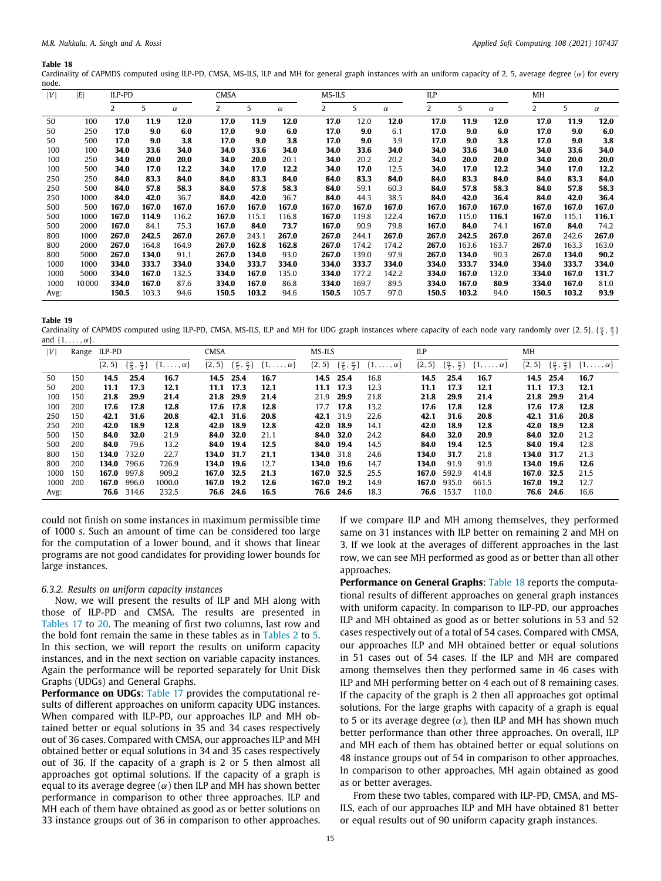**Table 18**
Cardinality of CAPMDS computed using ILP-PD, CMSA, MS-ILS, ILP and MH for general graph instances with an uniform capacity of 2, 5, average degree ($\alpha$) for every node.

| $\|V\|$ | $\|E\|$ | ILP-PD | | | CMSA | | | MS-ILS | | | ILP | | | MH | | |
|---|---|---|---|---|---|---|---|---|---|---|---|---|---|---|---|---|
| | | 2 | 5 | $\alpha$ | 2 | 5 | $\alpha$ | 2 | 5 | $\alpha$ | 2 | 5 | $\alpha$ | 2 | 5 | $\alpha$ |
| 50 | 100 | **17.0** | **11.9** | **12.0** | **17.0** | **11.9** | **12.0** | **17.0** | 12.0 | **12.0** | **17.0** | **11.9** | **12.0** | **17.0** | **11.9** | **12.0** |
| 50 | 250 | **17.0** | **9.0** | **6.0** | **17.0** | **9.0** | **6.0** | **17.0** | **9.0** | 6.1 | **17.0** | **9.0** | **6.0** | **17.0** | **9.0** | **6.0** |
| 50 | 500 | **17.0** | **9.0** | **3.8** | **17.0** | **9.0** | **3.8** | **17.0** | **9.0** | 3.9 | **17.0** | **9.0** | **3.8** | **17.0** | **9.0** | **3.8** |
| 100 | 100 | **34.0** | **33.6** | **34.0** | **34.0** | **33.6** | **34.0** | **34.0** | **33.6** | **34.0** | **34.0** | **33.6** | **34.0** | **34.0** | **33.6** | **34.0** |
| 100 | 250 | **34.0** | **20.0** | **20.0** | **34.0** | **20.0** | 20.1 | **34.0** | 20.2 | 20.2 | **34.0** | **20.0** | **20.0** | **34.0** | **20.0** | **20.0** |
| 100 | 500 | **34.0** | **17.0** | **12.2** | **34.0** | **17.0** | **12.2** | **34.0** | **17.0** | 12.5 | **34.0** | **17.0** | **12.2** | **34.0** | **17.0** | **12.2** |
| 250 | 250 | **84.0** | **83.3** | **84.0** | **84.0** | **83.3** | **84.0** | **84.0** | **83.3** | **84.0** | **84.0** | **83.3** | **84.0** | **84.0** | **83.3** | **84.0** |
| 250 | 500 | **84.0** | **57.8** | **58.3** | **84.0** | **57.8** | **58.3** | **84.0** | 59.1 | 60.3 | **84.0** | **57.8** | **58.3** | **84.0** | **57.8** | **58.3** |
| 250 | 1000 | **84.0** | **42.0** | 36.7 | **84.0** | **42.0** | 36.7 | **84.0** | 44.3 | 38.5 | **84.0** | **42.0** | **36.4** | **84.0** | **42.0** | **36.4** |
| 500 | 500 | **167.0** | **167.0** | **167.0** | **167.0** | **167.0** | **167.0** | **167.0** | **167.0** | **167.0** | **167.0** | **167.0** | **167.0** | **167.0** | **167.0** | **167.0** |
| 500 | 1000 | **167.0** | **114.9** | 116.2 | **167.0** | 115.1 | 116.8 | **167.0** | 119.8 | 122.4 | **167.0** | 115.0 | **116.1** | **167.0** | 115.1 | **116.1** |
| 500 | 2000 | **167.0** | 84.1 | 75.3 | **167.0** | **84.0** | **73.7** | **167.0** | 90.9 | 79.8 | **167.0** | **84.0** | 74.1 | **167.0** | **84.0** | 74.2 |
| 800 | 1000 | **267.0** | **242.5** | **267.0** | **267.0** | 243.1 | **267.0** | **267.0** | 244.1 | **267.0** | **267.0** | **242.5** | **267.0** | **267.0** | 242.6 | **267.0** |
| 800 | 2000 | **267.0** | 164.8 | 164.9 | **267.0** | **162.8** | **162.8** | **267.0** | 174.2 | 174.2 | **267.0** | 163.6 | 163.7 | **267.0** | 163.3 | 163.0 |
| 800 | 5000 | **267.0** | **134.0** | 91.1 | **267.0** | **134.0** | 93.0 | **267.0** | 139.0 | 97.9 | **267.0** | **134.0** | 90.3 | **267.0** | **134.0** | **90.2** |
| 1000 | 1000 | **334.0** | **333.7** | **334.0** | **334.0** | **333.7** | **334.0** | **334.0** | **333.7** | **334.0** | **334.0** | **333.7** | **334.0** | **334.0** | **333.7** | **334.0** |
| 1000 | 5000 | **334.0** | **167.0** | 132.5 | **334.0** | **167.0** | 135.0 | **334.0** | 177.2 | 142.2 | **334.0** | **167.0** | 132.0 | **334.0** | **167.0** | **131.7** |
| 1000 | 10000 | **334.0** | **167.0** | 87.6 | **334.0** | **167.0** | 86.8 | **334.0** | 169.7 | 89.5 | **334.0** | **167.0** | 80.9 | **334.0** | **167.0** | 81.0 |
| Avg: | | **150.5** | 103.3 | 94.6 | **150.5** | **103.2** | 94.6 | **150.5** | 105.7 | 97.0 | **150.5** | **103.2** | 94.0 | **150.5** | **103.2** | **93.9** |

**Table 19**
Cardinality of CAPMDS computed using ILP-PD, CMSA, MS-ILS, ILP and MH for UDG graph instances where capacity of each node vary randomly over {2, 5}, $\{\frac{\alpha}{5}, \frac{\alpha}{2}\}$ and $\{1, \ldots, \alpha\}$.

| $\|V\|$ | Range | ILP-PD | | | CMSA | | | MS-ILS | | | ILP | | | MH | | |
|---|---|---|---|---|---|---|---|---|---|---|---|---|---|---|---|---|
| | | {2, 5} | $\{\frac{\alpha}{5}, \frac{\alpha}{2}\}$ | $\{1, \ldots, \alpha\}$ | {2, 5} | $\{\frac{\alpha}{5}, \frac{\alpha}{2}\}$ | $\{1, \ldots, \alpha\}$ | {2, 5} | $\{\frac{\alpha}{5}, \frac{\alpha}{2}\}$ | $\{1, \ldots, \alpha\}$ | {2, 5} | $\{\frac{\alpha}{5}, \frac{\alpha}{2}\}$ | $\{1, \ldots, \alpha\}$ | {2, 5} | $\{\frac{\alpha}{5}, \frac{\alpha}{2}\}$ | $\{1, \ldots, \alpha\}$ |
| 50 | 150 | **14.5** | **25.4** | **16.7** | **14.5** | **25.4** | **16.7** | **14.5** | **25.4** | 16.8 | **14.5** | **25.4** | **16.7** | **14.5** | **25.4** | **16.7** |
| 50 | 200 | **11.1** | **17.3** | **12.1** | **11.1** | **17.3** | **12.1** | **11.1** | **17.3** | 12.3 | **11.1** | **17.3** | **12.1** | **11.1** | **17.3** | **12.1** |
| 100 | 150 | **21.8** | **29.9** | **21.4** | **21.8** | **29.9** | **21.4** | 21.9 | **29.9** | 21.8 | **21.8** | **29.9** | **21.4** | **21.8** | **29.9** | **21.4** |
| 100 | 200 | **17.6** | **17.8** | **12.8** | **17.6** | **17.8** | **12.8** | 17.7 | **17.8** | 13.2 | **17.6** | **17.8** | **12.8** | **17.6** | **17.8** | **12.8** |
| 250 | 150 | **42.1** | **31.6** | **20.8** | **42.1** | **31.6** | **20.8** | **42.1** | 31.9 | 22.6 | **42.1** | **31.6** | **20.8** | **42.1** | **31.6** | **20.8** |
| 250 | 200 | **42.0** | **18.9** | **12.8** | **42.0** | **18.9** | **12.8** | **42.0** | **18.9** | 14.1 | **42.0** | **18.9** | **12.8** | **42.0** | **18.9** | **12.8** |
| 500 | 150 | **84.0** | **32.0** | 21.9 | **84.0** | **32.0** | 21.1 | **84.0** | **32.0** | 24.2 | **84.0** | **32.0** | **20.9** | **84.0** | **32.0** | 21.2 |
| 500 | 200 | **84.0** | 79.6 | 13.2 | **84.0** | **19.4** | **12.5** | **84.0** | **19.4** | 14.5 | **84.0** | **19.4** | **12.5** | **84.0** | **19.4** | 12.8 |
| 800 | 150 | **134.0** | 732.0 | 22.7 | **134.0** | **31.7** | **21.1** | **134.0** | 31.8 | 24.6 | **134.0** | **31.7** | 21.8 | **134.0** | **31.7** | 21.3 |
| 800 | 200 | **134.0** | 796.6 | 726.9 | **134.0** | **19.6** | 12.7 | **134.0** | **19.6** | 14.7 | **134.0** | 91.9 | 91.9 | **134.0** | **19.6** | **12.6** |
| 1000 | 150 | **167.0** | 997.8 | 909.2 | **167.0** | **32.5** | **21.3** | **167.0** | **32.5** | 25.5 | **167.0** | 592.9 | 414.8 | **167.0** | **32.5** | 21.5 |
| 1000 | 200 | **167.0** | 996.0 | 1000.0 | **167.0** | **19.2** | **12.6** | **167.0** | **19.2** | 14.9 | **167.0** | 935.0 | 661.5 | **167.0** | **19.2** | 12.7 |
| Avg: | | **76.6** | 314.6 | 232.5 | **76.6** | **24.6** | **16.5** | **76.6** | **24.6** | 18.3 | **76.6** | 153.7 | 110.0 | **76.6** | **24.6** | 16.6 |

could not finish on some instances in maximum permissible time of 1000 s. Such an amount of time can be considered too large for the computation of a lower bound, and it shows that linear programs are not good candidates for providing lower bounds for large instances.

#### 6.3.2. Results on uniform capacity instances

Now, we will present the results of ILP and MH along with those of ILP-PD and CMSA. The results are presented in Tables 17 to 20. The meaning of first two columns, last row and the bold font remain the same in these tables as in Tables 2 to 5. In this section, we will report the results on uniform capacity instances, and in the next section on variable capacity instances. Again the performance will be reported separately for Unit Disk Graphs (UDGs) and General Graphs.

**Performance on UDGs**: Table 17 provides the computational results of different approaches on uniform capacity UDG instances. When compared with ILP-PD, our approaches ILP and MH obtained better or equal solutions in 35 and 34 cases respectively out of 36 cases. Compared with CMSA, our approaches ILP and MH obtained better or equal solutions in 34 and 35 cases respectively out of 36. If the capacity of a graph is 2 or 5 then almost all approaches got optimal solutions. If the capacity of a graph is equal to its average degree ($\alpha$) then ILP and MH has shown better performance in comparison to other three approaches. ILP and MH each of them have obtained as good as or better solutions on 33 instance groups out of 36 in comparison to other approaches. If we compare ILP and MH among themselves, they performed same on 31 instances with ILP better on remaining 2 and MH on 3. If we look at the averages of different approaches in the last row, we can see MH performed as good as or better than all other approaches.

**Performance on General Graphs**: Table 18 reports the computational results of different approaches on general graph instances with uniform capacity. In comparison to ILP-PD, our approaches ILP and MH obtained as good as or better solutions in 53 and 52 cases respectively out of a total of 54 cases. Compared with CMSA, our approaches ILP and MH obtained better or equal solutions in 51 cases out of 54 cases. If the ILP and MH are compared among themselves then they performed same in 46 cases with ILP and MH performing better on 4 each out of 8 remaining cases. If the capacity of the graph is 2 then all approaches got optimal solutions. For the large graphs with capacity of a graph is equal to 5 or its average degree ($\alpha$), then ILP and MH has shown much better performance than other three approaches. On overall, ILP and MH each of them has obtained better or equal solutions on 48 instance groups out of 54 in comparison to other approaches. In comparison to other approaches, MH again obtained as good as or better averages.

From these two tables, compared with ILP-PD, CMSA, and MS-ILS, each of our approaches ILP and MH have obtained 81 better or equal results out of 90 uniform capacity graph instances.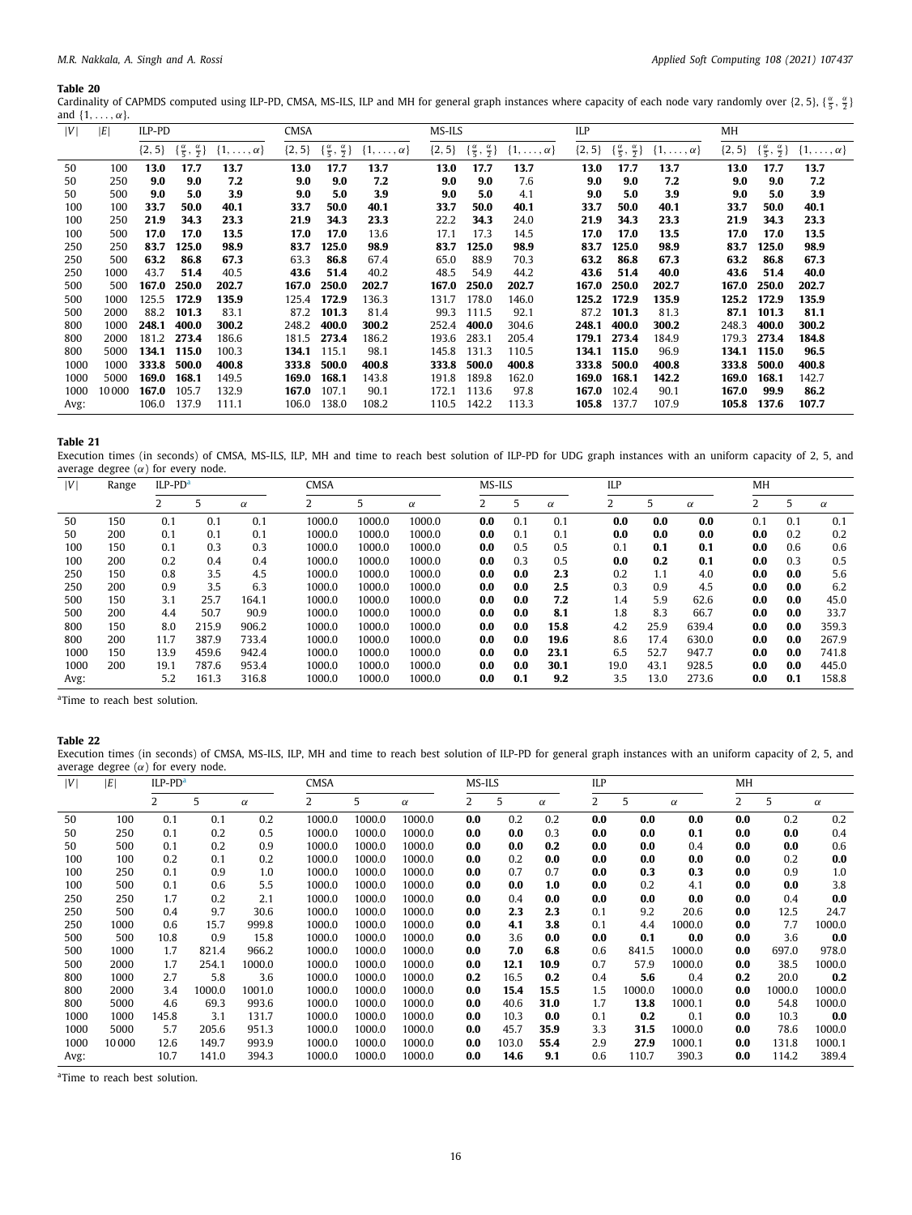**Table 20**
Cardinality of CAPMDS computed using ILP-PD, CMSA, MS-ILS, ILP and MH for general graph instances where capacity of each node vary randomly over $\{2, 5\}$, $\{\frac{\alpha}{5}, \frac{\alpha}{2}\}$ and $\{1, \ldots, \alpha\}$.

| $\|V\|$ | $\|E\|$ | ILP-PD | | | CMSA | | | MS-ILS | | | ILP | | | MH | | |
|---|---|---|---|---|---|---|---|---|---|---|---|---|---|---|---|---|
| | | $\{2, 5\}$ | $\{\frac{\alpha}{5}, \frac{\alpha}{2}\}$ | $\{1, \ldots, \alpha\}$ | $\{2, 5\}$ | $\{\frac{\alpha}{5}, \frac{\alpha}{2}\}$ | $\{1, \ldots, \alpha\}$ | $\{2, 5\}$ | $\{\frac{\alpha}{5}, \frac{\alpha}{2}\}$ | $\{1, \ldots, \alpha\}$ | $\{2, 5\}$ | $\{\frac{\alpha}{5}, \frac{\alpha}{2}\}$ | $\{1, \ldots, \alpha\}$ | $\{2, 5\}$ | $\{\frac{\alpha}{5}, \frac{\alpha}{2}\}$ | $\{1, \ldots, \alpha\}$ |
| 50 | 100 | **13.0** | **17.7** | **13.7** | **13.0** | **17.7** | **13.7** | **13.0** | **17.7** | **13.7** | **13.0** | **17.7** | **13.7** | **13.0** | **17.7** | **13.7** |
| 50 | 250 | **9.0** | **9.0** | **7.2** | **9.0** | **9.0** | **7.2** | **9.0** | **9.0** | 7.6 | **9.0** | **9.0** | **7.2** | **9.0** | **9.0** | **7.2** |
| 50 | 500 | **9.0** | **5.0** | **3.9** | **9.0** | **5.0** | **3.9** | **9.0** | **5.0** | 4.1 | **9.0** | **5.0** | **3.9** | **9.0** | **5.0** | **3.9** |
| 100 | 100 | **33.7** | **50.0** | **40.1** | **33.7** | **50.0** | **40.1** | **33.7** | **50.0** | **40.1** | **33.7** | **50.0** | **40.1** | **33.7** | **50.0** | **40.1** |
| 100 | 250 | **21.9** | **34.3** | **23.3** | **21.9** | **34.3** | **23.3** | 22.2 | **34.3** | 24.0 | **21.9** | **34.3** | **23.3** | **21.9** | **34.3** | **23.3** |
| 100 | 500 | **17.0** | **17.0** | **13.5** | **17.0** | **17.0** | 13.6 | 17.1 | 17.3 | 14.5 | **17.0** | **17.0** | **13.5** | **17.0** | **17.0** | **13.5** |
| 250 | 250 | **83.7** | **125.0** | **98.9** | **83.7** | **125.0** | **98.9** | **83.7** | **125.0** | **98.9** | **83.7** | **125.0** | **98.9** | **83.7** | **125.0** | **98.9** |
| 250 | 500 | **63.2** | **86.8** | **67.3** | 63.3 | **86.8** | 67.4 | 65.0 | 88.9 | 70.3 | **63.2** | **86.8** | **67.3** | **63.2** | **86.8** | **67.3** |
| 250 | 1000 | 43.7 | **51.4** | 40.5 | **43.6** | **51.4** | 40.2 | 48.5 | 54.9 | 44.2 | **43.6** | **51.4** | **40.0** | **43.6** | **51.4** | **40.0** |
| 500 | 500 | **167.0** | **250.0** | **202.7** | **167.0** | **250.0** | **202.7** | **167.0** | **250.0** | **202.7** | **167.0** | **250.0** | **202.7** | **167.0** | **250.0** | **202.7** |
| 500 | 1000 | 125.5 | **172.9** | **135.9** | 125.4 | **172.9** | 136.3 | 131.7 | 178.0 | 146.0 | **125.2** | **172.9** | **135.9** | **125.2** | **172.9** | **135.9** |
| 500 | 2000 | 88.2 | **101.3** | 83.1 | 87.2 | **101.3** | 81.4 | 99.3 | 111.5 | 92.1 | 87.2 | **101.3** | 81.3 | **87.1** | **101.3** | **81.1** |
| 800 | 1000 | **248.1** | **400.0** | **300.2** | 248.2 | **400.0** | **300.2** | 252.4 | **400.0** | 304.6 | **248.1** | **400.0** | **300.2** | 248.3 | **400.0** | **300.2** |
| 800 | 2000 | 181.2 | **273.4** | 186.6 | 181.5 | **273.4** | 186.2 | 193.6 | 283.1 | 205.4 | **179.1** | **273.4** | 184.9 | 179.3 | **273.4** | **184.8** |
| 800 | 5000 | **134.1** | **115.0** | 100.3 | **134.1** | 115.1 | 98.1 | 145.8 | 131.3 | 110.5 | **134.1** | **115.0** | 96.9 | **134.1** | **115.0** | **96.5** |
| 1000 | 1000 | **333.8** | **500.0** | **400.8** | **333.8** | **500.0** | **400.8** | **333.8** | **500.0** | **400.8** | **333.8** | **500.0** | **400.8** | **333.8** | **500.0** | **400.8** |
| 1000 | 5000 | **169.0** | **168.1** | 149.5 | **169.0** | **168.1** | 143.8 | 191.8 | 189.8 | 162.0 | **169.0** | **168.1** | **142.2** | **169.0** | **168.1** | 142.7 |
| 1000 | 10 000 | **167.0** | 105.7 | 132.9 | **167.0** | 107.1 | 90.1 | 172.1 | 113.6 | 97.8 | **167.0** | 102.4 | 90.1 | **167.0** | **99.9** | **86.2** |
| Avg: | | 106.0 | 137.9 | 111.1 | 106.0 | 138.0 | 108.2 | 110.5 | 142.2 | 113.3 | **105.8** | 137.7 | 107.9 | **105.8** | **137.6** | **107.7** |

**Table 21**
Execution times (in seconds) of CMSA, MS-ILS, ILP, MH and time to reach best solution of ILP-PD for UDG graph instances with an uniform capacity of 2, 5, and average degree ($\alpha$) for every node.

| $\|V\|$ | Range | ILP-PD[a] | | | CMSA | | | MS-ILS | | | ILP | | | MH | | |
|---|---|---|---|---|---|---|---|---|---|---|---|---|---|---|---|---|
| | | 2 | 5 | $\alpha$ | 2 | 5 | $\alpha$ | 2 | 5 | $\alpha$ | 2 | 5 | $\alpha$ | 2 | 5 | $\alpha$ |
| 50 | 150 | 0.1 | 0.1 | 0.1 | 1000.0 | 1000.0 | 1000.0 | **0.0** | 0.1 | 0.1 | **0.0** | **0.0** | **0.0** | 0.1 | 0.1 | 0.1 |
| 50 | 200 | 0.1 | 0.1 | 0.1 | 1000.0 | 1000.0 | 1000.0 | **0.0** | 0.1 | 0.1 | **0.0** | **0.0** | **0.0** | **0.0** | 0.2 | 0.2 |
| 100 | 150 | 0.1 | 0.3 | 0.3 | 1000.0 | 1000.0 | 1000.0 | **0.0** | 0.5 | 0.5 | 0.1 | **0.1** | **0.1** | **0.0** | 0.6 | 0.6 |
| 100 | 200 | 0.2 | 0.4 | 0.4 | 1000.0 | 1000.0 | 1000.0 | **0.0** | 0.3 | 0.5 | **0.0** | **0.2** | **0.1** | **0.0** | 0.3 | 0.5 |
| 250 | 150 | 0.8 | 3.5 | 4.5 | 1000.0 | 1000.0 | 1000.0 | **0.0** | **0.0** | **2.3** | 0.2 | 1.1 | 4.0 | **0.0** | **0.0** | 5.6 |
| 250 | 200 | 0.9 | 3.5 | 6.3 | 1000.0 | 1000.0 | 1000.0 | **0.0** | **0.0** | **2.5** | 0.3 | 0.9 | 4.5 | **0.0** | **0.0** | 6.2 |
| 500 | 150 | 3.1 | 25.7 | 164.1 | 1000.0 | 1000.0 | 1000.0 | **0.0** | **0.0** | **7.2** | 1.4 | 5.9 | 62.6 | **0.0** | **0.0** | 45.0 |
| 500 | 200 | 4.4 | 50.7 | 90.9 | 1000.0 | 1000.0 | 1000.0 | **0.0** | **0.0** | **8.1** | 1.8 | 8.3 | 66.7 | **0.0** | **0.0** | 33.7 |
| 800 | 150 | 8.0 | 215.9 | 906.2 | 1000.0 | 1000.0 | 1000.0 | **0.0** | **0.0** | **15.8** | 4.2 | 25.9 | 639.4 | **0.0** | **0.0** | 359.3 |
| 800 | 200 | 11.7 | 387.9 | 733.4 | 1000.0 | 1000.0 | 1000.0 | **0.0** | **0.0** | **19.6** | 8.6 | 17.4 | 630.0 | **0.0** | **0.0** | 267.9 |
| 1000 | 150 | 13.9 | 459.6 | 942.4 | 1000.0 | 1000.0 | 1000.0 | **0.0** | **0.0** | **23.1** | 6.5 | 52.7 | 947.7 | **0.0** | **0.0** | 741.8 |
| 1000 | 200 | 19.1 | 787.6 | 953.4 | 1000.0 | 1000.0 | 1000.0 | **0.0** | **0.0** | **30.1** | 19.0 | 43.1 | 928.5 | **0.0** | **0.0** | 445.0 |
| Avg: | | 5.2 | 161.3 | 316.8 | 1000.0 | 1000.0 | 1000.0 | **0.0** | **0.1** | **9.2** | 3.5 | 13.0 | 273.6 | **0.0** | **0.1** | 158.8 |

[a]Time to reach best solution.

**Table 22**
Execution times (in seconds) of CMSA, MS-ILS, ILP, MH and time to reach best solution of ILP-PD for general graph instances with an uniform capacity of 2, 5, and average degree ($\alpha$) for every node.

| $\|V\|$ | $\|E\|$ | ILP-PD[a] | | | CMSA | | | MS-ILS | | | ILP | | | MH | | |
|---|---|---|---|---|---|---|---|---|---|---|---|---|---|---|---|---|
| | | 2 | 5 | $\alpha$ | 2 | 5 | $\alpha$ | 2 | 5 | $\alpha$ | 2 | 5 | $\alpha$ | 2 | 5 | $\alpha$ |
| 50 | 100 | 0.1 | 0.1 | 0.2 | 1000.0 | 1000.0 | 1000.0 | **0.0** | 0.2 | 0.2 | **0.0** | **0.0** | **0.0** | **0.0** | 0.2 | 0.2 |
| 50 | 250 | 0.1 | 0.2 | 0.5 | 1000.0 | 1000.0 | 1000.0 | **0.0** | **0.0** | 0.3 | **0.0** | **0.0** | **0.1** | **0.0** | **0.0** | 0.4 |
| 50 | 500 | 0.1 | 0.2 | 0.9 | 1000.0 | 1000.0 | 1000.0 | **0.0** | **0.0** | **0.2** | **0.0** | **0.0** | 0.4 | **0.0** | **0.0** | 0.6 |
| 100 | 100 | 0.2 | 0.1 | 0.2 | 1000.0 | 1000.0 | 1000.0 | **0.0** | 0.2 | **0.0** | **0.0** | **0.0** | **0.0** | **0.0** | 0.2 | **0.0** |
| 100 | 250 | 0.1 | 0.9 | 1.0 | 1000.0 | 1000.0 | 1000.0 | **0.0** | 0.7 | 0.7 | **0.0** | **0.3** | **0.3** | **0.0** | 0.9 | 1.0 |
| 100 | 500 | 0.1 | 0.6 | 5.5 | 1000.0 | 1000.0 | 1000.0 | **0.0** | **0.0** | **1.0** | **0.0** | 0.2 | 4.1 | **0.0** | **0.0** | 3.8 |
| 250 | 250 | 1.7 | 0.2 | 2.1 | 1000.0 | 1000.0 | 1000.0 | **0.0** | 0.4 | **0.0** | **0.0** | **0.0** | **0.0** | **0.0** | 0.4 | **0.0** |
| 250 | 500 | 0.4 | 9.7 | 30.6 | 1000.0 | 1000.0 | 1000.0 | **0.0** | **2.3** | **2.3** | 0.1 | 9.2 | 20.6 | **0.0** | 12.5 | 24.7 |
| 250 | 1000 | 0.6 | 15.7 | 999.8 | 1000.0 | 1000.0 | 1000.0 | **0.0** | **4.1** | **3.8** | 0.1 | 4.4 | 1000.0 | **0.0** | 7.7 | 1000.0 |
| 500 | 500 | 10.8 | 0.9 | 15.8 | 1000.0 | 1000.0 | 1000.0 | **0.0** | 3.6 | **0.0** | **0.0** | **0.1** | **0.0** | **0.0** | 3.6 | **0.0** |
| 500 | 1000 | 1.7 | 821.4 | 966.2 | 1000.0 | 1000.0 | 1000.0 | **0.0** | **7.0** | **6.8** | 0.6 | 841.5 | 1000.0 | **0.0** | 697.0 | 978.0 |
| 500 | 2000 | 1.7 | 254.1 | 1000.0 | 1000.0 | 1000.0 | 1000.0 | **0.0** | **12.1** | **10.9** | 0.7 | 57.9 | 1000.0 | **0.0** | 38.5 | 1000.0 |
| 800 | 1000 | 2.7 | 5.8 | 3.6 | 1000.0 | 1000.0 | 1000.0 | **0.2** | 16.5 | **0.2** | 0.4 | **5.6** | 0.4 | **0.2** | 20.0 | **0.2** |
| 800 | 2000 | 3.4 | 1000.0 | 1001.0 | 1000.0 | 1000.0 | 1000.0 | **0.0** | **15.4** | **15.5** | 1.5 | 1000.0 | 1000.0 | **0.0** | 1000.0 | 1000.0 |
| 800 | 5000 | 4.6 | 69.3 | 993.6 | 1000.0 | 1000.0 | 1000.0 | **0.0** | 40.6 | **31.0** | 1.7 | **13.8** | 1000.1 | **0.0** | 54.8 | 1000.0 |
| 1000 | 1000 | 145.8 | 3.1 | 131.7 | 1000.0 | 1000.0 | 1000.0 | **0.0** | 10.3 | **0.0** | 0.1 | **0.2** | 0.1 | **0.0** | 10.3 | **0.0** |
| 1000 | 5000 | 5.7 | 205.6 | 951.3 | 1000.0 | 1000.0 | 1000.0 | **0.0** | 45.7 | **35.9** | 3.3 | **31.5** | 1000.0 | **0.0** | 78.6 | 1000.0 |
| 1000 | 10 000 | 12.6 | 149.7 | 993.9 | 1000.0 | 1000.0 | 1000.0 | **0.0** | 103.0 | **55.4** | 2.9 | **27.9** | 1000.1 | **0.0** | 131.8 | 1000.1 |
| Avg: | | 10.7 | 141.0 | 394.3 | 1000.0 | 1000.0 | 1000.0 | **0.0** | **14.6** | **9.1** | 0.6 | 110.7 | 390.3 | **0.0** | 114.2 | 389.4 |

[a]Time to reach best solution.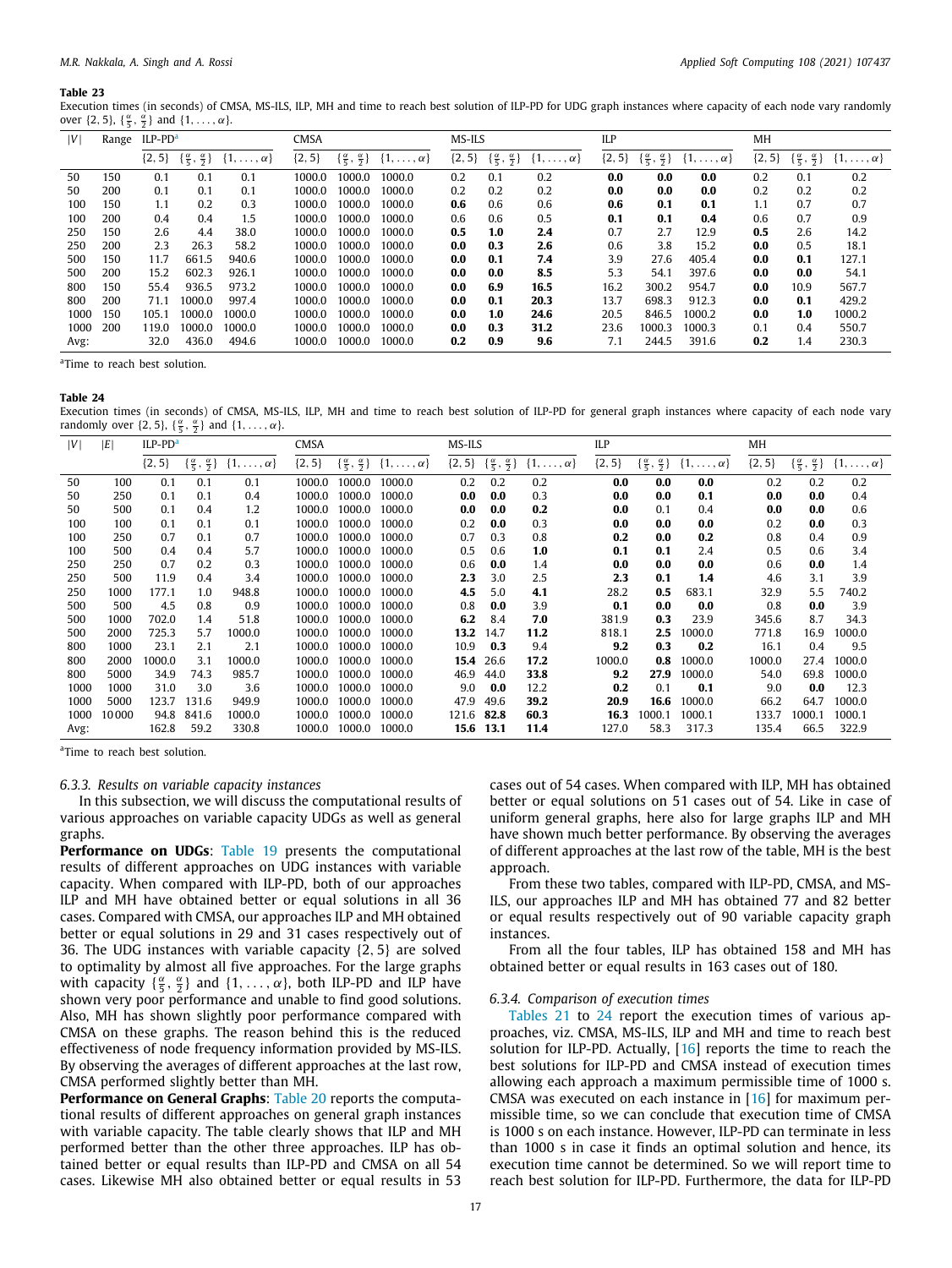**Table 23**
Execution times (in seconds) of CMSA, MS-ILS, ILP, MH and time to reach best solution of ILP-PD for UDG graph instances where capacity of each node vary randomly over $\{2, 5\}$, $\{\frac{\alpha}{5}, \frac{\alpha}{2}\}$ and $\{1, \ldots, \alpha\}$.

| $\lvert V\rvert$ | Range | ILP-PD[a] | | | CMSA | | | MS-ILS | | | ILP | | | MH | | |
|---|---|---|---|---|---|---|---|---|---|---|---|---|---|---|---|---|
| | | $\{2, 5\}$ | $\{\frac{\alpha}{5}, \frac{\alpha}{2}\}$ | $\{1, \ldots, \alpha\}$ | $\{2, 5\}$ | $\{\frac{\alpha}{5}, \frac{\alpha}{2}\}$ | $\{1, \ldots, \alpha\}$ | $\{2, 5\}$ | $\{\frac{\alpha}{5}, \frac{\alpha}{2}\}$ | $\{1, \ldots, \alpha\}$ | $\{2, 5\}$ | $\{\frac{\alpha}{5}, \frac{\alpha}{2}\}$ | $\{1, \ldots, \alpha\}$ | $\{2, 5\}$ | $\{\frac{\alpha}{5}, \frac{\alpha}{2}\}$ | $\{1, \ldots, \alpha\}$ |
| 50 | 150 | 0.1 | 0.1 | 0.1 | 1000.0 | 1000.0 | 1000.0 | 0.2 | 0.1 | 0.2 | **0.0** | **0.0** | **0.0** | 0.2 | 0.1 | 0.2 |
| 50 | 200 | 0.1 | 0.1 | 0.1 | 1000.0 | 1000.0 | 1000.0 | 0.2 | 0.2 | 0.2 | **0.0** | **0.0** | **0.0** | 0.2 | 0.2 | 0.2 |
| 100 | 150 | 1.1 | 0.2 | 0.3 | 1000.0 | 1000.0 | 1000.0 | **0.6** | 0.6 | 0.6 | **0.6** | **0.1** | **0.1** | 1.1 | 0.7 | 0.7 |
| 100 | 200 | 0.4 | 0.4 | 1.5 | 1000.0 | 1000.0 | 1000.0 | 0.6 | 0.6 | 0.5 | **0.1** | **0.1** | **0.4** | 0.6 | 0.7 | 0.9 |
| 250 | 150 | 2.6 | 4.4 | 38.0 | 1000.0 | 1000.0 | 1000.0 | **0.5** | **1.0** | **2.4** | 0.7 | 2.7 | 12.9 | **0.5** | 2.6 | 14.2 |
| 250 | 200 | 2.3 | 26.3 | 58.2 | 1000.0 | 1000.0 | 1000.0 | **0.0** | **0.3** | **2.6** | 0.6 | 3.8 | 15.2 | **0.0** | 0.5 | 18.1 |
| 500 | 150 | 11.7 | 661.5 | 940.6 | 1000.0 | 1000.0 | 1000.0 | **0.0** | **0.1** | **7.4** | 3.9 | 27.6 | 405.4 | **0.0** | **0.1** | 127.1 |
| 500 | 200 | 15.2 | 602.3 | 926.1 | 1000.0 | 1000.0 | 1000.0 | **0.0** | **0.0** | **8.5** | 5.3 | 54.1 | 397.6 | **0.0** | **0.0** | 54.1 |
| 800 | 150 | 55.4 | 936.5 | 973.2 | 1000.0 | 1000.0 | 1000.0 | **0.0** | **6.9** | **16.5** | 16.2 | 300.2 | 954.7 | **0.0** | 10.9 | 567.7 |
| 800 | 200 | 71.1 | 1000.0 | 997.4 | 1000.0 | 1000.0 | 1000.0 | **0.0** | **0.1** | **20.3** | 13.7 | 698.3 | 912.3 | **0.0** | **0.1** | 429.2 |
| 1000 | 150 | 105.1 | 1000.0 | 1000.0 | 1000.0 | 1000.0 | 1000.0 | **0.0** | **1.0** | **24.6** | 20.5 | 846.5 | 1000.2 | **0.0** | **1.0** | 1000.2 |
| 1000 | 200 | 119.0 | 1000.0 | 1000.0 | 1000.0 | 1000.0 | 1000.0 | **0.0** | **0.3** | **31.2** | 23.6 | 1000.3 | 1000.3 | 0.1 | 0.4 | 550.7 |
| Avg: | | 32.0 | 436.0 | 494.6 | 1000.0 | 1000.0 | 1000.0 | **0.2** | **0.9** | **9.6** | 7.1 | 244.5 | 391.6 | **0.2** | 1.4 | 230.3 |

[a]Time to reach best solution.

**Table 24**
Execution times (in seconds) of CMSA, MS-ILS, ILP, MH and time to reach best solution of ILP-PD for general graph instances where capacity of each node vary randomly over $\{2, 5\}$, $\{\frac{\alpha}{5}, \frac{\alpha}{2}\}$ and $\{1, \ldots, \alpha\}$.

| $\lvert V\rvert$ | $\lvert E\rvert$ | ILP-PD[a] | | | CMSA | | | MS-ILS | | | ILP | | | MH | | |
|---|---|---|---|---|---|---|---|---|---|---|---|---|---|---|---|---|
| | | $\{2, 5\}$ | $\{\frac{\alpha}{5}, \frac{\alpha}{2}\}$ | $\{1, \ldots, \alpha\}$ | $\{2, 5\}$ | $\{\frac{\alpha}{5}, \frac{\alpha}{2}\}$ | $\{1, \ldots, \alpha\}$ | $\{2, 5\}$ | $\{\frac{\alpha}{5}, \frac{\alpha}{2}\}$ | $\{1, \ldots, \alpha\}$ | $\{2, 5\}$ | $\{\frac{\alpha}{5}, \frac{\alpha}{2}\}$ | $\{1, \ldots, \alpha\}$ | $\{2, 5\}$ | $\{\frac{\alpha}{5}, \frac{\alpha}{2}\}$ | $\{1, \ldots, \alpha\}$ |
| 50 | 100 | 0.1 | 0.1 | 0.1 | 1000.0 | 1000.0 | 1000.0 | 0.2 | 0.2 | 0.2 | **0.0** | **0.0** | **0.0** | 0.2 | 0.2 | 0.2 |
| 50 | 250 | 0.1 | 0.1 | 0.4 | 1000.0 | 1000.0 | 1000.0 | **0.0** | **0.0** | 0.3 | **0.0** | **0.0** | **0.1** | **0.0** | **0.0** | 0.4 |
| 50 | 500 | 0.1 | 0.4 | 1.2 | 1000.0 | 1000.0 | 1000.0 | **0.0** | **0.0** | **0.2** | **0.0** | 0.1 | 0.4 | **0.0** | **0.0** | 0.6 |
| 100 | 100 | 0.1 | 0.1 | 0.1 | 1000.0 | 1000.0 | 1000.0 | 0.2 | **0.0** | 0.3 | **0.0** | **0.0** | **0.0** | 0.2 | **0.0** | 0.3 |
| 100 | 250 | 0.7 | 0.1 | 0.7 | 1000.0 | 1000.0 | 1000.0 | 0.7 | 0.3 | 0.8 | **0.2** | **0.0** | **0.2** | 0.8 | 0.4 | 0.9 |
| 100 | 500 | 0.4 | 0.4 | 5.7 | 1000.0 | 1000.0 | 1000.0 | 0.5 | 0.6 | **1.0** | **0.1** | **0.1** | 2.4 | 0.5 | 0.6 | 3.4 |
| 250 | 250 | 0.7 | 0.2 | 0.3 | 1000.0 | 1000.0 | 1000.0 | 0.6 | **0.0** | 1.4 | **0.0** | **0.0** | **0.0** | 0.6 | **0.0** | 1.4 |
| 250 | 500 | 11.9 | 0.4 | 3.4 | 1000.0 | 1000.0 | 1000.0 | **2.3** | 3.0 | 2.5 | **2.3** | **0.1** | **1.4** | 4.6 | 3.1 | 3.9 |
| 250 | 1000 | 177.1 | 1.0 | 948.8 | 1000.0 | 1000.0 | 1000.0 | **4.5** | 5.0 | **4.1** | 28.2 | **0.5** | 683.1 | 32.9 | 5.5 | 740.2 |
| 500 | 500 | 4.5 | 0.8 | 0.9 | 1000.0 | 1000.0 | 1000.0 | 0.8 | **0.0** | 3.9 | **0.1** | **0.0** | **0.0** | 0.8 | **0.0** | 3.9 |
| 500 | 1000 | 702.0 | 1.4 | 51.8 | 1000.0 | 1000.0 | 1000.0 | **6.2** | 8.4 | **7.0** | 381.9 | **0.3** | 23.9 | 345.6 | 8.7 | 34.3 |
| 500 | 2000 | 725.3 | 5.7 | 1000.0 | 1000.0 | 1000.0 | 1000.0 | **13.2** | 14.7 | **11.2** | 818.1 | **2.5** | 1000.0 | 771.8 | 16.9 | 1000.0 |
| 800 | 1000 | 23.1 | 2.1 | 2.1 | 1000.0 | 1000.0 | 1000.0 | 10.9 | **0.3** | 9.4 | **9.2** | **0.3** | **0.2** | 16.1 | 0.4 | 9.5 |
| 800 | 2000 | 1000.0 | 3.1 | 1000.0 | 1000.0 | 1000.0 | 1000.0 | **15.4** | 26.6 | **17.2** | 1000.0 | **0.8** | 1000.0 | 1000.0 | 27.4 | 1000.0 |
| 800 | 5000 | 34.9 | 74.3 | 985.7 | 1000.0 | 1000.0 | 1000.0 | 46.9 | 44.0 | **33.8** | **9.2** | **27.9** | 1000.0 | 54.0 | 69.8 | 1000.0 |
| 1000 | 1000 | 31.0 | 3.0 | 3.6 | 1000.0 | 1000.0 | 1000.0 | 9.0 | **0.0** | 12.2 | **0.2** | 0.1 | **0.1** | 9.0 | **0.0** | 12.3 |
| 1000 | 5000 | 123.7 | 131.6 | 949.9 | 1000.0 | 1000.0 | 1000.0 | 47.9 | 49.6 | **39.2** | **20.9** | **16.6** | 1000.0 | 66.2 | 64.7 | 1000.0 |
| 1000 | 10 000 | 94.8 | 841.6 | 1000.0 | 1000.0 | 1000.0 | 1000.0 | 121.6 | **82.8** | **60.3** | **16.3** | 1000.1 | 1000.1 | 133.7 | 1000.1 | 1000.1 |
| Avg: | | 162.8 | 59.2 | 330.8 | 1000.0 | 1000.0 | 1000.0 | **15.6** | **13.1** | **11.4** | 127.0 | 58.3 | 317.3 | 135.4 | 66.5 | 322.9 |

[a]Time to reach best solution.

#### 6.3.3. Results on variable capacity instances

In this subsection, we will discuss the computational results of various approaches on variable capacity UDGs as well as general graphs.

**Performance on UDGs**: Table 19 presents the computational results of different approaches on UDG instances with variable capacity. When compared with ILP-PD, both of our approaches ILP and MH have obtained better or equal solutions in all 36 cases. Compared with CMSA, our approaches ILP and MH obtained better or equal solutions in 29 and 31 cases respectively out of 36. The UDG instances with variable capacity $\{2, 5\}$ are solved to optimality by almost all five approaches. For the large graphs with capacity $\{\frac{\alpha}{5}, \frac{\alpha}{2}\}$ and $\{1, \ldots, \alpha\}$, both ILP-PD and ILP have shown very poor performance and unable to find good solutions. Also, MH has shown slightly poor performance compared with CMSA on these graphs. The reason behind this is the reduced effectiveness of node frequency information provided by MS-ILS. By observing the averages of different approaches at the last row, CMSA performed slightly better than MH.

**Performance on General Graphs**: Table 20 reports the computational results of different approaches on general graph instances with variable capacity. The table clearly shows that ILP and MH performed better than the other three approaches. ILP has obtained better or equal results than ILP-PD and CMSA on all 54 cases. Likewise MH also obtained better or equal results in 53 cases out of 54 cases. When compared with ILP, MH has obtained better or equal solutions on 51 cases out of 54. Like in case of uniform general graphs, here also for large graphs ILP and MH have shown much better performance. By observing the averages of different approaches at the last row of the table, MH is the best approach.

From these two tables, compared with ILP-PD, CMSA, and MS-ILS, our approaches ILP and MH has obtained 77 and 82 better or equal results respectively out of 90 variable capacity graph instances.

From all the four tables, ILP has obtained 158 and MH has obtained better or equal results in 163 cases out of 180.

#### 6.3.4. Comparison of execution times

Tables 21 to 24 report the execution times of various approaches, viz. CMSA, MS-ILS, ILP and MH and time to reach best solution for ILP-PD. Actually, [16] reports the time to reach the best solutions for ILP-PD and CMSA instead of execution times allowing each approach a maximum permissible time of 1000 s. CMSA was executed on each instance in [16] for maximum permissible time, so we can conclude that execution time of CMSA is 1000 s on each instance. However, ILP-PD can terminate in less than 1000 s in case it finds an optimal solution and hence, its execution time cannot be determined. So we will report time to reach best solution for ILP-PD. Furthermore, the data for ILP-PD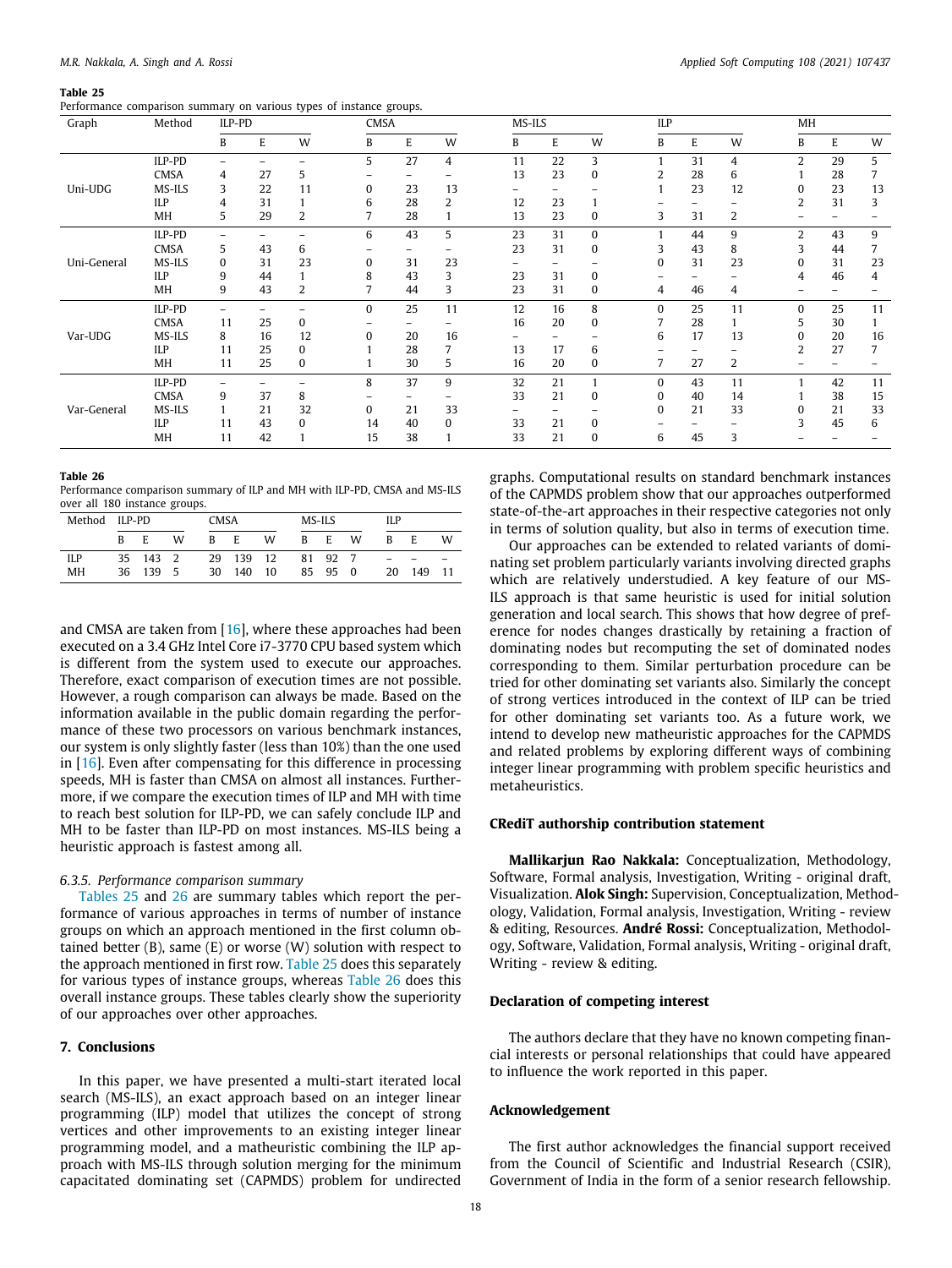**Table 25**
Performance comparison summary on various types of instance groups.

| Graph | Method | ILP-PD | | | CMSA | | | MS-ILS | | | ILP | | | MH | | |
|---|---|---|---|---|---|---|---|---|---|---|---|---|---|---|---|---|
| | | B | E | W | B | E | W | B | E | W | B | E | W | B | E | W |
| Uni-UDG | ILP-PD | – | – | – | 5 | 27 | 4 | 11 | 22 | 3 | 1 | 31 | 4 | 2 | 29 | 5 |
| | CMSA | 4 | 27 | 5 | – | – | – | 13 | 23 | 0 | 2 | 28 | 6 | 1 | 28 | 7 |
| | MS-ILS | 3 | 22 | 11 | 0 | 23 | 13 | – | – | – | 1 | 23 | 12 | 0 | 23 | 13 |
| | ILP | 4 | 31 | 1 | 6 | 28 | 2 | 12 | 23 | 1 | – | – | – | 2 | 31 | 3 |
| | MH | 5 | 29 | 2 | 7 | 28 | 1 | 13 | 23 | 0 | 3 | 31 | 2 | – | – | – |
| Uni-General | ILP-PD | – | – | – | 6 | 43 | 5 | 23 | 31 | 0 | 1 | 44 | 9 | 2 | 43 | 9 |
| | CMSA | 5 | 43 | 6 | – | – | – | 23 | 31 | 0 | 3 | 43 | 8 | 3 | 44 | 7 |
| | MS-ILS | 0 | 31 | 23 | 0 | 31 | 23 | – | – | – | 0 | 31 | 23 | 0 | 31 | 23 |
| | ILP | 9 | 44 | 1 | 8 | 43 | 3 | 23 | 31 | 0 | – | – | – | 4 | 46 | 4 |
| | MH | 9 | 43 | 2 | 7 | 44 | 3 | 23 | 31 | 0 | 4 | 46 | 4 | – | – | – |
| Var-UDG | ILP-PD | – | – | – | 0 | 25 | 11 | 12 | 16 | 8 | 0 | 25 | 11 | 0 | 25 | 11 |
| | CMSA | 11 | 25 | 0 | – | – | – | 16 | 20 | 0 | 7 | 28 | 1 | 5 | 30 | 1 |
| | MS-ILS | 8 | 16 | 12 | 0 | 20 | 16 | – | – | – | 6 | 17 | 13 | 0 | 20 | 16 |
| | ILP | 11 | 25 | 0 | 1 | 28 | 7 | 13 | 17 | 6 | – | – | – | 2 | 27 | 7 |
| | MH | 11 | 25 | 0 | 1 | 30 | 5 | 16 | 20 | 0 | 7 | 27 | 2 | – | – | – |
| Var-General | ILP-PD | – | – | – | 8 | 37 | 9 | 32 | 21 | 1 | 0 | 43 | 11 | 1 | 42 | 11 |
| | CMSA | 9 | 37 | 8 | – | – | – | 33 | 21 | 0 | 0 | 40 | 14 | 1 | 38 | 15 |
| | MS-ILS | 1 | 21 | 32 | 0 | 21 | 33 | – | – | – | 0 | 21 | 33 | 0 | 21 | 33 |
| | ILP | 11 | 43 | 0 | 14 | 40 | 0 | 33 | 21 | 0 | – | – | – | 3 | 45 | 6 |
| | MH | 11 | 42 | 1 | 15 | 38 | 1 | 33 | 21 | 0 | 6 | 45 | 3 | – | – | – |

**Table 26**
Performance comparison summary of ILP and MH with ILP-PD, CMSA and MS-ILS over all 180 instance groups.

| Method | ILP-PD | | | CMSA | | | MS-ILS | | | ILP | | |
|---|---|---|---|---|---|---|---|---|---|---|---|---|
| | B | E | W | B | E | W | B | E | W | B | E | W |
| ILP | 35 | 143 | 2 | 29 | 139 | 12 | 81 | 92 | 7 | – | – | – |
| MH | 36 | 139 | 5 | 30 | 140 | 10 | 85 | 95 | 0 | 20 | 149 | 11 |

and CMSA are taken from [16], where these approaches had been executed on a 3.4 GHz Intel Core i7-3770 CPU based system which is different from the system used to execute our approaches. Therefore, exact comparison of execution times are not possible. However, a rough comparison can always be made. Based on the information available in the public domain regarding the performance of these two processors on various benchmark instances, our system is only slightly faster (less than 10%) than the one used in [16]. Even after compensating for this difference in processing speeds, MH is faster than CMSA on almost all instances. Furthermore, if we compare the execution times of ILP and MH with time to reach best solution for ILP-PD, we can safely conclude ILP and MH to be faster than ILP-PD on most instances. MS-ILS being a heuristic approach is fastest among all.

*6.3.5. Performance comparison summary*

Tables 25 and 26 are summary tables which report the performance of various approaches in terms of number of instance groups on which an approach mentioned in the first column obtained better (B), same (E) or worse (W) solution with respect to the approach mentioned in first row. Table 25 does this separately for various types of instance groups, whereas Table 26 does this overall instance groups. These tables clearly show the superiority of our approaches over other approaches.

## 7. Conclusions

In this paper, we have presented a multi-start iterated local search (MS-ILS), an exact approach based on an integer linear programming (ILP) model that utilizes the concept of strong vertices and other improvements to an existing integer linear programming model, and a matheuristic combining the ILP approach with MS-ILS through solution merging for the minimum capacitated dominating set (CAPMDS) problem for undirected graphs. Computational results on standard benchmark instances of the CAPMDS problem show that our approaches outperformed state-of-the-art approaches in their respective categories not only in terms of solution quality, but also in terms of execution time.

Our approaches can be extended to related variants of dominating set problem particularly variants involving directed graphs which are relatively understudied. A key feature of our MS-ILS approach is that same heuristic is used for initial solution generation and local search. This shows that how degree of preference for nodes changes drastically by retaining a fraction of dominating nodes but recomputing the set of dominated nodes corresponding to them. Similar perturbation procedure can be tried for other dominating set variants also. Similarly the concept of strong vertices introduced in the context of ILP can be tried for other dominating set variants too. As a future work, we intend to develop new matheuristic approaches for the CAPMDS and related problems by exploring different ways of combining integer linear programming with problem specific heuristics and metaheuristics.

## CRediT authorship contribution statement

**Mallikarjun Rao Nakkala:** Conceptualization, Methodology, Software, Formal analysis, Investigation, Writing - original draft, Visualization. **Alok Singh:** Supervision, Conceptualization, Methodology, Validation, Formal analysis, Investigation, Writing - review & editing, Resources. **André Rossi:** Conceptualization, Methodology, Software, Validation, Formal analysis, Writing - original draft, Writing - review & editing.

## Declaration of competing interest

The authors declare that they have no known competing financial interests or personal relationships that could have appeared to influence the work reported in this paper.

## Acknowledgement

The first author acknowledges the financial support received from the Council of Scientific and Industrial Research (CSIR), Government of India in the form of a senior research fellowship.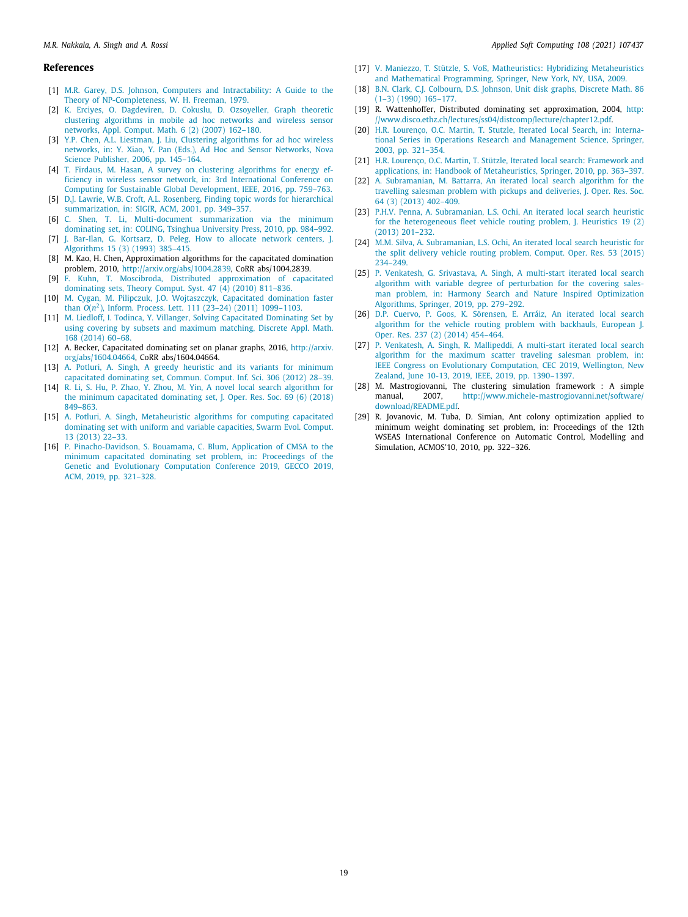## References

[1] M.R. Garey, D.S. Johnson, Computers and Intractability: A Guide to the Theory of NP-Completeness, W. H. Freeman, 1979.

[2] K. Erciyes, O. Dagdeviren, D. Cokuslu, D. Ozsoyeller, Graph theoretic clustering algorithms in mobile ad hoc networks and wireless sensor networks, Appl. Comput. Math. 6 (2) (2007) 162–180.

[3] Y.P. Chen, A.L. Liestman, J. Liu, Clustering algorithms for ad hoc wireless networks, in: Y. Xiao, Y. Pan (Eds.), Ad Hoc and Sensor Networks, Nova Science Publisher, 2006, pp. 145–164.

[4] T. Firdaus, M. Hasan, A survey on clustering algorithms for energy efficiency in wireless sensor network, in: 3rd International Conference on Computing for Sustainable Global Development, IEEE, 2016, pp. 759–763.

[5] D.J. Lawrie, W.B. Croft, A.L. Rosenberg, Finding topic words for hierarchical summarization, in: SIGIR, ACM, 2001, pp. 349–357.

[6] C. Shen, T. Li, Multi-document summarization via the minimum dominating set, in: COLING, Tsinghua University Press, 2010, pp. 984–992.

[7] J. Bar-Ilan, G. Kortsarz, D. Peleg, How to allocate network centers, J. Algorithms 15 (3) (1993) 385–415.

[8] M. Kao, H. Chen, Approximation algorithms for the capacitated domination problem, 2010, http://arxiv.org/abs/1004.2839, CoRR abs/1004.2839.

[9] F. Kuhn, T. Moscibroda, Distributed approximation of capacitated dominating sets, Theory Comput. Syst. 47 (4) (2010) 811–836.

[10] M. Cygan, M. Pilipczuk, J.O. Wojtaszczyk, Capacitated domination faster than $O(n^2)$, Inform. Process. Lett. 111 (23–24) (2011) 1099–1103.

[11] M. Liedloff, I. Todinca, Y. Villanger, Solving Capacitated Dominating Set by using covering by subsets and maximum matching, Discrete Appl. Math. 168 (2014) 60–68.

[12] A. Becker, Capacitated dominating set on planar graphs, 2016, http://arxiv.org/abs/1604.04664, CoRR abs/1604.04664.

[13] A. Potluri, A. Singh, A greedy heuristic and its variants for minimum capacitated dominating set, Commun. Comput. Inf. Sci. 306 (2012) 28–39.

[14] R. Li, S. Hu, P. Zhao, Y. Zhou, M. Yin, A novel local search algorithm for the minimum capacitated dominating set, J. Oper. Res. Soc. 69 (6) (2018) 849–863.

[15] A. Potluri, A. Singh, Metaheuristic algorithms for computing capacitated dominating set with uniform and variable capacities, Swarm Evol. Comput. 13 (2013) 22–33.

[16] P. Pinacho-Davidson, S. Bouamama, C. Blum, Application of CMSA to the minimum capacitated dominating set problem, in: Proceedings of the Genetic and Evolutionary Computation Conference 2019, GECCO 2019, ACM, 2019, pp. 321–328.

[17] V. Maniezzo, T. Stützle, S. Voß, Matheuristics: Hybridizing Metaheuristics and Mathematical Programming, Springer, New York, NY, USA, 2009.

[18] B.N. Clark, C.J. Colbourn, D.S. Johnson, Unit disk graphs, Discrete Math. 86 (1–3) (1990) 165–177.

[19] R. Wattenhoffer, Distributed dominating set approximation, 2004, http://www.disco.ethz.ch/lectures/ss04/distcomp/lecture/chapter12.pdf.

[20] H.R. Lourenço, O.C. Martin, T. Stutzle, Iterated Local Search, in: International Series in Operations Research and Management Science, Springer, 2003, pp. 321–354.

[21] H.R. Lourenço, O.C. Martin, T. Stützle, Iterated local search: Framework and applications, in: Handbook of Metaheuristics, Springer, 2010, pp. 363–397.

[22] A. Subramanian, M. Battarra, An iterated local search algorithm for the travelling salesman problem with pickups and deliveries, J. Oper. Res. Soc. 64 (3) (2013) 402–409.

[23] P.H.V. Penna, A. Subramanian, L.S. Ochi, An iterated local search heuristic for the heterogeneous fleet vehicle routing problem, J. Heuristics 19 (2) (2013) 201–232.

[24] M.M. Silva, A. Subramanian, L.S. Ochi, An iterated local search heuristic for the split delivery vehicle routing problem, Comput. Oper. Res. 53 (2015) 234–249.

[25] P. Venkatesh, G. Srivastava, A. Singh, A multi-start iterated local search algorithm with variable degree of perturbation for the covering salesman problem, in: Harmony Search and Nature Inspired Optimization Algorithms, Springer, 2019, pp. 279–292.

[26] D.P. Cuervo, P. Goos, K. Sörensen, E. Arráiz, An iterated local search algorithm for the vehicle routing problem with backhauls, European J. Oper. Res. 237 (2) (2014) 454–464.

[27] P. Venkatesh, A. Singh, R. Mallipeddi, A multi-start iterated local search algorithm for the maximum scatter traveling salesman problem, in: IEEE Congress on Evolutionary Computation, CEC 2019, Wellington, New Zealand, June 10-13, 2019, IEEE, 2019, pp. 1390–1397.

[28] M. Mastrogiovanni, The clustering simulation framework : A simple manual, 2007, http://www.michele-mastrogiovanni.net/software/download/README.pdf.

[29] R. Jovanovic, M. Tuba, D. Simian, Ant colony optimization applied to minimum weight dominating set problem, in: Proceedings of the 12th WSEAS International Conference on Automatic Control, Modelling and Simulation, ACMOS'10, 2010, pp. 322–326.